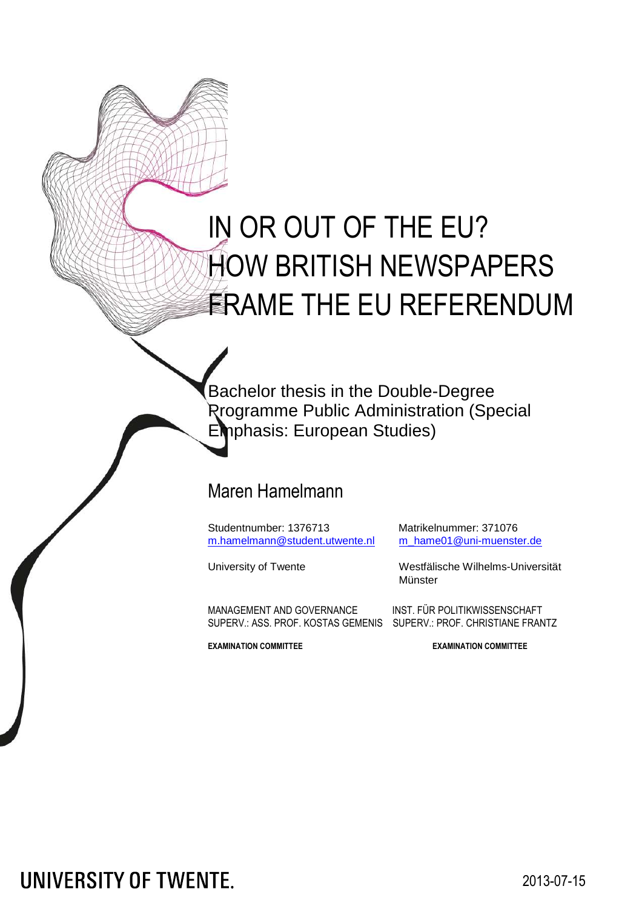# IN OR OUT OF THE EU? HOW BRITISH NEWSPAPERS FRAME THE EU REFERENDUM

Bachelor thesis in the Double-Degree Programme Public Administration (Special Emphasis: European Studies)

## Maren Hamelmann

Studentnumber: 1376713
m.hamelmann@student.utwente.nl

University of Twente

MANAGEMENT AND GOVERNANCE
SUPERV.: ASS. PROF. KOSTAS GEMENIS

**EXAMINATION COMMITTEE**

Matrikelnummer: 371076
m_hame01@uni-muenster.de

Westfälische Wilhelms-Universität Münster

INST. FÜR POLITIKWISSENSCHAFT
SUPERV.: PROF. CHRISTIANE FRANTZ

**EXAMINATION COMMITTEE**

UNIVERSITY OF TWENTE.

2013-07-15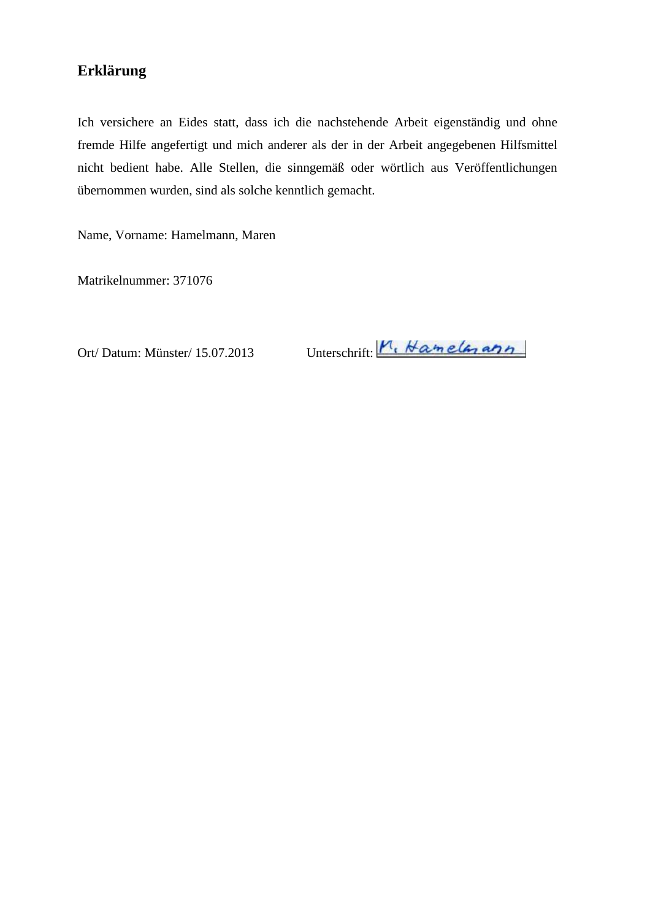# Erklärung

Ich versichere an Eides statt, dass ich die nachstehende Arbeit eigenständig und ohne fremde Hilfe angefertigt und mich anderer als der in der Arbeit angegebenen Hilfsmittel nicht bedient habe. Alle Stellen, die sinngemäß oder wörtlich aus Veröffentlichungen übernommen wurden, sind als solche kenntlich gemacht.

Name, Vorname: Hamelmann, Maren

Matrikelnummer: 371076

Ort/ Datum: Münster/ 15.07.2013 Unterschrift: M. Hamelmann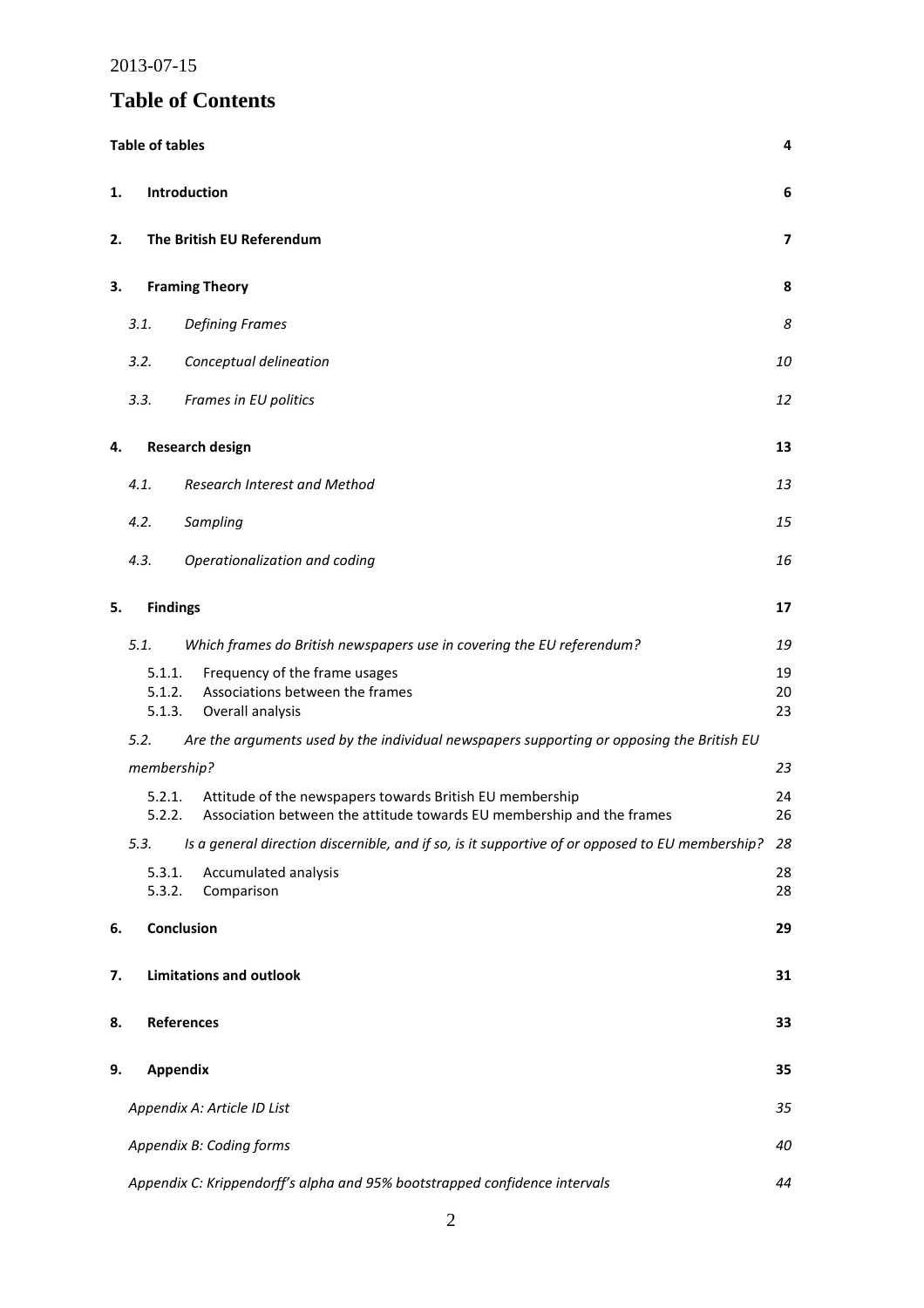2013-07-15

# Table of Contents

| | | |
|---|---|---|
| **Table of tables** | | **4** |
| **1.** | **Introduction** | **6** |
| **2.** | **The British EU Referendum** | **7** |
| **3.** | **Framing Theory** | **8** |
| *3.1.* | *Defining Frames* | *8* |
| *3.2.* | *Conceptual delineation* | *10* |
| *3.3.* | *Frames in EU politics* | *12* |
| **4.** | **Research design** | **13** |
| *4.1.* | *Research Interest and Method* | *13* |
| *4.2.* | *Sampling* | *15* |
| *4.3.* | *Operationalization and coding* | *16* |
| **5.** | **Findings** | **17** |
| *5.1.* | *Which frames do British newspapers use in covering the EU referendum?* | *19* |
| 5.1.1. | Frequency of the frame usages | 19 |
| 5.1.2. | Associations between the frames | 20 |
| 5.1.3. | Overall analysis | 23 |
| *5.2.* | *Are the arguments used by the individual newspapers supporting or opposing the British EU membership?* | *23* |
| 5.2.1. | Attitude of the newspapers towards British EU membership | 24 |
| 5.2.2. | Association between the attitude towards EU membership and the frames | 26 |
| *5.3.* | *Is a general direction discernible, and if so, is it supportive of or opposed to EU membership?* | *28* |
| 5.3.1. | Accumulated analysis | 28 |
| 5.3.2. | Comparison | 28 |
| **6.** | **Conclusion** | **29** |
| **7.** | **Limitations and outlook** | **31** |
| **8.** | **References** | **33** |
| **9.** | **Appendix** | **35** |
| | *Appendix A: Article ID List* | *35* |
| | *Appendix B: Coding forms* | *40* |
| | *Appendix C: Krippendorff's alpha and 95% bootstrapped confidence intervals* | *44* |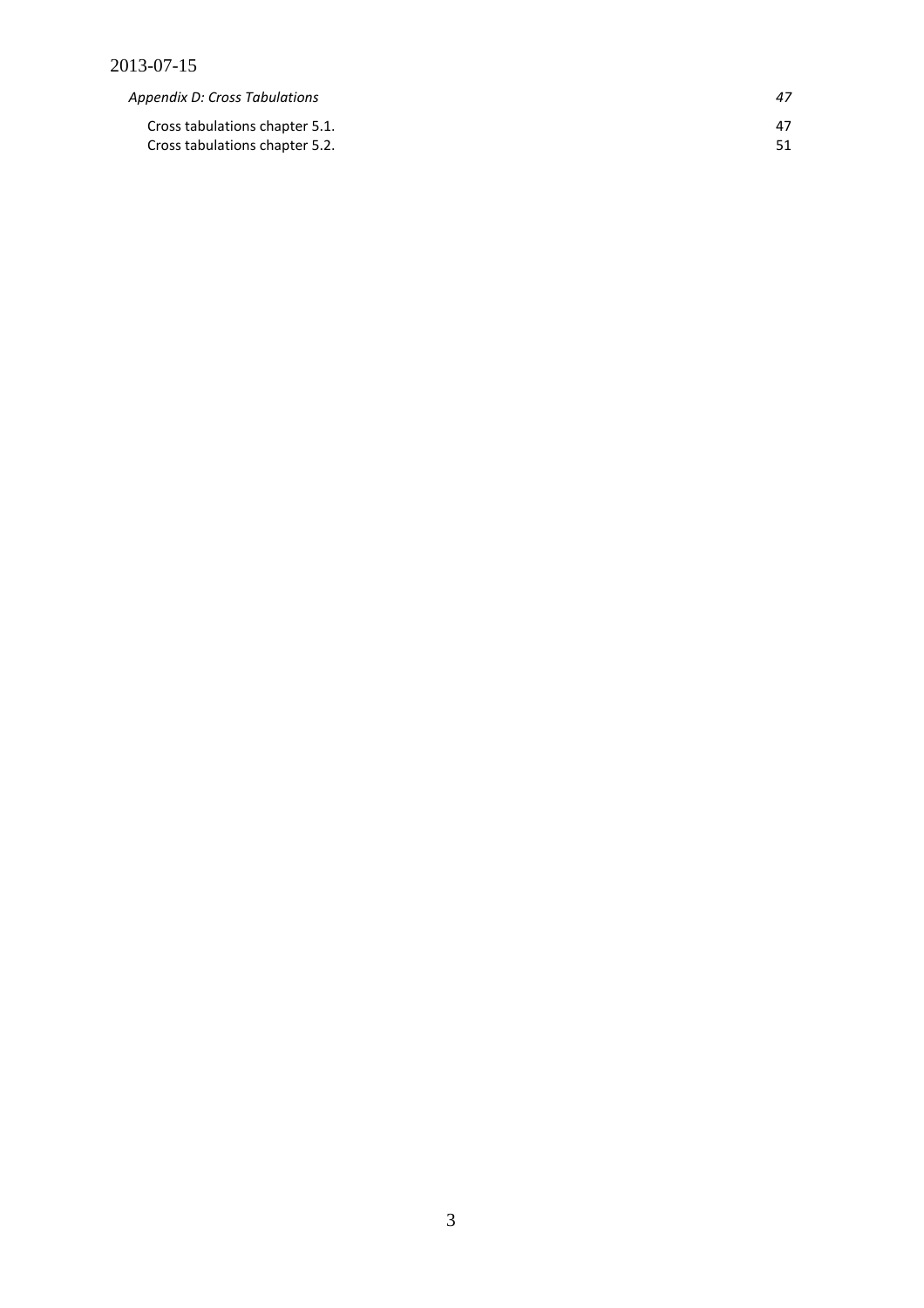*Appendix D: Cross Tabulations* 47

Cross tabulations chapter 5.1. 47

Cross tabulations chapter 5.2. 51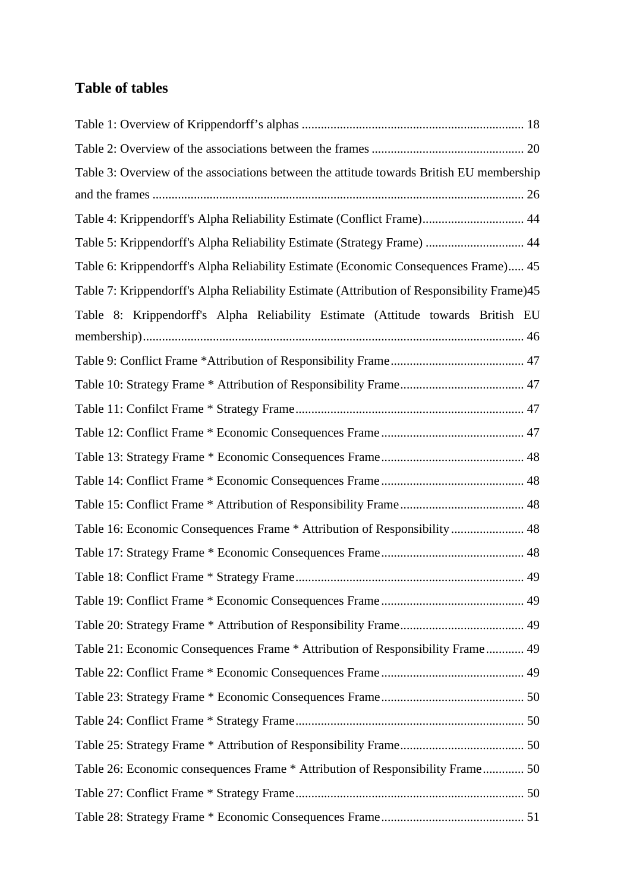## Table of tables

Table 1: Overview of Krippendorff's alphas ..................................................................... 18

Table 2: Overview of the associations between the frames ................................................ 20

Table 3: Overview of the associations between the attitude towards British EU membership and the frames ..................................................................................................................... 26

Table 4: Krippendorff's Alpha Reliability Estimate (Conflict Frame)................................ 44

Table 5: Krippendorff's Alpha Reliability Estimate (Strategy Frame) ............................... 44

Table 6: Krippendorff's Alpha Reliability Estimate (Economic Consequences Frame)..... 45

Table 7: Krippendorff's Alpha Reliability Estimate (Attribution of Responsibility Frame)45

Table 8: Krippendorff's Alpha Reliability Estimate (Attitude towards British EU membership)........................................................................................................................ 46

Table 9: Conflict Frame *Attribution of Responsibility Frame.......................................... 47

Table 10: Strategy Frame * Attribution of Responsibility Frame....................................... 47

Table 11: Confilct Frame * Strategy Frame........................................................................ 47

Table 12: Conflict Frame * Economic Consequences Frame ............................................. 47

Table 13: Strategy Frame * Economic Consequences Frame............................................. 48

Table 14: Conflict Frame * Economic Consequences Frame ............................................. 48

Table 15: Conflict Frame * Attribution of Responsibility Frame....................................... 48

Table 16: Economic Consequences Frame * Attribution of Responsibility ....................... 48

Table 17: Strategy Frame * Economic Consequences Frame............................................. 48

Table 18: Conflict Frame * Strategy Frame........................................................................ 49

Table 19: Conflict Frame * Economic Consequences Frame ............................................. 49

Table 20: Strategy Frame * Attribution of Responsibility Frame....................................... 49

Table 21: Economic Consequences Frame * Attribution of Responsibility Frame............ 49

Table 22: Conflict Frame * Economic Consequences Frame ............................................. 49

Table 23: Strategy Frame * Economic Consequences Frame............................................. 50

Table 24: Conflict Frame * Strategy Frame........................................................................ 50

Table 25: Strategy Frame * Attribution of Responsibility Frame....................................... 50

Table 26: Economic consequences Frame * Attribution of Responsibility Frame............. 50

Table 27: Conflict Frame * Strategy Frame........................................................................ 50

Table 28: Strategy Frame * Economic Consequences Frame............................................. 51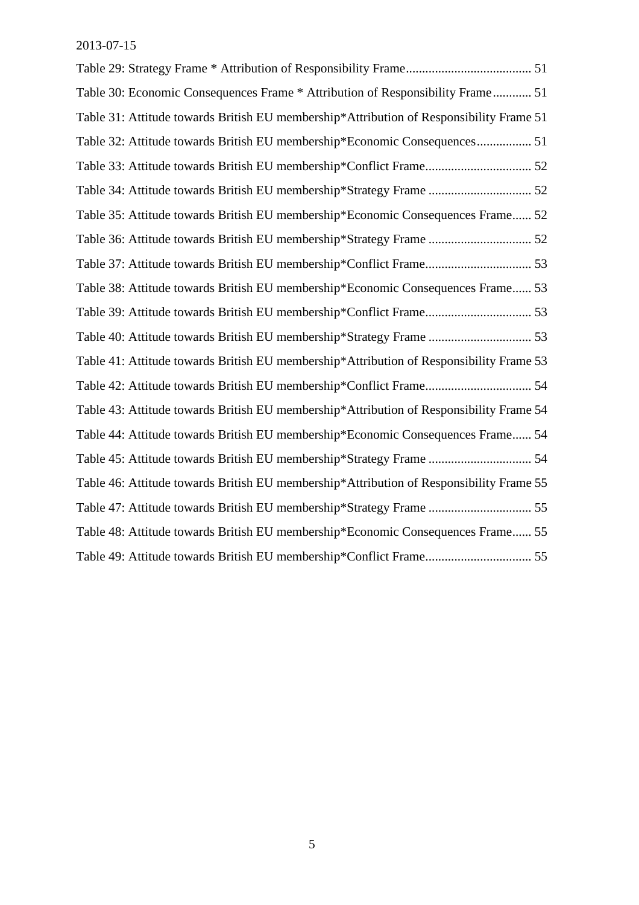Table 29: Strategy Frame * Attribution of Responsibility Frame....................................... 51

Table 30: Economic Consequences Frame * Attribution of Responsibility Frame............ 51

Table 31: Attitude towards British EU membership*Attribution of Responsibility Frame 51

Table 32: Attitude towards British EU membership*Economic Consequences................. 51

Table 33: Attitude towards British EU membership*Conflict Frame................................. 52

Table 34: Attitude towards British EU membership*Strategy Frame ................................ 52

Table 35: Attitude towards British EU membership*Economic Consequences Frame...... 52

Table 36: Attitude towards British EU membership*Strategy Frame ................................ 52

Table 37: Attitude towards British EU membership*Conflict Frame................................. 53

Table 38: Attitude towards British EU membership*Economic Consequences Frame...... 53

Table 39: Attitude towards British EU membership*Conflict Frame................................. 53

Table 40: Attitude towards British EU membership*Strategy Frame ................................ 53

Table 41: Attitude towards British EU membership*Attribution of Responsibility Frame 53

Table 42: Attitude towards British EU membership*Conflict Frame................................. 54

Table 43: Attitude towards British EU membership*Attribution of Responsibility Frame 54

Table 44: Attitude towards British EU membership*Economic Consequences Frame...... 54

Table 45: Attitude towards British EU membership*Strategy Frame ................................ 54

Table 46: Attitude towards British EU membership*Attribution of Responsibility Frame 55

Table 47: Attitude towards British EU membership*Strategy Frame ................................ 55

Table 48: Attitude towards British EU membership*Economic Consequences Frame...... 55

Table 49: Attitude towards British EU membership*Conflict Frame................................. 55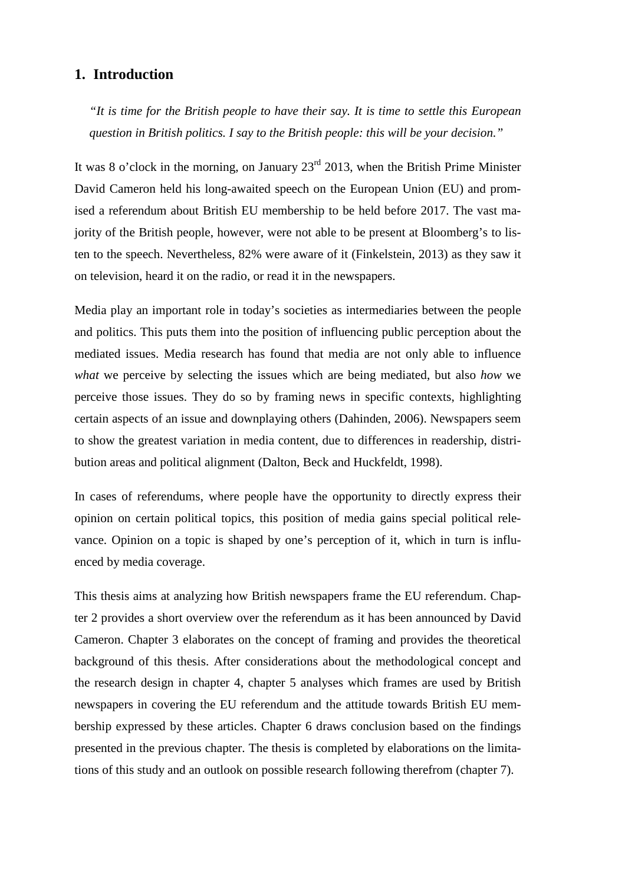## 1. Introduction

> *"It is time for the British people to have their say. It is time to settle this European question in British politics. I say to the British people: this will be your decision."*

It was 8 o'clock in the morning, on January 23rd 2013, when the British Prime Minister David Cameron held his long-awaited speech on the European Union (EU) and promised a referendum about British EU membership to be held before 2017. The vast majority of the British people, however, were not able to be present at Bloomberg's to listen to the speech. Nevertheless, 82% were aware of it (Finkelstein, 2013) as they saw it on television, heard it on the radio, or read it in the newspapers.

Media play an important role in today's societies as intermediaries between the people and politics. This puts them into the position of influencing public perception about the mediated issues. Media research has found that media are not only able to influence *what* we perceive by selecting the issues which are being mediated, but also *how* we perceive those issues. They do so by framing news in specific contexts, highlighting certain aspects of an issue and downplaying others (Dahinden, 2006). Newspapers seem to show the greatest variation in media content, due to differences in readership, distribution areas and political alignment (Dalton, Beck and Huckfeldt, 1998).

In cases of referendums, where people have the opportunity to directly express their opinion on certain political topics, this position of media gains special political relevance. Opinion on a topic is shaped by one's perception of it, which in turn is influenced by media coverage.

This thesis aims at analyzing how British newspapers frame the EU referendum. Chapter 2 provides a short overview over the referendum as it has been announced by David Cameron. Chapter 3 elaborates on the concept of framing and provides the theoretical background of this thesis. After considerations about the methodological concept and the research design in chapter 4, chapter 5 analyses which frames are used by British newspapers in covering the EU referendum and the attitude towards British EU membership expressed by these articles. Chapter 6 draws conclusion based on the findings presented in the previous chapter. The thesis is completed by elaborations on the limitations of this study and an outlook on possible research following therefrom (chapter 7).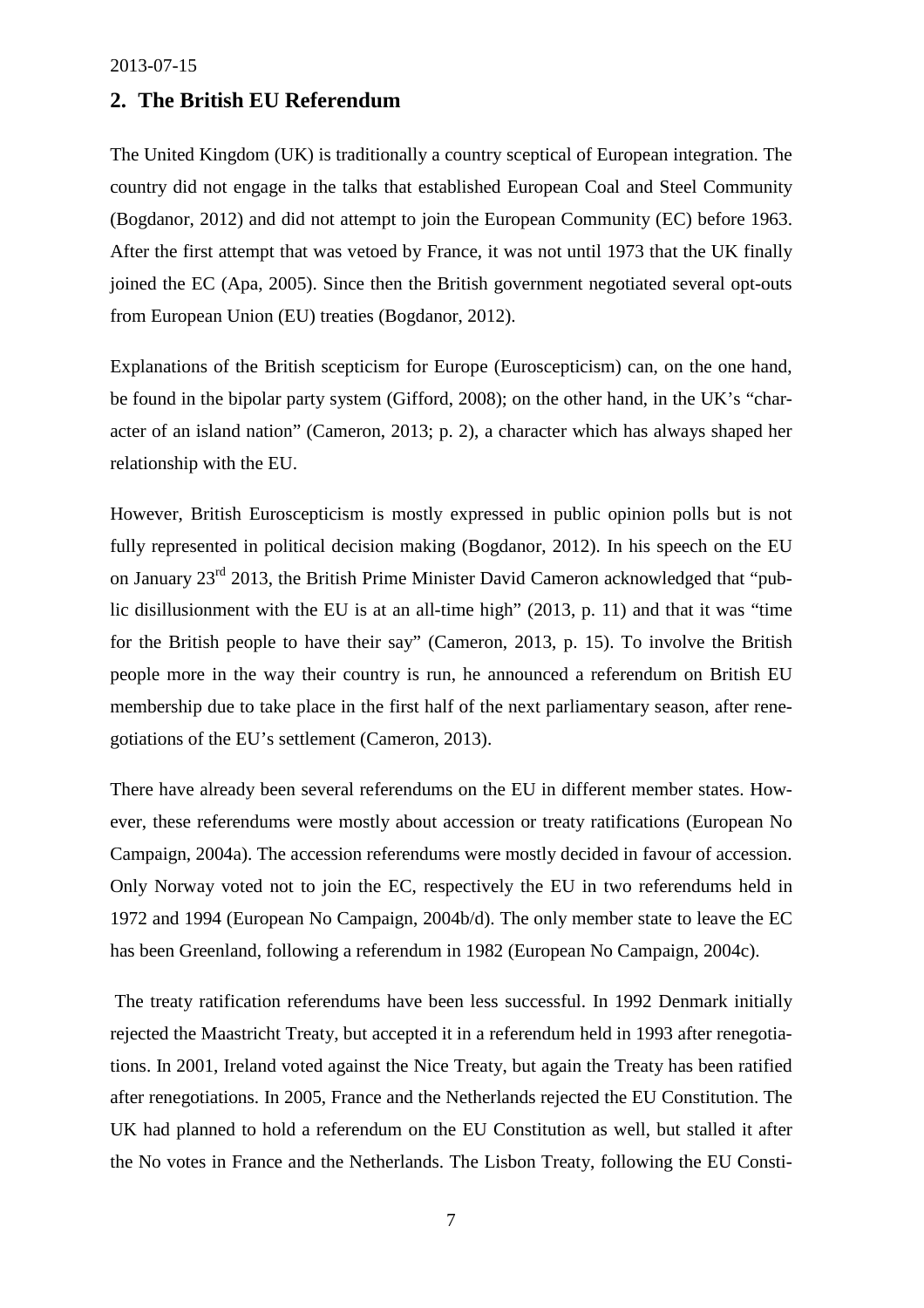## 2. The British EU Referendum

The United Kingdom (UK) is traditionally a country sceptical of European integration. The country did not engage in the talks that established European Coal and Steel Community (Bogdanor, 2012) and did not attempt to join the European Community (EC) before 1963. After the first attempt that was vetoed by France, it was not until 1973 that the UK finally joined the EC (Apa, 2005). Since then the British government negotiated several opt-outs from European Union (EU) treaties (Bogdanor, 2012).

Explanations of the British scepticism for Europe (Euroscepticism) can, on the one hand, be found in the bipolar party system (Gifford, 2008); on the other hand, in the UK's "character of an island nation" (Cameron, 2013; p. 2), a character which has always shaped her relationship with the EU.

However, British Euroscepticism is mostly expressed in public opinion polls but is not fully represented in political decision making (Bogdanor, 2012). In his speech on the EU on January 23rd 2013, the British Prime Minister David Cameron acknowledged that "public disillusionment with the EU is at an all-time high" (2013, p. 11) and that it was "time for the British people to have their say" (Cameron, 2013, p. 15). To involve the British people more in the way their country is run, he announced a referendum on British EU membership due to take place in the first half of the next parliamentary season, after renegotiations of the EU's settlement (Cameron, 2013).

There have already been several referendums on the EU in different member states. However, these referendums were mostly about accession or treaty ratifications (European No Campaign, 2004a). The accession referendums were mostly decided in favour of accession. Only Norway voted not to join the EC, respectively the EU in two referendums held in 1972 and 1994 (European No Campaign, 2004b/d). The only member state to leave the EC has been Greenland, following a referendum in 1982 (European No Campaign, 2004c).

The treaty ratification referendums have been less successful. In 1992 Denmark initially rejected the Maastricht Treaty, but accepted it in a referendum held in 1993 after renegotiations. In 2001, Ireland voted against the Nice Treaty, but again the Treaty has been ratified after renegotiations. In 2005, France and the Netherlands rejected the EU Constitution. The UK had planned to hold a referendum on the EU Constitution as well, but stalled it after the No votes in France and the Netherlands. The Lisbon Treaty, following the EU Consti-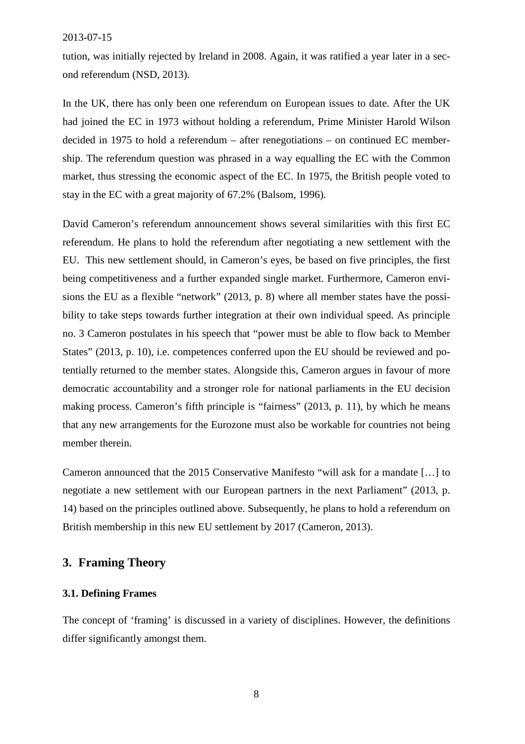tution, was initially rejected by Ireland in 2008. Again, it was ratified a year later in a second referendum (NSD, 2013).

In the UK, there has only been one referendum on European issues to date. After the UK had joined the EC in 1973 without holding a referendum, Prime Minister Harold Wilson decided in 1975 to hold a referendum – after renegotiations – on continued EC membership. The referendum question was phrased in a way equalling the EC with the Common market, thus stressing the economic aspect of the EC. In 1975, the British people voted to stay in the EC with a great majority of 67.2% (Balsom, 1996).

David Cameron's referendum announcement shows several similarities with this first EC referendum. He plans to hold the referendum after negotiating a new settlement with the EU. This new settlement should, in Cameron's eyes, be based on five principles, the first being competitiveness and a further expanded single market. Furthermore, Cameron envisions the EU as a flexible "network" (2013, p. 8) where all member states have the possibility to take steps towards further integration at their own individual speed. As principle no. 3 Cameron postulates in his speech that "power must be able to flow back to Member States" (2013, p. 10), i.e. competences conferred upon the EU should be reviewed and potentially returned to the member states. Alongside this, Cameron argues in favour of more democratic accountability and a stronger role for national parliaments in the EU decision making process. Cameron's fifth principle is "fairness" (2013, p. 11), by which he means that any new arrangements for the Eurozone must also be workable for countries not being member therein.

Cameron announced that the 2015 Conservative Manifesto "will ask for a mandate […] to negotiate a new settlement with our European partners in the next Parliament" (2013, p. 14) based on the principles outlined above. Subsequently, he plans to hold a referendum on British membership in this new EU settlement by 2017 (Cameron, 2013).

## 3. Framing Theory

### 3.1. Defining Frames

The concept of 'framing' is discussed in a variety of disciplines. However, the definitions differ significantly amongst them.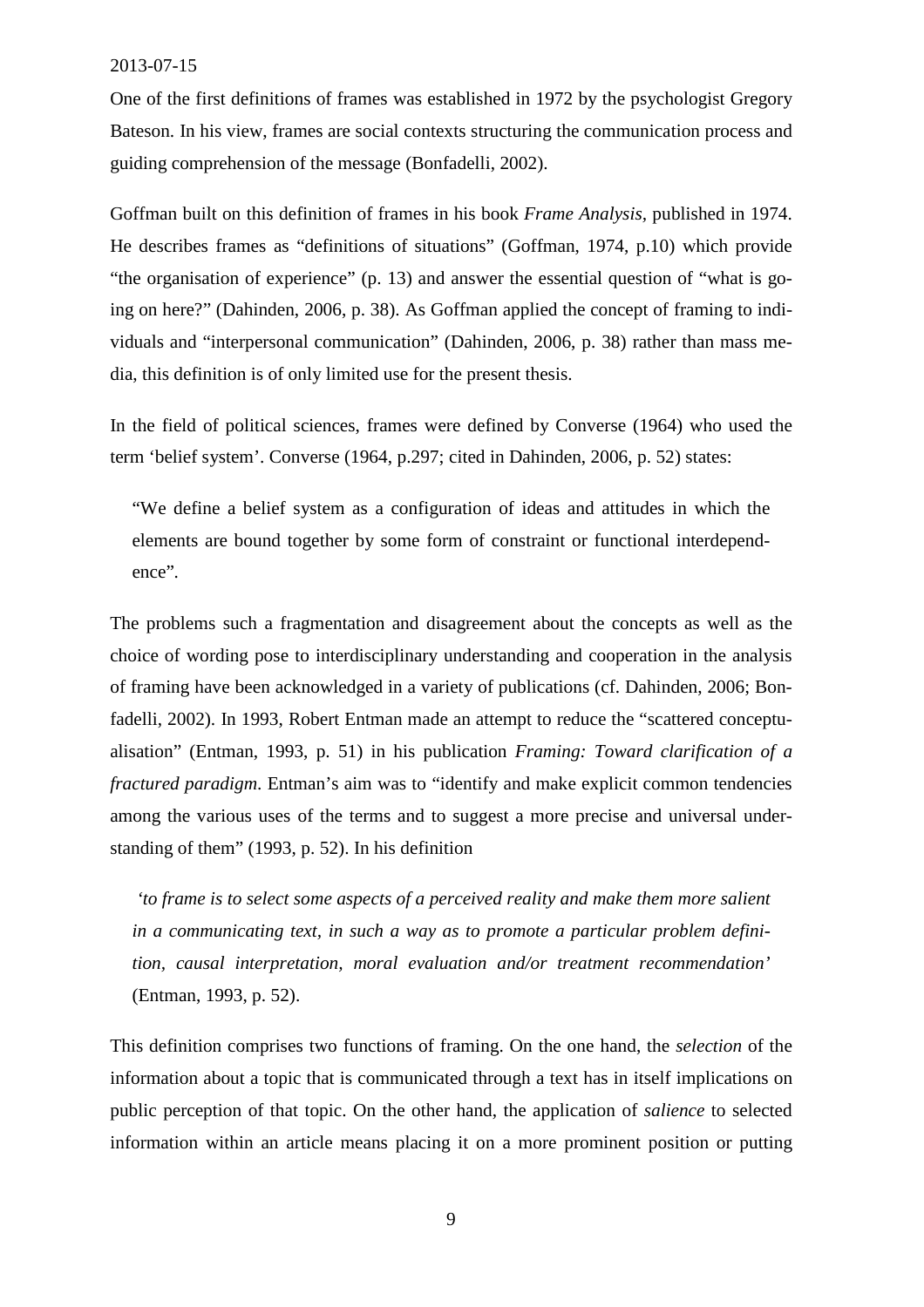One of the first definitions of frames was established in 1972 by the psychologist Gregory Bateson. In his view, frames are social contexts structuring the communication process and guiding comprehension of the message (Bonfadelli, 2002).

Goffman built on this definition of frames in his book *Frame Analysis*, published in 1974. He describes frames as "definitions of situations" (Goffman, 1974, p.10) which provide "the organisation of experience" (p. 13) and answer the essential question of "what is going on here?" (Dahinden, 2006, p. 38). As Goffman applied the concept of framing to individuals and "interpersonal communication" (Dahinden, 2006, p. 38) rather than mass media, this definition is of only limited use for the present thesis.

In the field of political sciences, frames were defined by Converse (1964) who used the term 'belief system'. Converse (1964, p.297; cited in Dahinden, 2006, p. 52) states:

> "We define a belief system as a configuration of ideas and attitudes in which the elements are bound together by some form of constraint or functional interdependence".

The problems such a fragmentation and disagreement about the concepts as well as the choice of wording pose to interdisciplinary understanding and cooperation in the analysis of framing have been acknowledged in a variety of publications (cf. Dahinden, 2006; Bonfadelli, 2002). In 1993, Robert Entman made an attempt to reduce the "scattered conceptualisation" (Entman, 1993, p. 51) in his publication *Framing: Toward clarification of a fractured paradigm*. Entman's aim was to "identify and make explicit common tendencies among the various uses of the terms and to suggest a more precise and universal understanding of them" (1993, p. 52). In his definition

> '*to frame is to select some aspects of a perceived reality and make them more salient in a communicating text, in such a way as to promote a particular problem definition, causal interpretation, moral evaluation and/or treatment recommendation*' (Entman, 1993, p. 52).

This definition comprises two functions of framing. On the one hand, the *selection* of the information about a topic that is communicated through a text has in itself implications on public perception of that topic. On the other hand, the application of *salience* to selected information within an article means placing it on a more prominent position or putting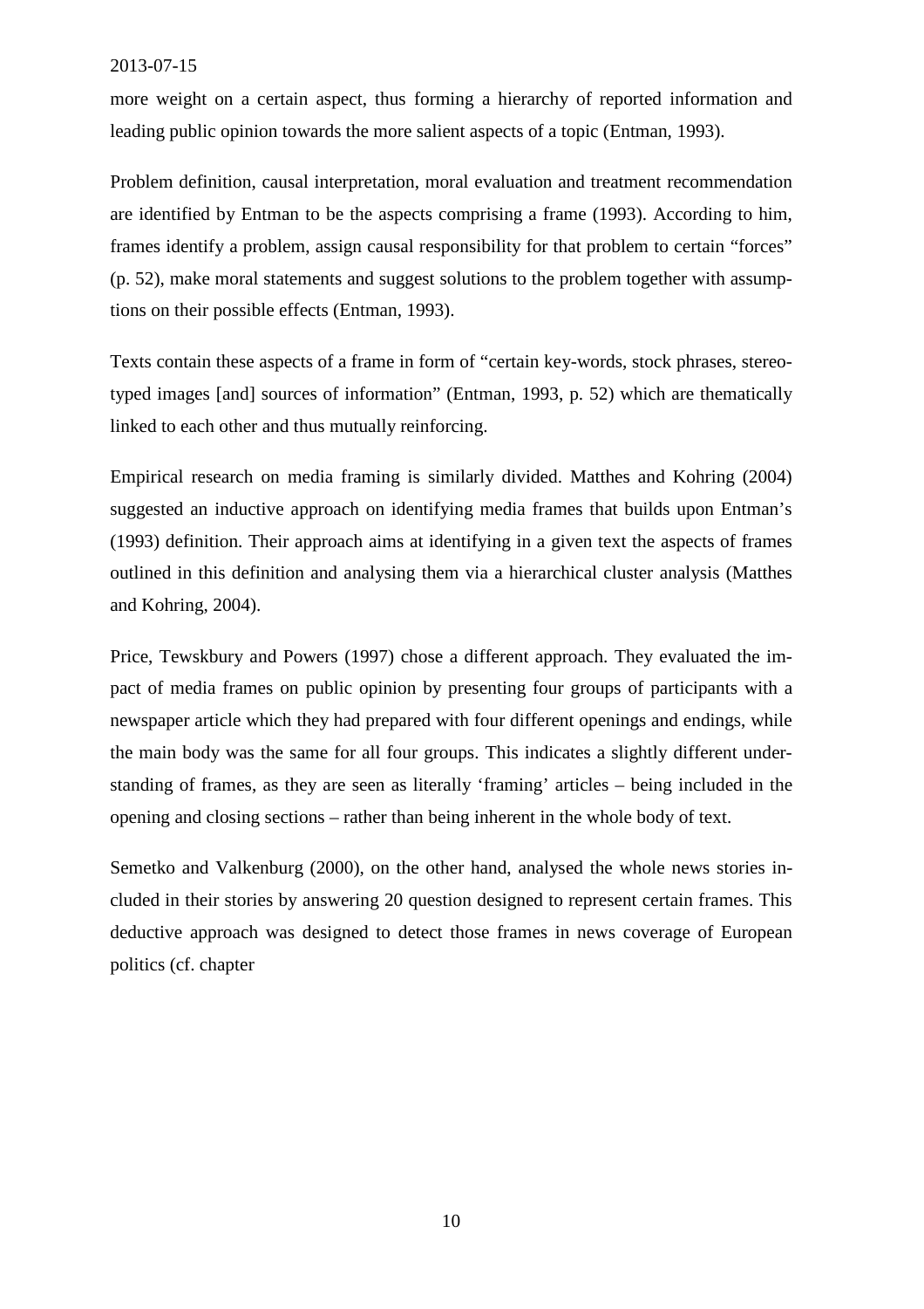more weight on a certain aspect, thus forming a hierarchy of reported information and leading public opinion towards the more salient aspects of a topic (Entman, 1993).

Problem definition, causal interpretation, moral evaluation and treatment recommendation are identified by Entman to be the aspects comprising a frame (1993). According to him, frames identify a problem, assign causal responsibility for that problem to certain "forces" (p. 52), make moral statements and suggest solutions to the problem together with assumptions on their possible effects (Entman, 1993).

Texts contain these aspects of a frame in form of "certain key-words, stock phrases, stereotyped images [and] sources of information" (Entman, 1993, p. 52) which are thematically linked to each other and thus mutually reinforcing.

Empirical research on media framing is similarly divided. Matthes and Kohring (2004) suggested an inductive approach on identifying media frames that builds upon Entman's (1993) definition. Their approach aims at identifying in a given text the aspects of frames outlined in this definition and analysing them via a hierarchical cluster analysis (Matthes and Kohring, 2004).

Price, Tewskbury and Powers (1997) chose a different approach. They evaluated the impact of media frames on public opinion by presenting four groups of participants with a newspaper article which they had prepared with four different openings and endings, while the main body was the same for all four groups. This indicates a slightly different understanding of frames, as they are seen as literally 'framing' articles – being included in the opening and closing sections – rather than being inherent in the whole body of text.

Semetko and Valkenburg (2000), on the other hand, analysed the whole news stories included in their stories by answering 20 question designed to represent certain frames. This deductive approach was designed to detect those frames in news coverage of European politics (cf. chapter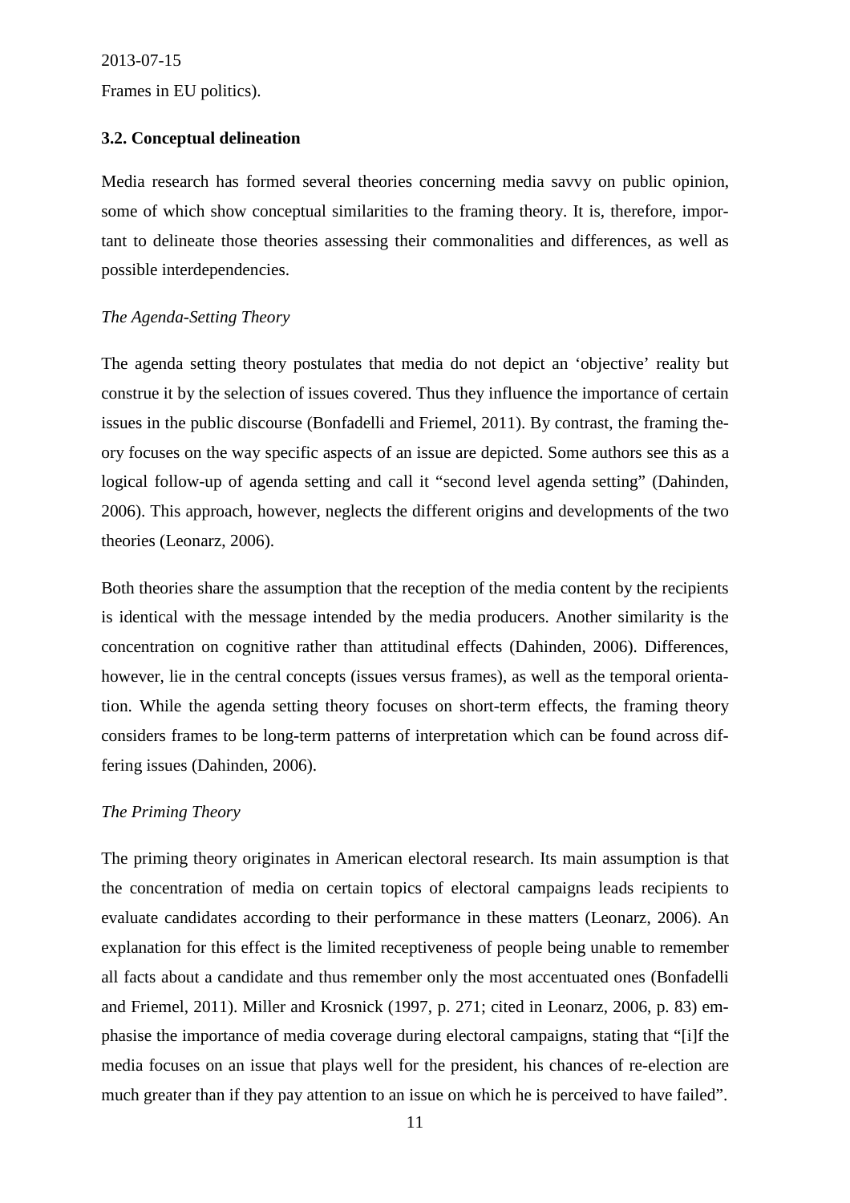Frames in EU politics).

### 3.2. Conceptual delineation

Media research has formed several theories concerning media savvy on public opinion, some of which show conceptual similarities to the framing theory. It is, therefore, important to delineate those theories assessing their commonalities and differences, as well as possible interdependencies.

*The Agenda-Setting Theory*

The agenda setting theory postulates that media do not depict an 'objective' reality but construe it by the selection of issues covered. Thus they influence the importance of certain issues in the public discourse (Bonfadelli and Friemel, 2011). By contrast, the framing theory focuses on the way specific aspects of an issue are depicted. Some authors see this as a logical follow-up of agenda setting and call it "second level agenda setting" (Dahinden, 2006). This approach, however, neglects the different origins and developments of the two theories (Leonarz, 2006).

Both theories share the assumption that the reception of the media content by the recipients is identical with the message intended by the media producers. Another similarity is the concentration on cognitive rather than attitudinal effects (Dahinden, 2006). Differences, however, lie in the central concepts (issues versus frames), as well as the temporal orientation. While the agenda setting theory focuses on short-term effects, the framing theory considers frames to be long-term patterns of interpretation which can be found across differing issues (Dahinden, 2006).

*The Priming Theory*

The priming theory originates in American electoral research. Its main assumption is that the concentration of media on certain topics of electoral campaigns leads recipients to evaluate candidates according to their performance in these matters (Leonarz, 2006). An explanation for this effect is the limited receptiveness of people being unable to remember all facts about a candidate and thus remember only the most accentuated ones (Bonfadelli and Friemel, 2011). Miller and Krosnick (1997, p. 271; cited in Leonarz, 2006, p. 83) emphasise the importance of media coverage during electoral campaigns, stating that "[i]f the media focuses on an issue that plays well for the president, his chances of re-election are much greater than if they pay attention to an issue on which he is perceived to have failed".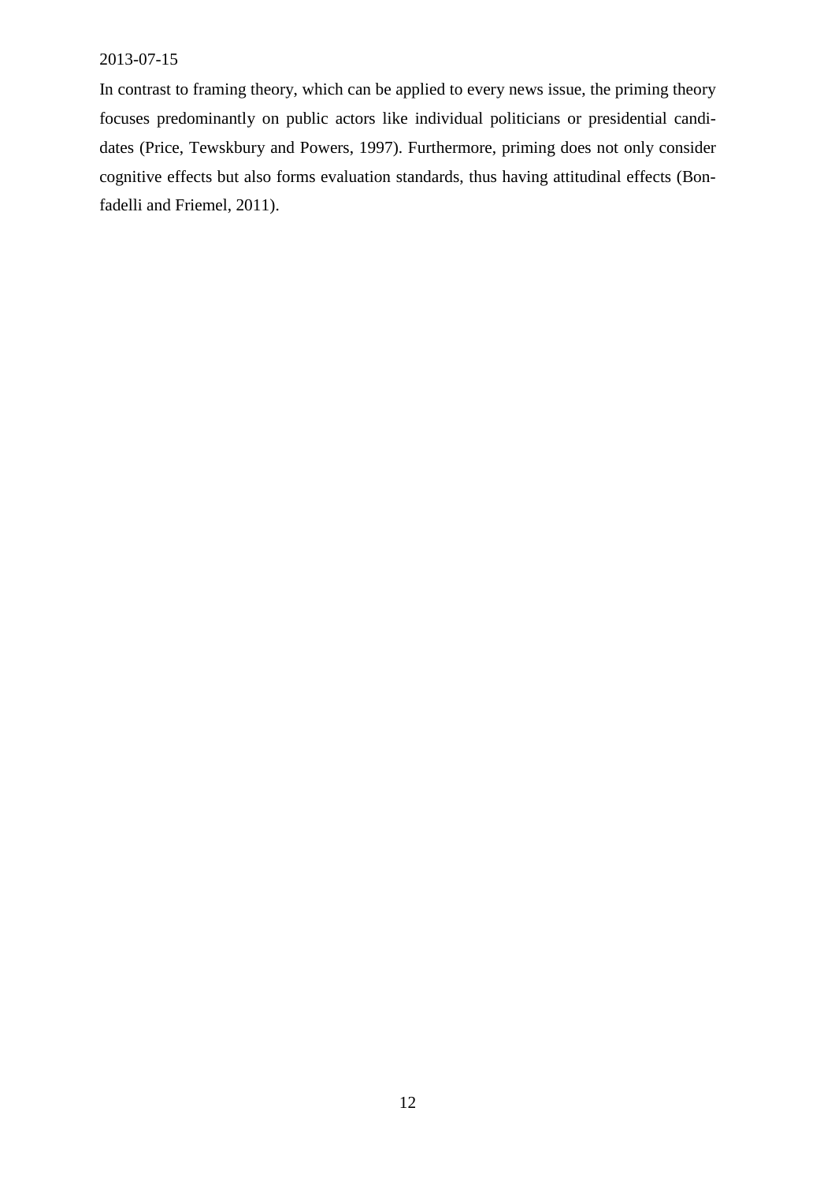In contrast to framing theory, which can be applied to every news issue, the priming theory focuses predominantly on public actors like individual politicians or presidential candidates (Price, Tewskbury and Powers, 1997). Furthermore, priming does not only consider cognitive effects but also forms evaluation standards, thus having attitudinal effects (Bonfadelli and Friemel, 2011).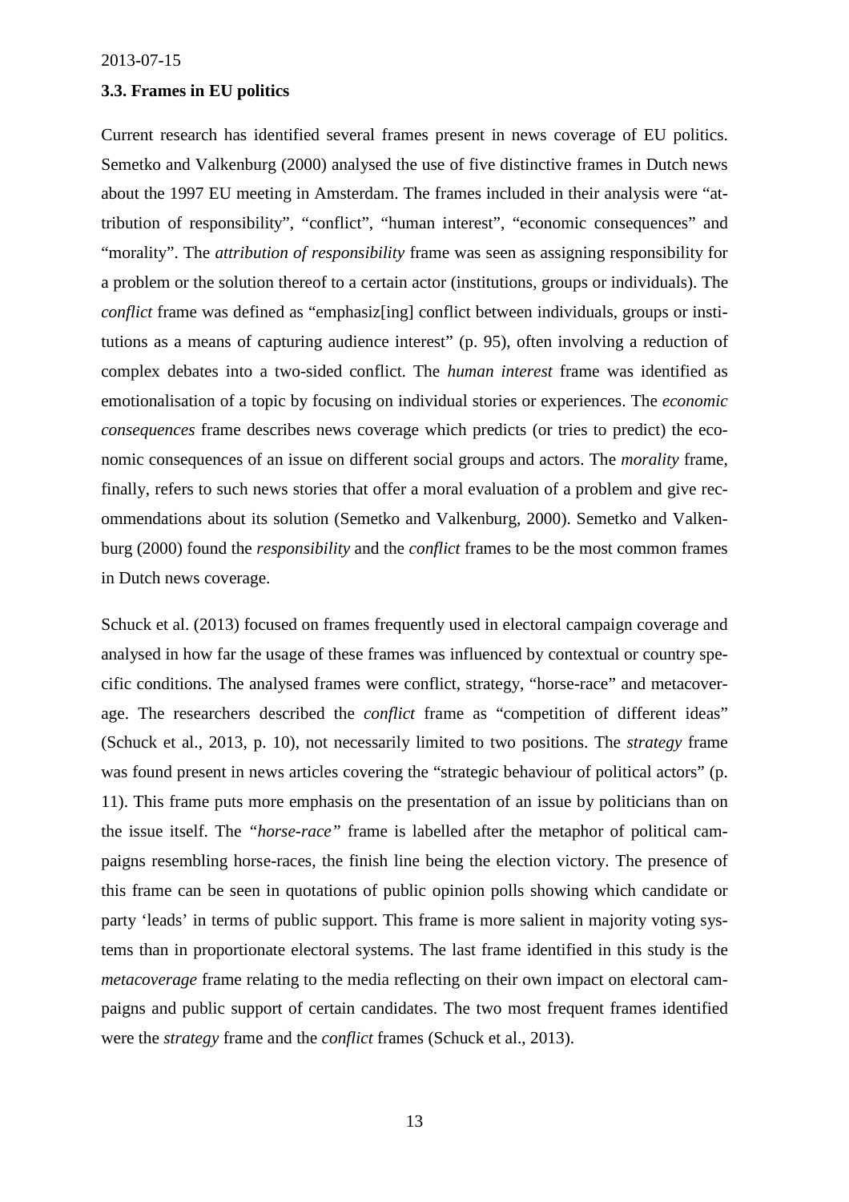### 3.3. Frames in EU politics

Current research has identified several frames present in news coverage of EU politics. Semetko and Valkenburg (2000) analysed the use of five distinctive frames in Dutch news about the 1997 EU meeting in Amsterdam. The frames included in their analysis were "attribution of responsibility", "conflict", "human interest", "economic consequences" and "morality". The *attribution of responsibility* frame was seen as assigning responsibility for a problem or the solution thereof to a certain actor (institutions, groups or individuals). The *conflict* frame was defined as "emphasiz[ing] conflict between individuals, groups or institutions as a means of capturing audience interest" (p. 95), often involving a reduction of complex debates into a two-sided conflict. The *human interest* frame was identified as emotionalisation of a topic by focusing on individual stories or experiences. The *economic consequences* frame describes news coverage which predicts (or tries to predict) the economic consequences of an issue on different social groups and actors. The *morality* frame, finally, refers to such news stories that offer a moral evaluation of a problem and give recommendations about its solution (Semetko and Valkenburg, 2000). Semetko and Valkenburg (2000) found the *responsibility* and the *conflict* frames to be the most common frames in Dutch news coverage.

Schuck et al. (2013) focused on frames frequently used in electoral campaign coverage and analysed in how far the usage of these frames was influenced by contextual or country specific conditions. The analysed frames were conflict, strategy, "horse-race" and metacoverage. The researchers described the *conflict* frame as "competition of different ideas" (Schuck et al., 2013, p. 10), not necessarily limited to two positions. The *strategy* frame was found present in news articles covering the "strategic behaviour of political actors" (p. 11). This frame puts more emphasis on the presentation of an issue by politicians than on the issue itself. The *"horse-race"* frame is labelled after the metaphor of political campaigns resembling horse-races, the finish line being the election victory. The presence of this frame can be seen in quotations of public opinion polls showing which candidate or party 'leads' in terms of public support. This frame is more salient in majority voting systems than in proportionate electoral systems. The last frame identified in this study is the *metacoverage* frame relating to the media reflecting on their own impact on electoral campaigns and public support of certain candidates. The two most frequent frames identified were the *strategy* frame and the *conflict* frames (Schuck et al., 2013).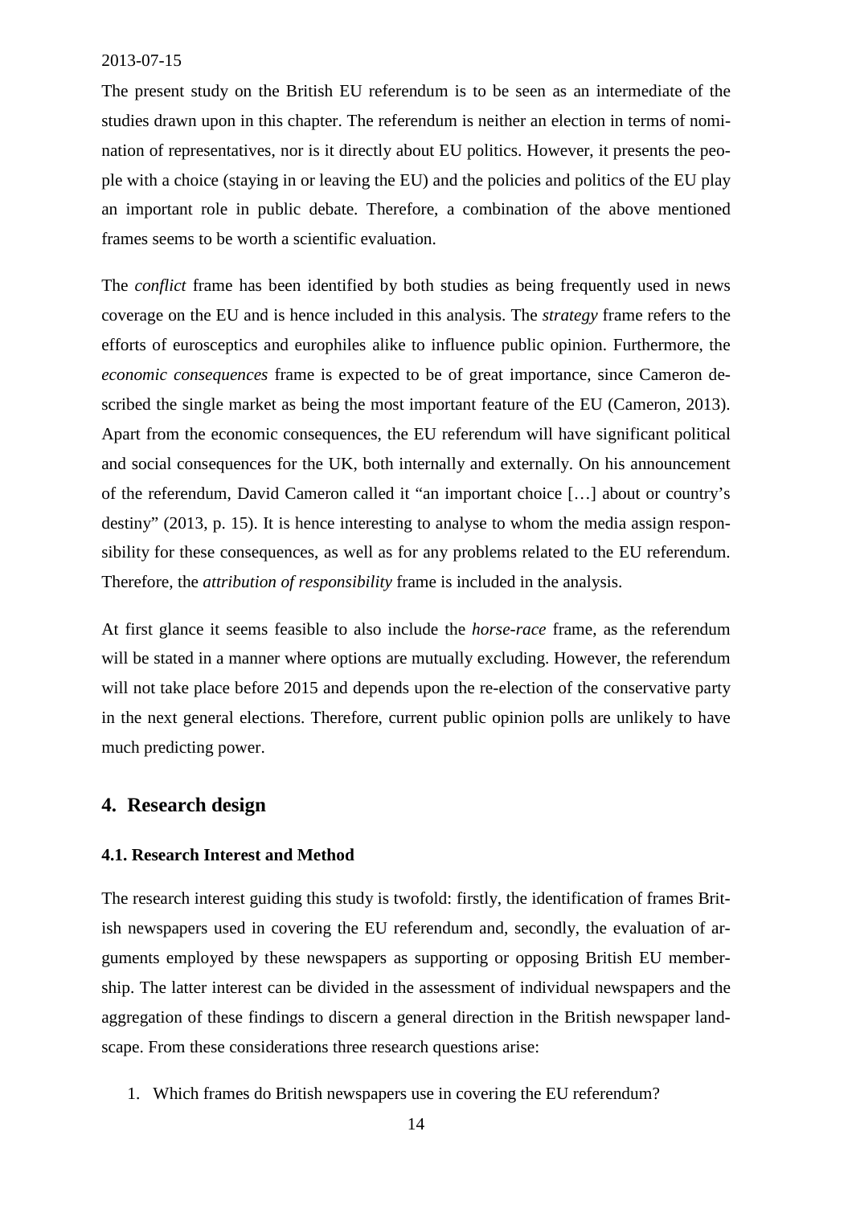The present study on the British EU referendum is to be seen as an intermediate of the studies drawn upon in this chapter. The referendum is neither an election in terms of nomination of representatives, nor is it directly about EU politics. However, it presents the people with a choice (staying in or leaving the EU) and the policies and politics of the EU play an important role in public debate. Therefore, a combination of the above mentioned frames seems to be worth a scientific evaluation.

The *conflict* frame has been identified by both studies as being frequently used in news coverage on the EU and is hence included in this analysis. The *strategy* frame refers to the efforts of eurosceptics and europhiles alike to influence public opinion. Furthermore, the *economic consequences* frame is expected to be of great importance, since Cameron described the single market as being the most important feature of the EU (Cameron, 2013). Apart from the economic consequences, the EU referendum will have significant political and social consequences for the UK, both internally and externally. On his announcement of the referendum, David Cameron called it "an important choice […] about or country's destiny" (2013, p. 15). It is hence interesting to analyse to whom the media assign responsibility for these consequences, as well as for any problems related to the EU referendum. Therefore, the *attribution of responsibility* frame is included in the analysis.

At first glance it seems feasible to also include the *horse-race* frame, as the referendum will be stated in a manner where options are mutually excluding. However, the referendum will not take place before 2015 and depends upon the re-election of the conservative party in the next general elections. Therefore, current public opinion polls are unlikely to have much predicting power.

## 4. Research design

### 4.1. Research Interest and Method

The research interest guiding this study is twofold: firstly, the identification of frames British newspapers used in covering the EU referendum and, secondly, the evaluation of arguments employed by these newspapers as supporting or opposing British EU membership. The latter interest can be divided in the assessment of individual newspapers and the aggregation of these findings to discern a general direction in the British newspaper landscape. From these considerations three research questions arise:

1. Which frames do British newspapers use in covering the EU referendum?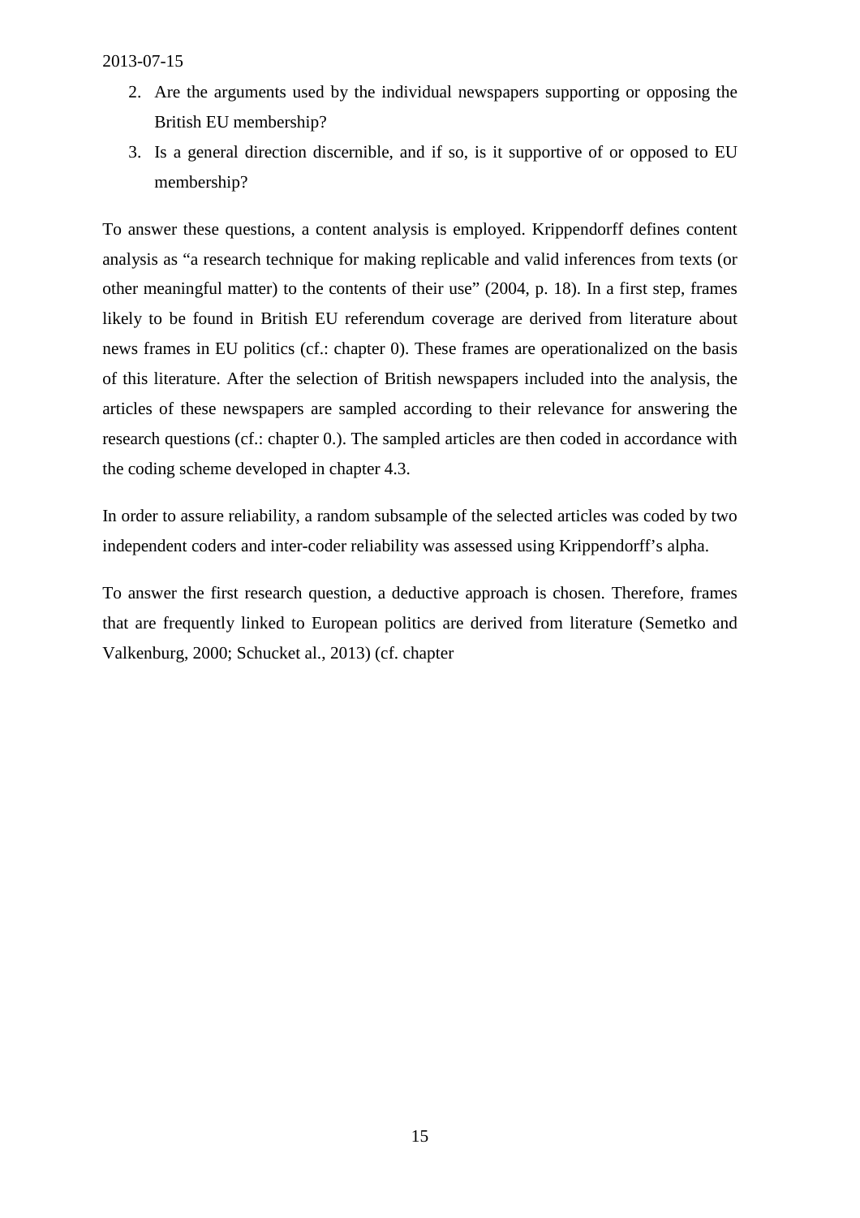2. Are the arguments used by the individual newspapers supporting or opposing the British EU membership?
3. Is a general direction discernible, and if so, is it supportive of or opposed to EU membership?

To answer these questions, a content analysis is employed. Krippendorff defines content analysis as "a research technique for making replicable and valid inferences from texts (or other meaningful matter) to the contents of their use" (2004, p. 18). In a first step, frames likely to be found in British EU referendum coverage are derived from literature about news frames in EU politics (cf.: chapter 0). These frames are operationalized on the basis of this literature. After the selection of British newspapers included into the analysis, the articles of these newspapers are sampled according to their relevance for answering the research questions (cf.: chapter 0.). The sampled articles are then coded in accordance with the coding scheme developed in chapter 4.3.

In order to assure reliability, a random subsample of the selected articles was coded by two independent coders and inter-coder reliability was assessed using Krippendorff's alpha.

To answer the first research question, a deductive approach is chosen. Therefore, frames that are frequently linked to European politics are derived from literature (Semetko and Valkenburg, 2000; Schucket al., 2013) (cf. chapter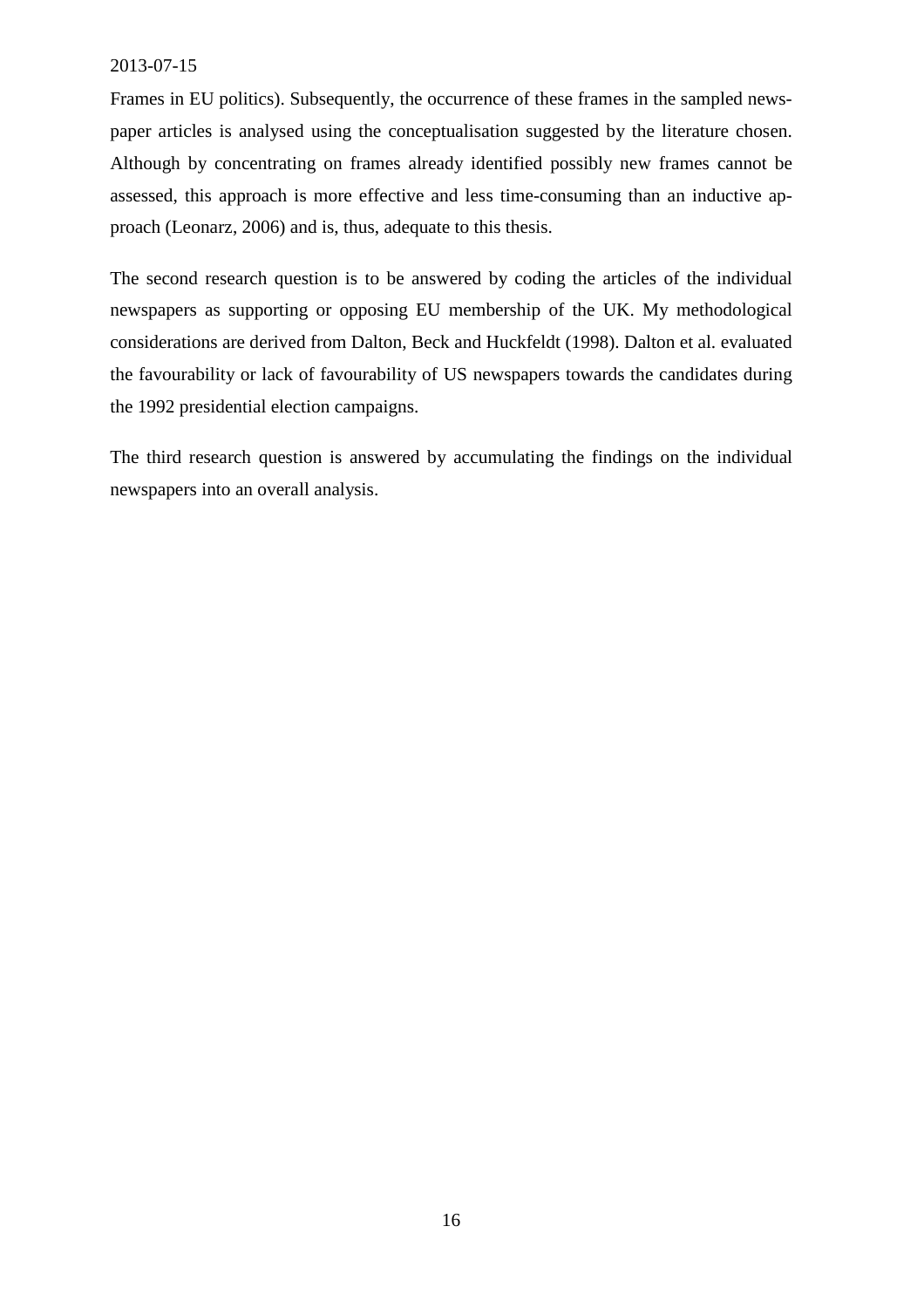Frames in EU politics). Subsequently, the occurrence of these frames in the sampled newspaper articles is analysed using the conceptualisation suggested by the literature chosen. Although by concentrating on frames already identified possibly new frames cannot be assessed, this approach is more effective and less time-consuming than an inductive approach (Leonarz, 2006) and is, thus, adequate to this thesis.

The second research question is to be answered by coding the articles of the individual newspapers as supporting or opposing EU membership of the UK. My methodological considerations are derived from Dalton, Beck and Huckfeldt (1998). Dalton et al. evaluated the favourability or lack of favourability of US newspapers towards the candidates during the 1992 presidential election campaigns.

The third research question is answered by accumulating the findings on the individual newspapers into an overall analysis.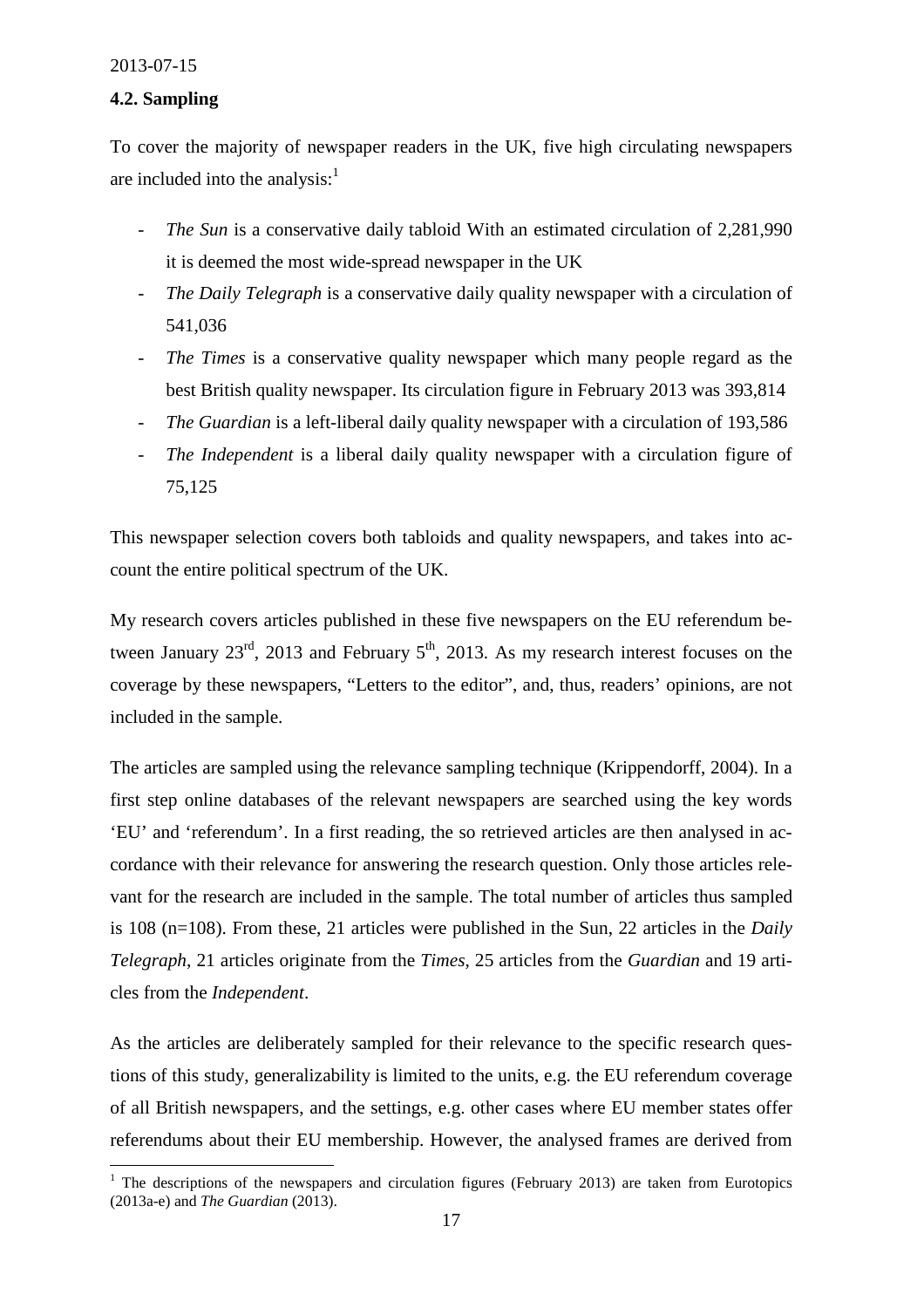## 4.2. Sampling

To cover the majority of newspaper readers in the UK, five high circulating newspapers are included into the analysis:[1]

- *The Sun* is a conservative daily tabloid With an estimated circulation of 2,281,990 it is deemed the most wide-spread newspaper in the UK
- *The Daily Telegraph* is a conservative daily quality newspaper with a circulation of 541,036
- *The Times* is a conservative quality newspaper which many people regard as the best British quality newspaper. Its circulation figure in February 2013 was 393,814
- *The Guardian* is a left-liberal daily quality newspaper with a circulation of 193,586
- *The Independent* is a liberal daily quality newspaper with a circulation figure of 75,125

This newspaper selection covers both tabloids and quality newspapers, and takes into account the entire political spectrum of the UK.

My research covers articles published in these five newspapers on the EU referendum between January 23rd, 2013 and February 5th, 2013. As my research interest focuses on the coverage by these newspapers, "Letters to the editor", and, thus, readers' opinions, are not included in the sample.

The articles are sampled using the relevance sampling technique (Krippendorff, 2004). In a first step online databases of the relevant newspapers are searched using the key words 'EU' and 'referendum'. In a first reading, the so retrieved articles are then analysed in accordance with their relevance for answering the research question. Only those articles relevant for the research are included in the sample. The total number of articles thus sampled is 108 (n=108). From these, 21 articles were published in the Sun, 22 articles in the *Daily Telegraph*, 21 articles originate from the *Times*, 25 articles from the *Guardian* and 19 articles from the *Independent*.

As the articles are deliberately sampled for their relevance to the specific research questions of this study, generalizability is limited to the units, e.g. the EU referendum coverage of all British newspapers, and the settings, e.g. other cases where EU member states offer referendums about their EU membership. However, the analysed frames are derived from

[1] The descriptions of the newspapers and circulation figures (February 2013) are taken from Eurotopics (2013a-e) and *The Guardian* (2013).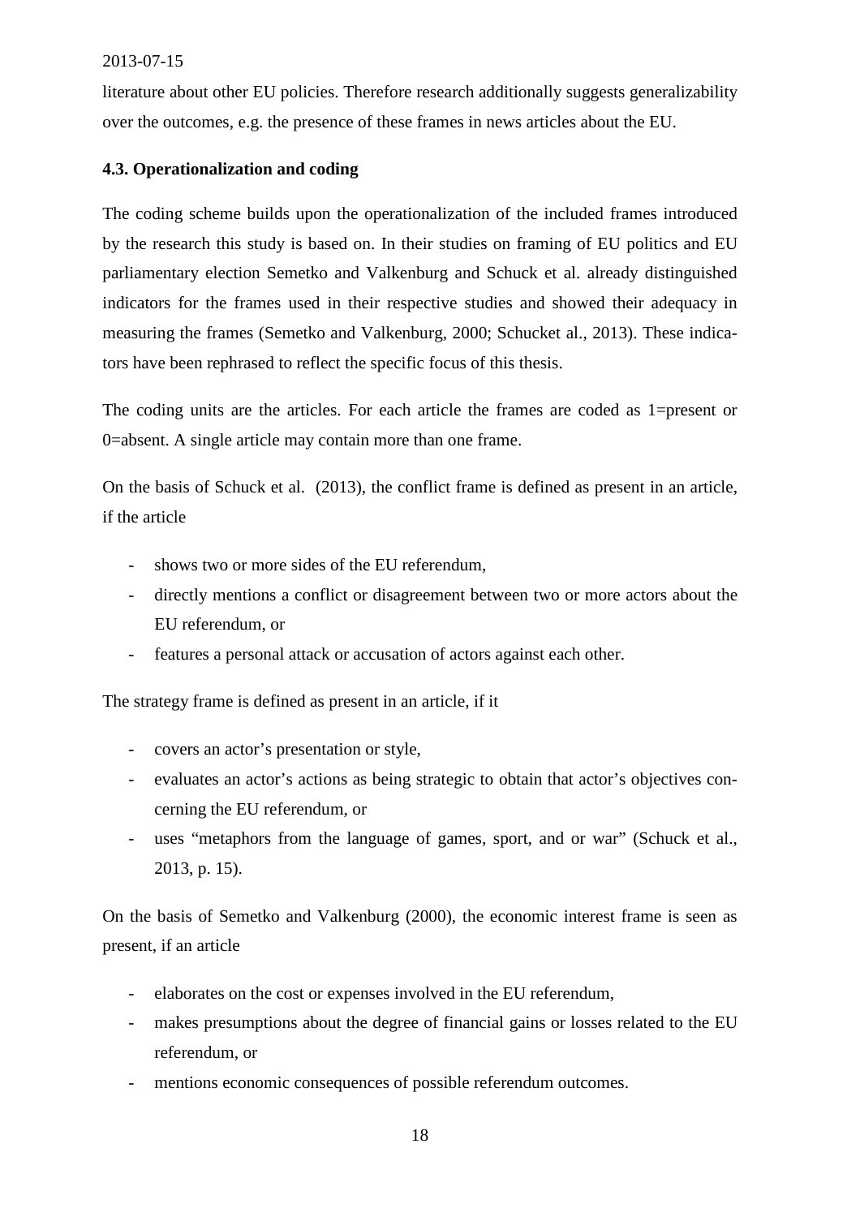literature about other EU policies. Therefore research additionally suggests generalizability over the outcomes, e.g. the presence of these frames in news articles about the EU.

### 4.3. Operationalization and coding

The coding scheme builds upon the operationalization of the included frames introduced by the research this study is based on. In their studies on framing of EU politics and EU parliamentary election Semetko and Valkenburg and Schuck et al. already distinguished indicators for the frames used in their respective studies and showed their adequacy in measuring the frames (Semetko and Valkenburg, 2000; Schucket al., 2013). These indicators have been rephrased to reflect the specific focus of this thesis.

The coding units are the articles. For each article the frames are coded as 1=present or 0=absent. A single article may contain more than one frame.

On the basis of Schuck et al. (2013), the conflict frame is defined as present in an article, if the article

- shows two or more sides of the EU referendum,
- directly mentions a conflict or disagreement between two or more actors about the EU referendum, or
- features a personal attack or accusation of actors against each other.

The strategy frame is defined as present in an article, if it

- covers an actor's presentation or style,
- evaluates an actor's actions as being strategic to obtain that actor's objectives concerning the EU referendum, or
- uses "metaphors from the language of games, sport, and or war" (Schuck et al., 2013, p. 15).

On the basis of Semetko and Valkenburg (2000), the economic interest frame is seen as present, if an article

- elaborates on the cost or expenses involved in the EU referendum,
- makes presumptions about the degree of financial gains or losses related to the EU referendum, or
- mentions economic consequences of possible referendum outcomes.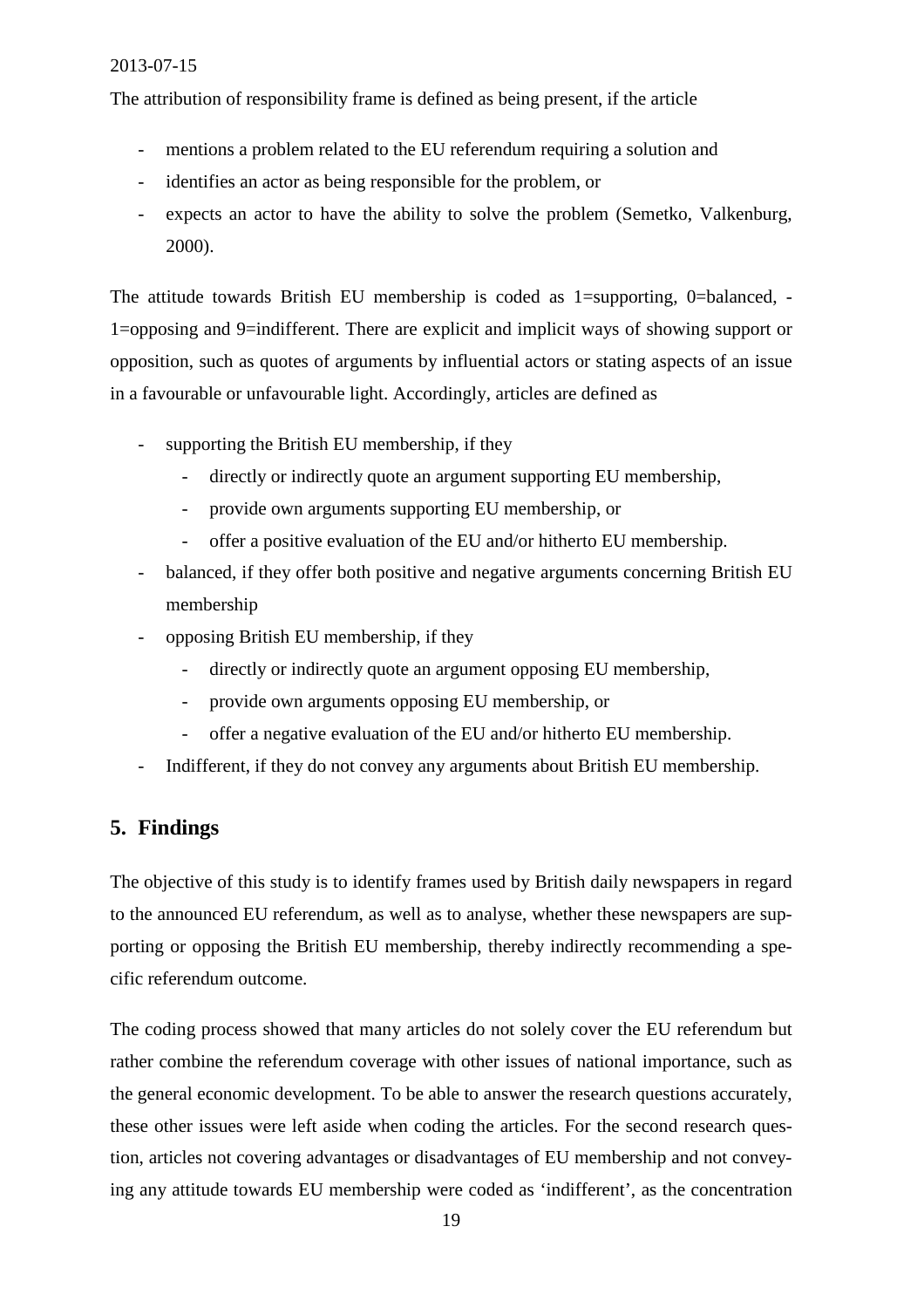The attribution of responsibility frame is defined as being present, if the article

- mentions a problem related to the EU referendum requiring a solution and
- identifies an actor as being responsible for the problem, or
- expects an actor to have the ability to solve the problem (Semetko, Valkenburg, 2000).

The attitude towards British EU membership is coded as 1=supporting, 0=balanced, -1=opposing and 9=indifferent. There are explicit and implicit ways of showing support or opposition, such as quotes of arguments by influential actors or stating aspects of an issue in a favourable or unfavourable light. Accordingly, articles are defined as

- supporting the British EU membership, if they
  - directly or indirectly quote an argument supporting EU membership,
  - provide own arguments supporting EU membership, or
  - offer a positive evaluation of the EU and/or hitherto EU membership.
- balanced, if they offer both positive and negative arguments concerning British EU membership
- opposing British EU membership, if they
  - directly or indirectly quote an argument opposing EU membership,
  - provide own arguments opposing EU membership, or
  - offer a negative evaluation of the EU and/or hitherto EU membership.
- Indifferent, if they do not convey any arguments about British EU membership.

## 5. Findings

The objective of this study is to identify frames used by British daily newspapers in regard to the announced EU referendum, as well as to analyse, whether these newspapers are supporting or opposing the British EU membership, thereby indirectly recommending a specific referendum outcome.

The coding process showed that many articles do not solely cover the EU referendum but rather combine the referendum coverage with other issues of national importance, such as the general economic development. To be able to answer the research questions accurately, these other issues were left aside when coding the articles. For the second research question, articles not covering advantages or disadvantages of EU membership and not conveying any attitude towards EU membership were coded as 'indifferent', as the concentration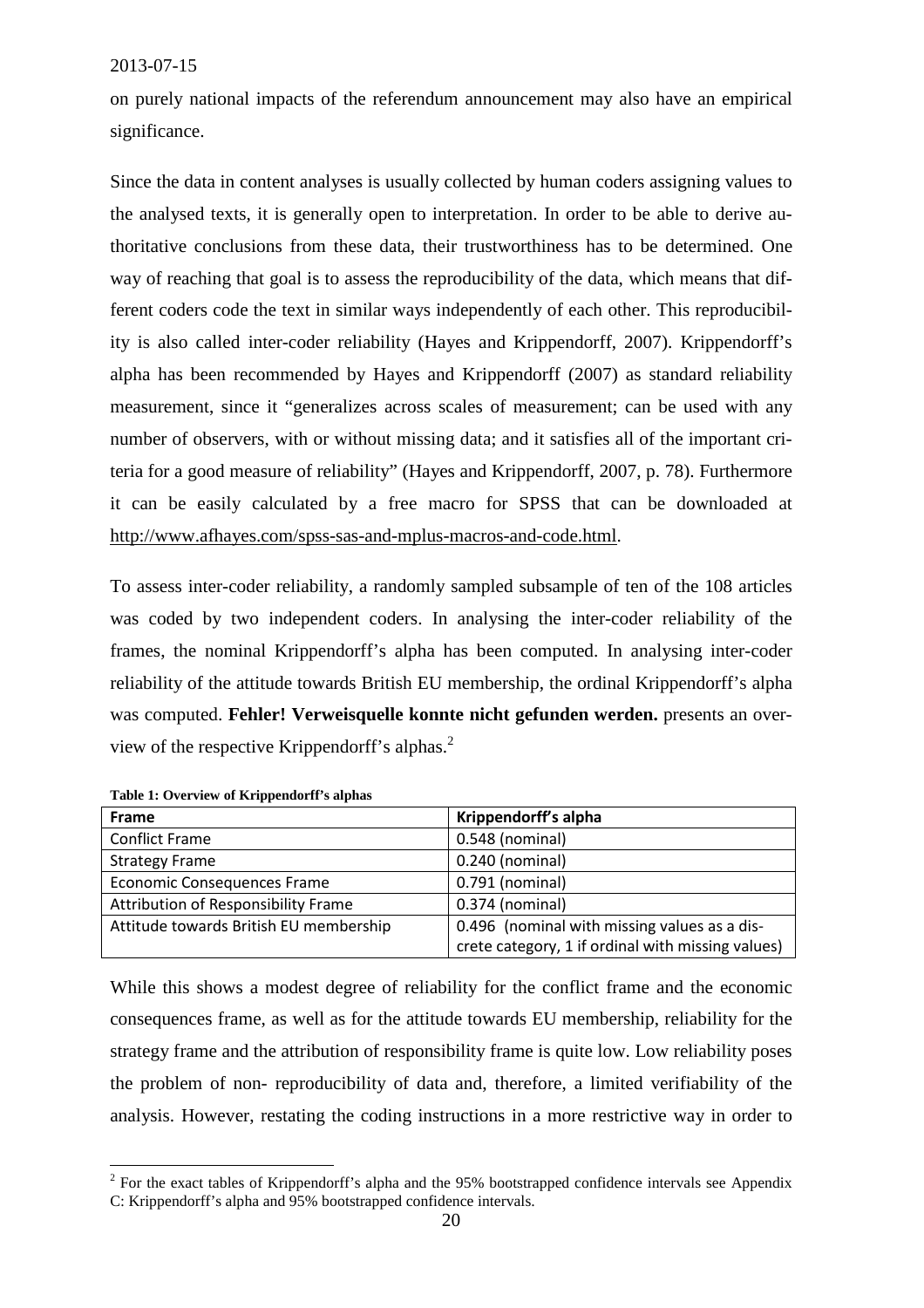on purely national impacts of the referendum announcement may also have an empirical significance.

Since the data in content analyses is usually collected by human coders assigning values to the analysed texts, it is generally open to interpretation. In order to be able to derive authoritative conclusions from these data, their trustworthiness has to be determined. One way of reaching that goal is to assess the reproducibility of the data, which means that different coders code the text in similar ways independently of each other. This reproducibility is also called inter-coder reliability (Hayes and Krippendorff, 2007). Krippendorff's alpha has been recommended by Hayes and Krippendorff (2007) as standard reliability measurement, since it "generalizes across scales of measurement; can be used with any number of observers, with or without missing data; and it satisfies all of the important criteria for a good measure of reliability" (Hayes and Krippendorff, 2007, p. 78). Furthermore it can be easily calculated by a free macro for SPSS that can be downloaded at http://www.afhayes.com/spss-sas-and-mplus-macros-and-code.html.

To assess inter-coder reliability, a randomly sampled subsample of ten of the 108 articles was coded by two independent coders. In analysing the inter-coder reliability of the frames, the nominal Krippendorff's alpha has been computed. In analysing inter-coder reliability of the attitude towards British EU membership, the ordinal Krippendorff's alpha was computed. **Fehler! Verweisquelle konnte nicht gefunden werden.** presents an overview of the respective Krippendorff's alphas.[2]

**Table 1: Overview of Krippendorff's alphas**

| Frame | Krippendorff's alpha |
|---|---|
| Conflict Frame | 0.548 (nominal) |
| Strategy Frame | 0.240 (nominal) |
| Economic Consequences Frame | 0.791 (nominal) |
| Attribution of Responsibility Frame | 0.374 (nominal) |
| Attitude towards British EU membership | 0.496 (nominal with missing values as a discrete category, 1 if ordinal with missing values) |

While this shows a modest degree of reliability for the conflict frame and the economic consequences frame, as well as for the attitude towards EU membership, reliability for the strategy frame and the attribution of responsibility frame is quite low. Low reliability poses the problem of non- reproducibility of data and, therefore, a limited verifiability of the analysis. However, restating the coding instructions in a more restrictive way in order to

[2] For the exact tables of Krippendorff's alpha and the 95% bootstrapped confidence intervals see Appendix C: Krippendorff's alpha and 95% bootstrapped confidence intervals.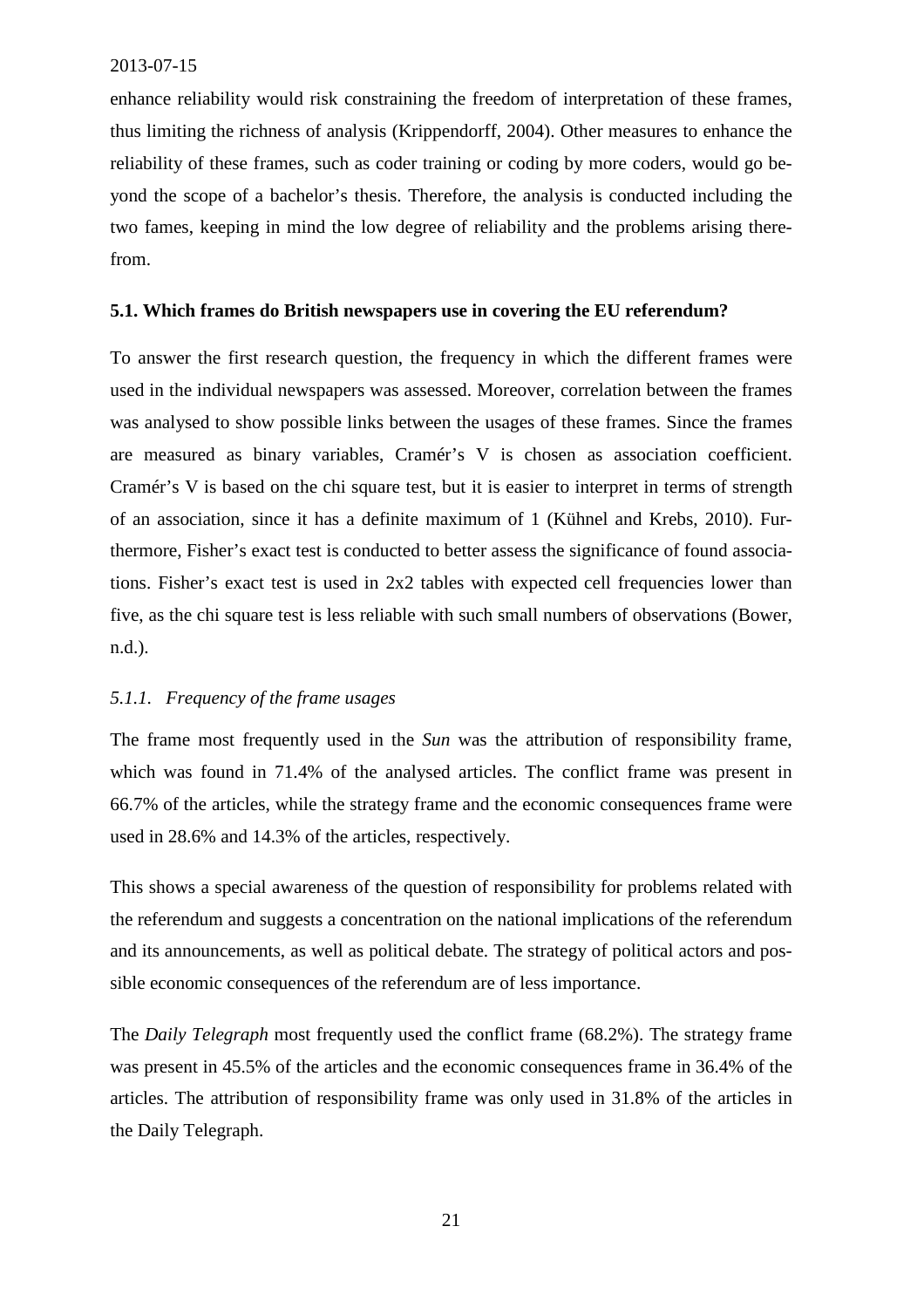enhance reliability would risk constraining the freedom of interpretation of these frames, thus limiting the richness of analysis (Krippendorff, 2004). Other measures to enhance the reliability of these frames, such as coder training or coding by more coders, would go beyond the scope of a bachelor's thesis. Therefore, the analysis is conducted including the two fames, keeping in mind the low degree of reliability and the problems arising therefrom.

### 5.1. Which frames do British newspapers use in covering the EU referendum?

To answer the first research question, the frequency in which the different frames were used in the individual newspapers was assessed. Moreover, correlation between the frames was analysed to show possible links between the usages of these frames. Since the frames are measured as binary variables, Cramér's V is chosen as association coefficient. Cramér's V is based on the chi square test, but it is easier to interpret in terms of strength of an association, since it has a definite maximum of 1 (Kühnel and Krebs, 2010). Furthermore, Fisher's exact test is conducted to better assess the significance of found associations. Fisher's exact test is used in 2x2 tables with expected cell frequencies lower than five, as the chi square test is less reliable with such small numbers of observations (Bower, n.d.).

#### *5.1.1. Frequency of the frame usages*

The frame most frequently used in the *Sun* was the attribution of responsibility frame, which was found in 71.4% of the analysed articles. The conflict frame was present in 66.7% of the articles, while the strategy frame and the economic consequences frame were used in 28.6% and 14.3% of the articles, respectively.

This shows a special awareness of the question of responsibility for problems related with the referendum and suggests a concentration on the national implications of the referendum and its announcements, as well as political debate. The strategy of political actors and possible economic consequences of the referendum are of less importance.

The *Daily Telegraph* most frequently used the conflict frame (68.2%). The strategy frame was present in 45.5% of the articles and the economic consequences frame in 36.4% of the articles. The attribution of responsibility frame was only used in 31.8% of the articles in the Daily Telegraph.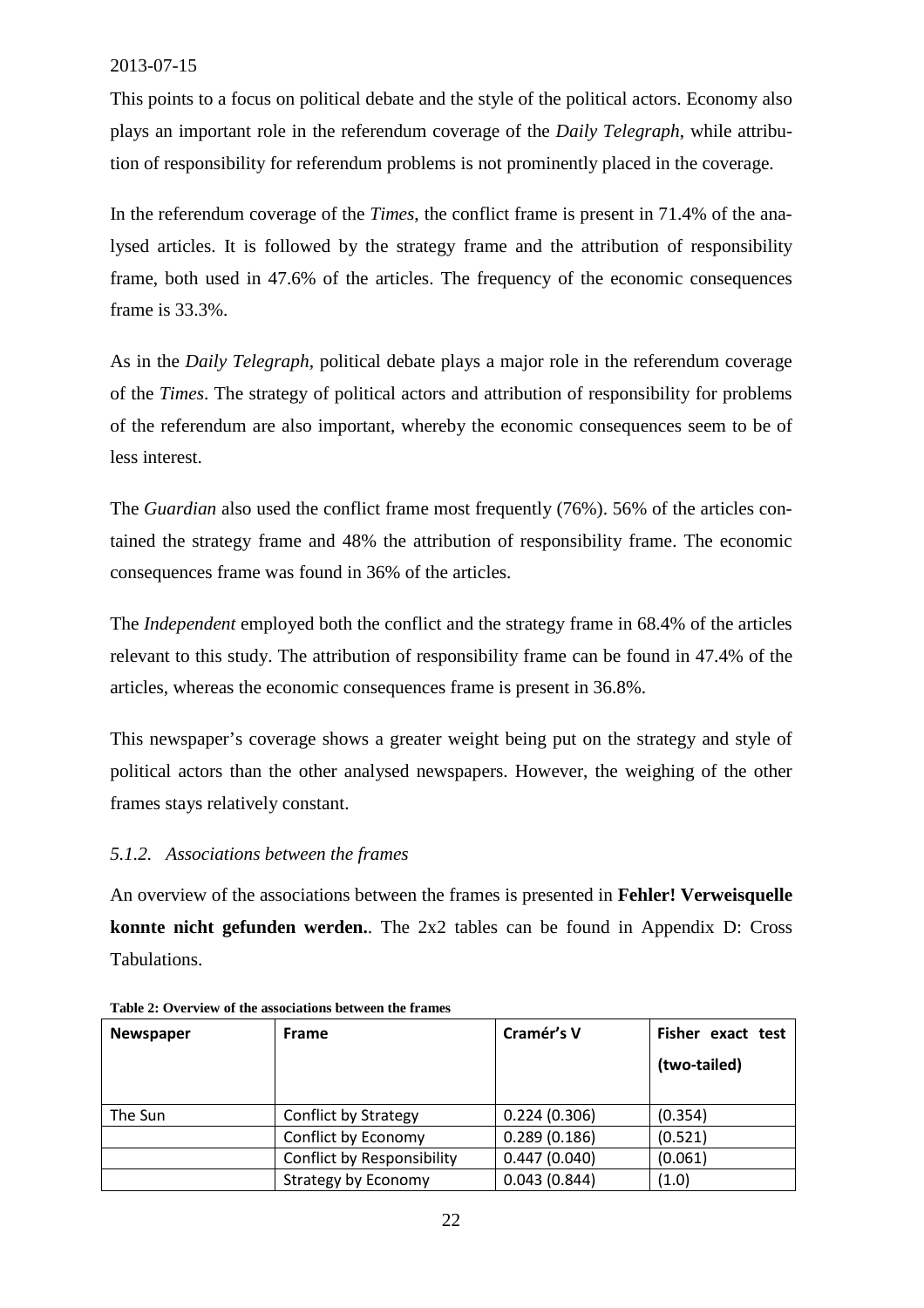This points to a focus on political debate and the style of the political actors. Economy also plays an important role in the referendum coverage of the *Daily Telegraph*, while attribution of responsibility for referendum problems is not prominently placed in the coverage.

In the referendum coverage of the *Times*, the conflict frame is present in 71.4% of the analysed articles. It is followed by the strategy frame and the attribution of responsibility frame, both used in 47.6% of the articles. The frequency of the economic consequences frame is 33.3%.

As in the *Daily Telegraph*, political debate plays a major role in the referendum coverage of the *Times*. The strategy of political actors and attribution of responsibility for problems of the referendum are also important, whereby the economic consequences seem to be of less interest.

The *Guardian* also used the conflict frame most frequently (76%). 56% of the articles contained the strategy frame and 48% the attribution of responsibility frame. The economic consequences frame was found in 36% of the articles.

The *Independent* employed both the conflict and the strategy frame in 68.4% of the articles relevant to this study. The attribution of responsibility frame can be found in 47.4% of the articles, whereas the economic consequences frame is present in 36.8%.

This newspaper's coverage shows a greater weight being put on the strategy and style of political actors than the other analysed newspapers. However, the weighing of the other frames stays relatively constant.

### *5.1.2. Associations between the frames*

An overview of the associations between the frames is presented in **Fehler! Verweisquelle konnte nicht gefunden werden.**. The 2x2 tables can be found in Appendix D: Cross Tabulations.

**Table 2: Overview of the associations between the frames**

| Newspaper | Frame | Cramér's V | Fisher exact test (two-tailed) |
|---|---|---|---|
| The Sun | Conflict by Strategy | 0.224 (0.306) | (0.354) |
| | Conflict by Economy | 0.289 (0.186) | (0.521) |
| | Conflict by Responsibility | 0.447 (0.040) | (0.061) |
| | Strategy by Economy | 0.043 (0.844) | (1.0) |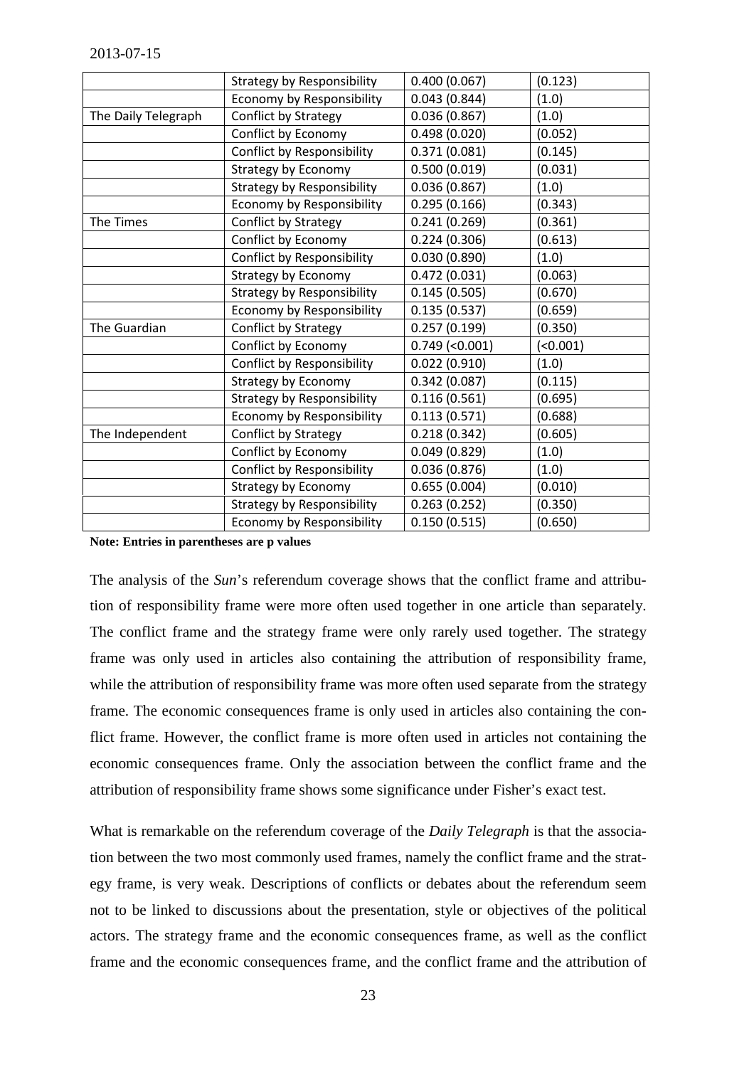| | | | |
|---|---|---|---|
| | Strategy by Responsibility | 0.400 (0.067) | (0.123) |
| | Economy by Responsibility | 0.043 (0.844) | (1.0) |
| The Daily Telegraph | Conflict by Strategy | 0.036 (0.867) | (1.0) |
| | Conflict by Economy | 0.498 (0.020) | (0.052) |
| | Conflict by Responsibility | 0.371 (0.081) | (0.145) |
| | Strategy by Economy | 0.500 (0.019) | (0.031) |
| | Strategy by Responsibility | 0.036 (0.867) | (1.0) |
| | Economy by Responsibility | 0.295 (0.166) | (0.343) |
| The Times | Conflict by Strategy | 0.241 (0.269) | (0.361) |
| | Conflict by Economy | 0.224 (0.306) | (0.613) |
| | Conflict by Responsibility | 0.030 (0.890) | (1.0) |
| | Strategy by Economy | 0.472 (0.031) | (0.063) |
| | Strategy by Responsibility | 0.145 (0.505) | (0.670) |
| | Economy by Responsibility | 0.135 (0.537) | (0.659) |
| The Guardian | Conflict by Strategy | 0.257 (0.199) | (0.350) |
| | Conflict by Economy | 0.749 (<0.001) | (<0.001) |
| | Conflict by Responsibility | 0.022 (0.910) | (1.0) |
| | Strategy by Economy | 0.342 (0.087) | (0.115) |
| | Strategy by Responsibility | 0.116 (0.561) | (0.695) |
| | Economy by Responsibility | 0.113 (0.571) | (0.688) |
| The Independent | Conflict by Strategy | 0.218 (0.342) | (0.605) |
| | Conflict by Economy | 0.049 (0.829) | (1.0) |
| | Conflict by Responsibility | 0.036 (0.876) | (1.0) |
| | Strategy by Economy | 0.655 (0.004) | (0.010) |
| | Strategy by Responsibility | 0.263 (0.252) | (0.350) |
| | Economy by Responsibility | 0.150 (0.515) | (0.650) |

**Note: Entries in parentheses are p values**

The analysis of the *Sun*'s referendum coverage shows that the conflict frame and attribution of responsibility frame were more often used together in one article than separately. The conflict frame and the strategy frame were only rarely used together. The strategy frame was only used in articles also containing the attribution of responsibility frame, while the attribution of responsibility frame was more often used separate from the strategy frame. The economic consequences frame is only used in articles also containing the conflict frame. However, the conflict frame is more often used in articles not containing the economic consequences frame. Only the association between the conflict frame and the attribution of responsibility frame shows some significance under Fisher's exact test.

What is remarkable on the referendum coverage of the *Daily Telegraph* is that the association between the two most commonly used frames, namely the conflict frame and the strategy frame, is very weak. Descriptions of conflicts or debates about the referendum seem not to be linked to discussions about the presentation, style or objectives of the political actors. The strategy frame and the economic consequences frame, as well as the conflict frame and the economic consequences frame, and the conflict frame and the attribution of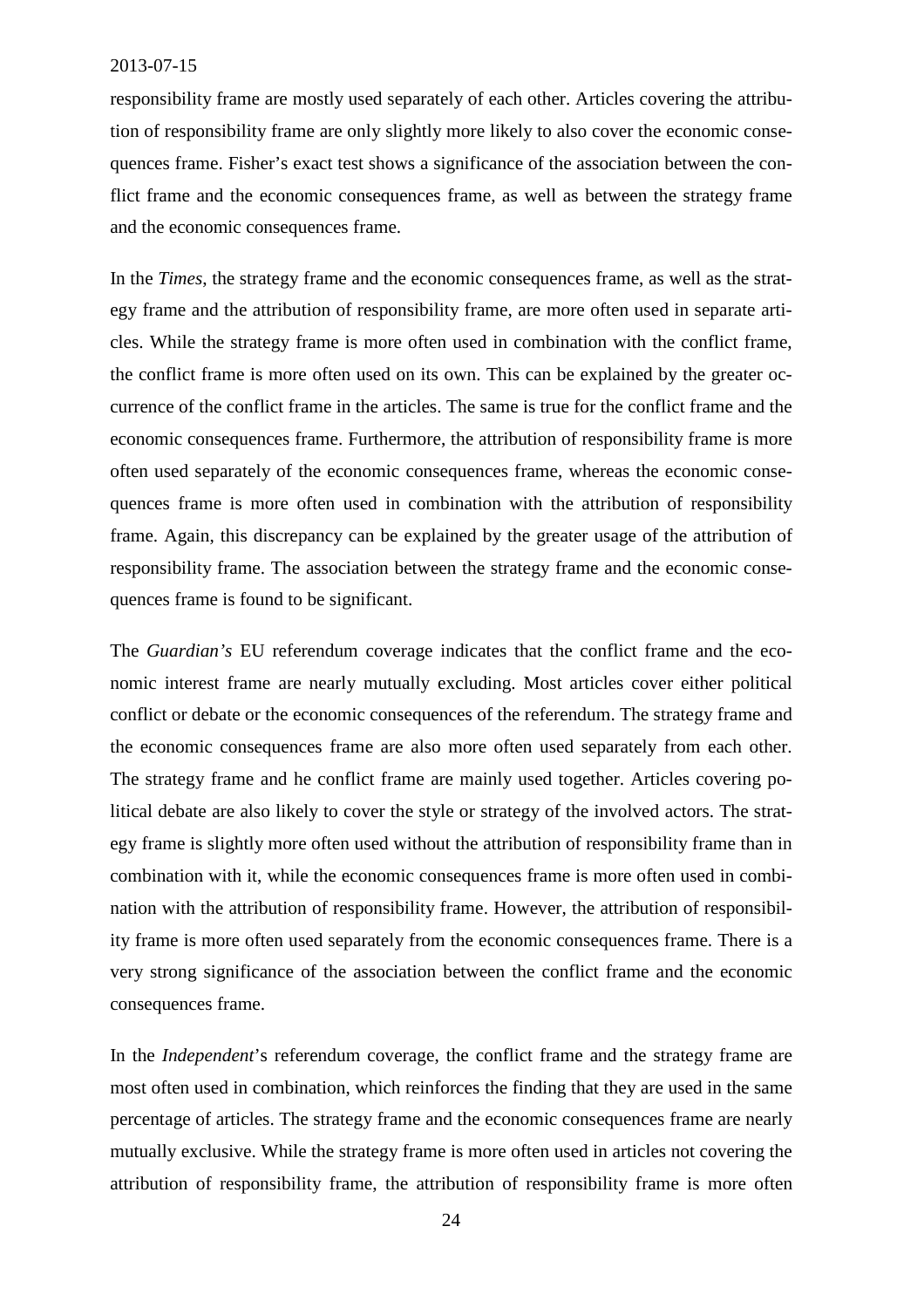responsibility frame are mostly used separately of each other. Articles covering the attribution of responsibility frame are only slightly more likely to also cover the economic consequences frame. Fisher's exact test shows a significance of the association between the conflict frame and the economic consequences frame, as well as between the strategy frame and the economic consequences frame.

In the *Times*, the strategy frame and the economic consequences frame, as well as the strategy frame and the attribution of responsibility frame, are more often used in separate articles. While the strategy frame is more often used in combination with the conflict frame, the conflict frame is more often used on its own. This can be explained by the greater occurrence of the conflict frame in the articles. The same is true for the conflict frame and the economic consequences frame. Furthermore, the attribution of responsibility frame is more often used separately of the economic consequences frame, whereas the economic consequences frame is more often used in combination with the attribution of responsibility frame. Again, this discrepancy can be explained by the greater usage of the attribution of responsibility frame. The association between the strategy frame and the economic consequences frame is found to be significant.

The *Guardian's* EU referendum coverage indicates that the conflict frame and the economic interest frame are nearly mutually excluding. Most articles cover either political conflict or debate or the economic consequences of the referendum. The strategy frame and the economic consequences frame are also more often used separately from each other. The strategy frame and he conflict frame are mainly used together. Articles covering political debate are also likely to cover the style or strategy of the involved actors. The strategy frame is slightly more often used without the attribution of responsibility frame than in combination with it, while the economic consequences frame is more often used in combination with the attribution of responsibility frame. However, the attribution of responsibility frame is more often used separately from the economic consequences frame. There is a very strong significance of the association between the conflict frame and the economic consequences frame.

In the *Independent*'s referendum coverage, the conflict frame and the strategy frame are most often used in combination, which reinforces the finding that they are used in the same percentage of articles. The strategy frame and the economic consequences frame are nearly mutually exclusive. While the strategy frame is more often used in articles not covering the attribution of responsibility frame, the attribution of responsibility frame is more often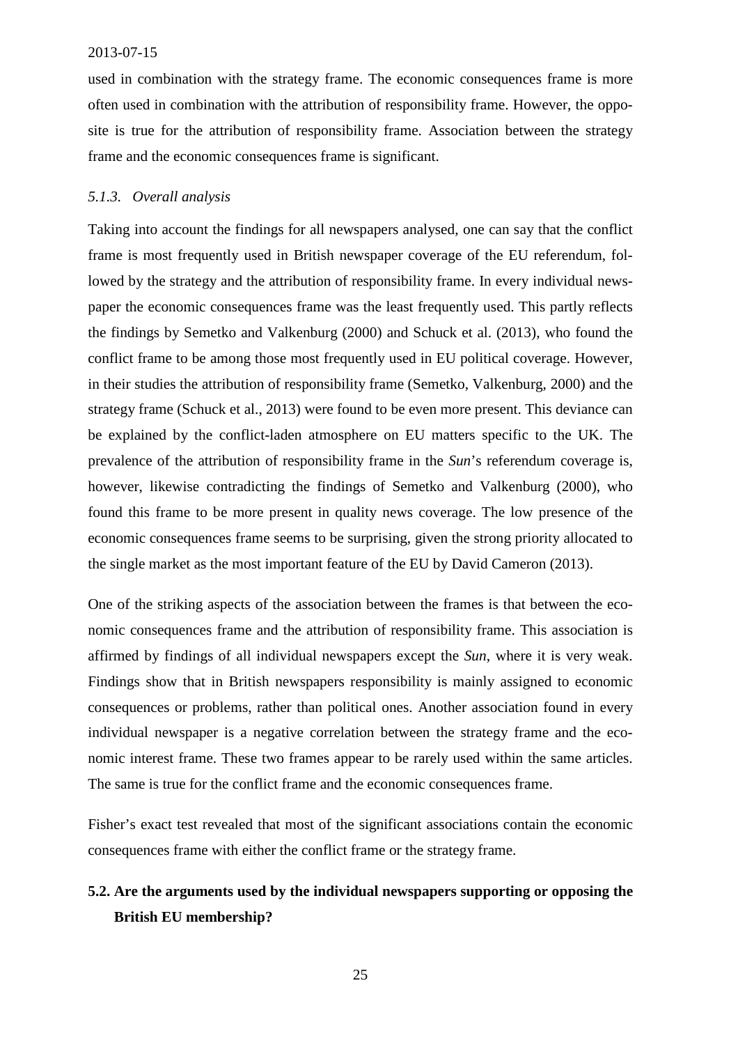used in combination with the strategy frame. The economic consequences frame is more often used in combination with the attribution of responsibility frame. However, the opposite is true for the attribution of responsibility frame. Association between the strategy frame and the economic consequences frame is significant.

#### *5.1.3. Overall analysis*

Taking into account the findings for all newspapers analysed, one can say that the conflict frame is most frequently used in British newspaper coverage of the EU referendum, followed by the strategy and the attribution of responsibility frame. In every individual newspaper the economic consequences frame was the least frequently used. This partly reflects the findings by Semetko and Valkenburg (2000) and Schuck et al. (2013), who found the conflict frame to be among those most frequently used in EU political coverage. However, in their studies the attribution of responsibility frame (Semetko, Valkenburg, 2000) and the strategy frame (Schuck et al., 2013) were found to be even more present. This deviance can be explained by the conflict-laden atmosphere on EU matters specific to the UK. The prevalence of the attribution of responsibility frame in the *Sun*'s referendum coverage is, however, likewise contradicting the findings of Semetko and Valkenburg (2000), who found this frame to be more present in quality news coverage. The low presence of the economic consequences frame seems to be surprising, given the strong priority allocated to the single market as the most important feature of the EU by David Cameron (2013).

One of the striking aspects of the association between the frames is that between the economic consequences frame and the attribution of responsibility frame. This association is affirmed by findings of all individual newspapers except the *Sun*, where it is very weak. Findings show that in British newspapers responsibility is mainly assigned to economic consequences or problems, rather than political ones. Another association found in every individual newspaper is a negative correlation between the strategy frame and the economic interest frame. These two frames appear to be rarely used within the same articles. The same is true for the conflict frame and the economic consequences frame.

Fisher's exact test revealed that most of the significant associations contain the economic consequences frame with either the conflict frame or the strategy frame.

### 5.2. Are the arguments used by the individual newspapers supporting or opposing the British EU membership?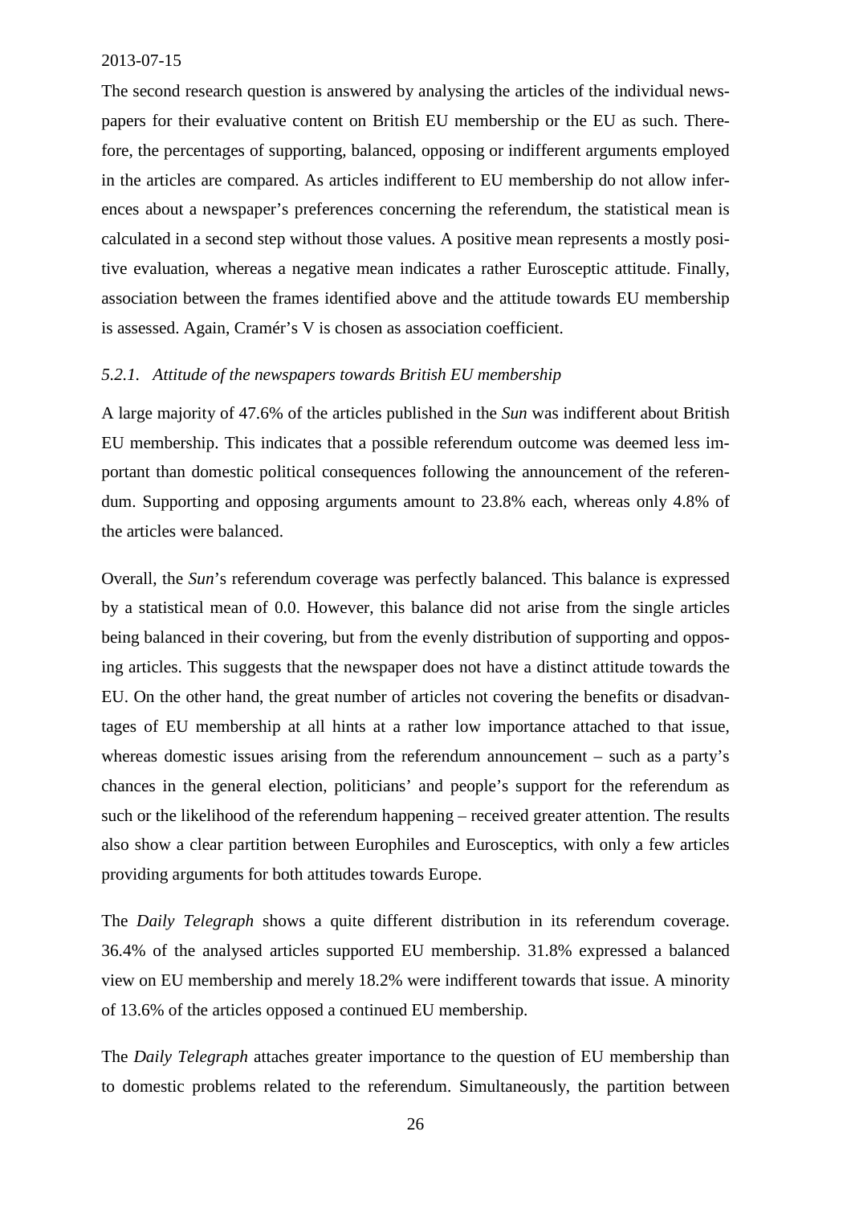The second research question is answered by analysing the articles of the individual newspapers for their evaluative content on British EU membership or the EU as such. Therefore, the percentages of supporting, balanced, opposing or indifferent arguments employed in the articles are compared. As articles indifferent to EU membership do not allow inferences about a newspaper's preferences concerning the referendum, the statistical mean is calculated in a second step without those values. A positive mean represents a mostly positive evaluation, whereas a negative mean indicates a rather Eurosceptic attitude. Finally, association between the frames identified above and the attitude towards EU membership is assessed. Again, Cramér's V is chosen as association coefficient.

### *5.2.1. Attitude of the newspapers towards British EU membership*

A large majority of 47.6% of the articles published in the *Sun* was indifferent about British EU membership. This indicates that a possible referendum outcome was deemed less important than domestic political consequences following the announcement of the referendum. Supporting and opposing arguments amount to 23.8% each, whereas only 4.8% of the articles were balanced.

Overall, the *Sun*'s referendum coverage was perfectly balanced. This balance is expressed by a statistical mean of 0.0. However, this balance did not arise from the single articles being balanced in their covering, but from the evenly distribution of supporting and opposing articles. This suggests that the newspaper does not have a distinct attitude towards the EU. On the other hand, the great number of articles not covering the benefits or disadvantages of EU membership at all hints at a rather low importance attached to that issue, whereas domestic issues arising from the referendum announcement – such as a party's chances in the general election, politicians' and people's support for the referendum as such or the likelihood of the referendum happening – received greater attention. The results also show a clear partition between Europhiles and Eurosceptics, with only a few articles providing arguments for both attitudes towards Europe.

The *Daily Telegraph* shows a quite different distribution in its referendum coverage. 36.4% of the analysed articles supported EU membership. 31.8% expressed a balanced view on EU membership and merely 18.2% were indifferent towards that issue. A minority of 13.6% of the articles opposed a continued EU membership.

The *Daily Telegraph* attaches greater importance to the question of EU membership than to domestic problems related to the referendum. Simultaneously, the partition between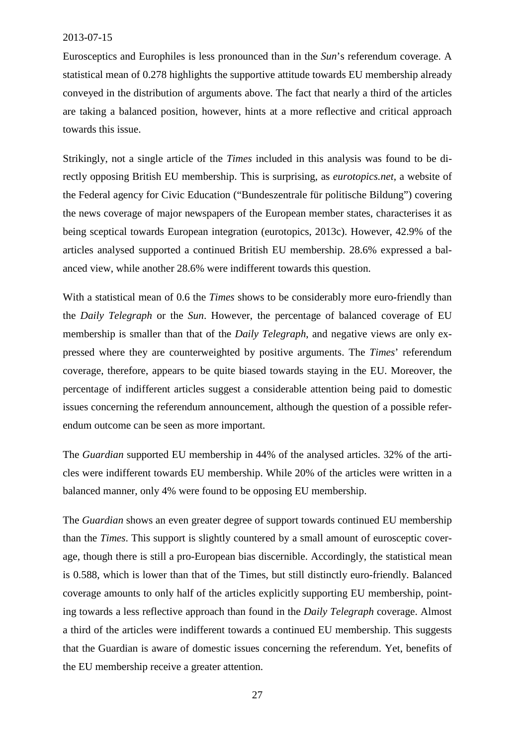Eurosceptics and Europhiles is less pronounced than in the *Sun*'s referendum coverage. A statistical mean of 0.278 highlights the supportive attitude towards EU membership already conveyed in the distribution of arguments above. The fact that nearly a third of the articles are taking a balanced position, however, hints at a more reflective and critical approach towards this issue.

Strikingly, not a single article of the *Times* included in this analysis was found to be directly opposing British EU membership. This is surprising, as *eurotopics.net*, a website of the Federal agency for Civic Education ("Bundeszentrale für politische Bildung") covering the news coverage of major newspapers of the European member states, characterises it as being sceptical towards European integration (eurotopics, 2013c). However, 42.9% of the articles analysed supported a continued British EU membership. 28.6% expressed a balanced view, while another 28.6% were indifferent towards this question.

With a statistical mean of 0.6 the *Times* shows to be considerably more euro-friendly than the *Daily Telegraph* or the *Sun*. However, the percentage of balanced coverage of EU membership is smaller than that of the *Daily Telegraph*, and negative views are only expressed where they are counterweighted by positive arguments. The *Times*' referendum coverage, therefore, appears to be quite biased towards staying in the EU. Moreover, the percentage of indifferent articles suggest a considerable attention being paid to domestic issues concerning the referendum announcement, although the question of a possible referendum outcome can be seen as more important.

The *Guardian* supported EU membership in 44% of the analysed articles. 32% of the articles were indifferent towards EU membership. While 20% of the articles were written in a balanced manner, only 4% were found to be opposing EU membership.

The *Guardian* shows an even greater degree of support towards continued EU membership than the *Times*. This support is slightly countered by a small amount of eurosceptic coverage, though there is still a pro-European bias discernible. Accordingly, the statistical mean is 0.588, which is lower than that of the Times, but still distinctly euro-friendly. Balanced coverage amounts to only half of the articles explicitly supporting EU membership, pointing towards a less reflective approach than found in the *Daily Telegraph* coverage. Almost a third of the articles were indifferent towards a continued EU membership. This suggests that the Guardian is aware of domestic issues concerning the referendum. Yet, benefits of the EU membership receive a greater attention.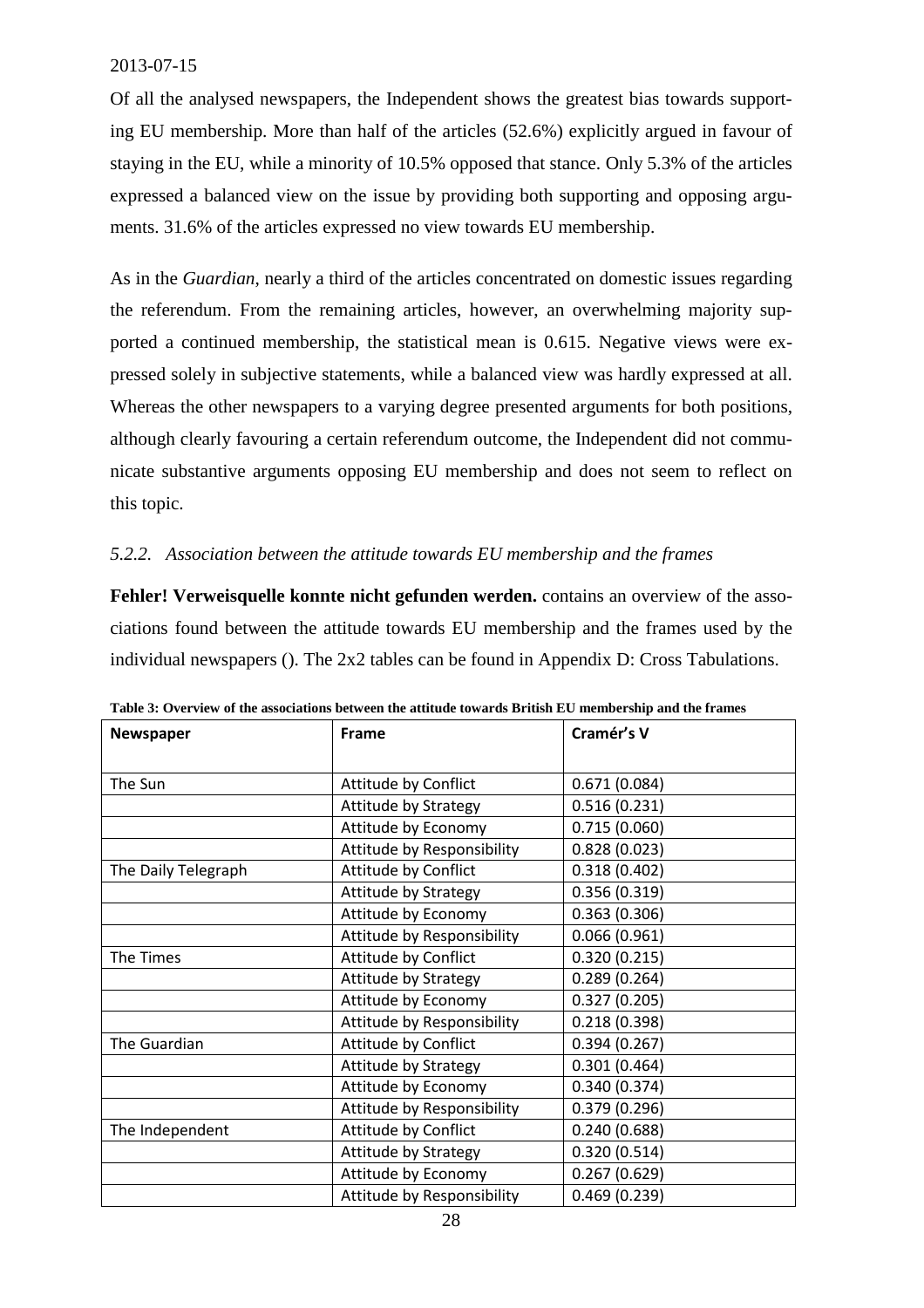Of all the analysed newspapers, the Independent shows the greatest bias towards supporting EU membership. More than half of the articles (52.6%) explicitly argued in favour of staying in the EU, while a minority of 10.5% opposed that stance. Only 5.3% of the articles expressed a balanced view on the issue by providing both supporting and opposing arguments. 31.6% of the articles expressed no view towards EU membership.

As in the *Guardian*, nearly a third of the articles concentrated on domestic issues regarding the referendum. From the remaining articles, however, an overwhelming majority supported a continued membership, the statistical mean is 0.615. Negative views were expressed solely in subjective statements, while a balanced view was hardly expressed at all. Whereas the other newspapers to a varying degree presented arguments for both positions, although clearly favouring a certain referendum outcome, the Independent did not communicate substantive arguments opposing EU membership and does not seem to reflect on this topic.

### *5.2.2. Association between the attitude towards EU membership and the frames*

**Fehler! Verweisquelle konnte nicht gefunden werden.** contains an overview of the associations found between the attitude towards EU membership and the frames used by the individual newspapers (). The 2x2 tables can be found in Appendix D: Cross Tabulations.

**Table 3: Overview of the associations between the attitude towards British EU membership and the frames**

| Newspaper | Frame | Cramér's V |
|---|---|---|
| The Sun | Attitude by Conflict | 0.671 (0.084) |
| | Attitude by Strategy | 0.516 (0.231) |
| | Attitude by Economy | 0.715 (0.060) |
| | Attitude by Responsibility | 0.828 (0.023) |
| The Daily Telegraph | Attitude by Conflict | 0.318 (0.402) |
| | Attitude by Strategy | 0.356 (0.319) |
| | Attitude by Economy | 0.363 (0.306) |
| | Attitude by Responsibility | 0.066 (0.961) |
| The Times | Attitude by Conflict | 0.320 (0.215) |
| | Attitude by Strategy | 0.289 (0.264) |
| | Attitude by Economy | 0.327 (0.205) |
| | Attitude by Responsibility | 0.218 (0.398) |
| The Guardian | Attitude by Conflict | 0.394 (0.267) |
| | Attitude by Strategy | 0.301 (0.464) |
| | Attitude by Economy | 0.340 (0.374) |
| | Attitude by Responsibility | 0.379 (0.296) |
| The Independent | Attitude by Conflict | 0.240 (0.688) |
| | Attitude by Strategy | 0.320 (0.514) |
| | Attitude by Economy | 0.267 (0.629) |
| | Attitude by Responsibility | 0.469 (0.239) |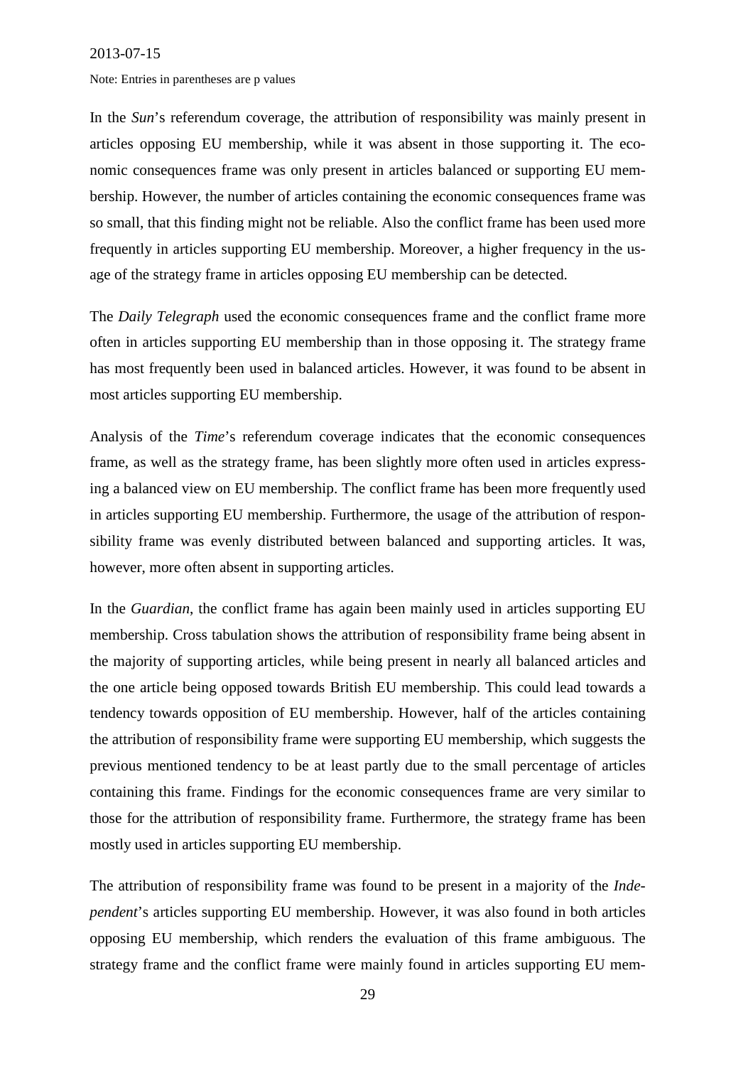2013-07-15

Note: Entries in parentheses are p values

In the *Sun*'s referendum coverage, the attribution of responsibility was mainly present in articles opposing EU membership, while it was absent in those supporting it. The economic consequences frame was only present in articles balanced or supporting EU membership. However, the number of articles containing the economic consequences frame was so small, that this finding might not be reliable. Also the conflict frame has been used more frequently in articles supporting EU membership. Moreover, a higher frequency in the usage of the strategy frame in articles opposing EU membership can be detected.

The *Daily Telegraph* used the economic consequences frame and the conflict frame more often in articles supporting EU membership than in those opposing it. The strategy frame has most frequently been used in balanced articles. However, it was found to be absent in most articles supporting EU membership.

Analysis of the *Time*'s referendum coverage indicates that the economic consequences frame, as well as the strategy frame, has been slightly more often used in articles expressing a balanced view on EU membership. The conflict frame has been more frequently used in articles supporting EU membership. Furthermore, the usage of the attribution of responsibility frame was evenly distributed between balanced and supporting articles. It was, however, more often absent in supporting articles.

In the *Guardian*, the conflict frame has again been mainly used in articles supporting EU membership. Cross tabulation shows the attribution of responsibility frame being absent in the majority of supporting articles, while being present in nearly all balanced articles and the one article being opposed towards British EU membership. This could lead towards a tendency towards opposition of EU membership. However, half of the articles containing the attribution of responsibility frame were supporting EU membership, which suggests the previous mentioned tendency to be at least partly due to the small percentage of articles containing this frame. Findings for the economic consequences frame are very similar to those for the attribution of responsibility frame. Furthermore, the strategy frame has been mostly used in articles supporting EU membership.

The attribution of responsibility frame was found to be present in a majority of the *Independent*'s articles supporting EU membership. However, it was also found in both articles opposing EU membership, which renders the evaluation of this frame ambiguous. The strategy frame and the conflict frame were mainly found in articles supporting EU mem-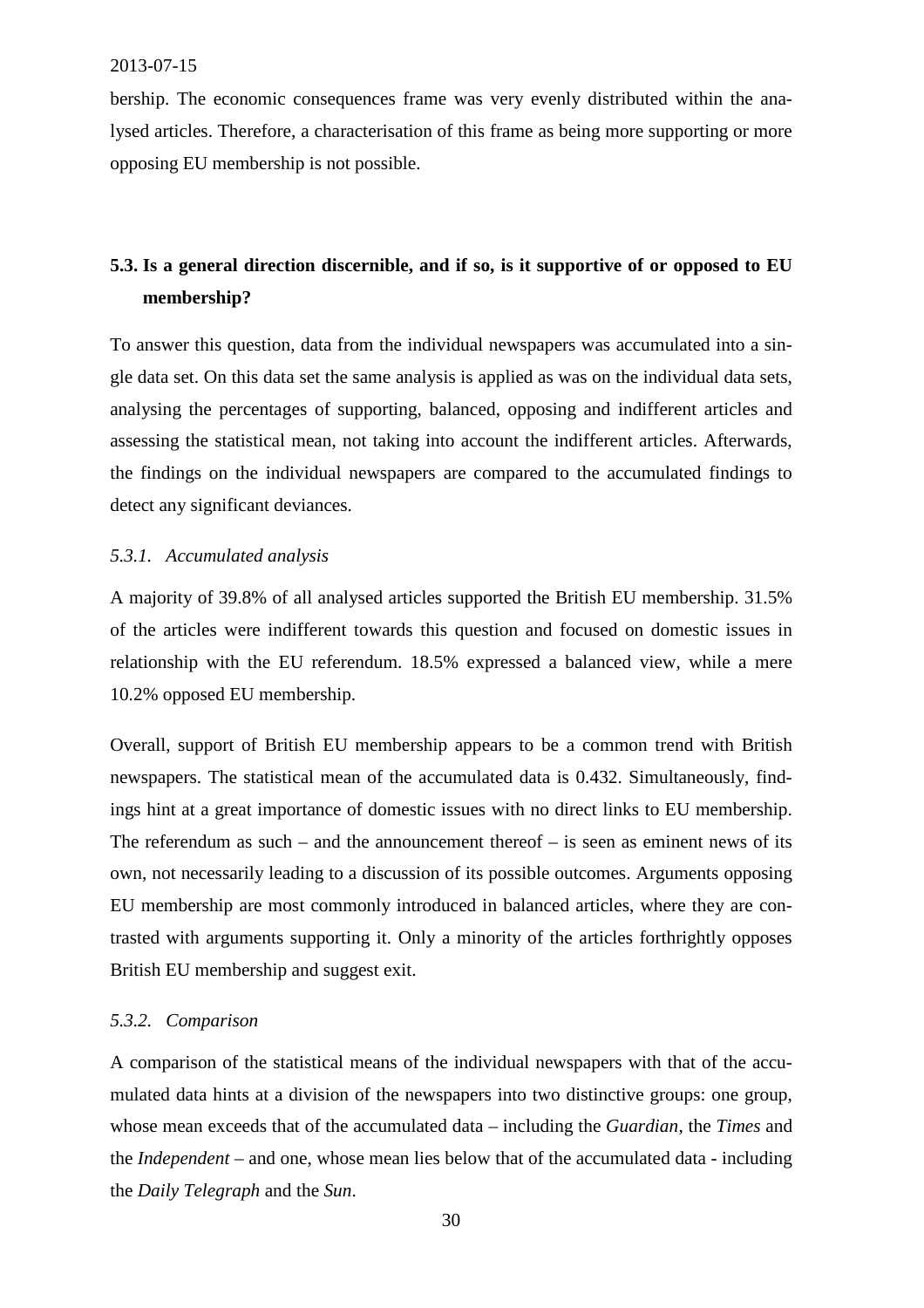bership. The economic consequences frame was very evenly distributed within the analysed articles. Therefore, a characterisation of this frame as being more supporting or more opposing EU membership is not possible.

## 5.3. Is a general direction discernible, and if so, is it supportive of or opposed to EU membership?

To answer this question, data from the individual newspapers was accumulated into a single data set. On this data set the same analysis is applied as was on the individual data sets, analysing the percentages of supporting, balanced, opposing and indifferent articles and assessing the statistical mean, not taking into account the indifferent articles. Afterwards, the findings on the individual newspapers are compared to the accumulated findings to detect any significant deviances.

### *5.3.1. Accumulated analysis*

A majority of 39.8% of all analysed articles supported the British EU membership. 31.5% of the articles were indifferent towards this question and focused on domestic issues in relationship with the EU referendum. 18.5% expressed a balanced view, while a mere 10.2% opposed EU membership.

Overall, support of British EU membership appears to be a common trend with British newspapers. The statistical mean of the accumulated data is 0.432. Simultaneously, findings hint at a great importance of domestic issues with no direct links to EU membership. The referendum as such – and the announcement thereof – is seen as eminent news of its own, not necessarily leading to a discussion of its possible outcomes. Arguments opposing EU membership are most commonly introduced in balanced articles, where they are contrasted with arguments supporting it. Only a minority of the articles forthrightly opposes British EU membership and suggest exit.

### *5.3.2. Comparison*

A comparison of the statistical means of the individual newspapers with that of the accumulated data hints at a division of the newspapers into two distinctive groups: one group, whose mean exceeds that of the accumulated data – including the *Guardian*, the *Times* and the *Independent* – and one, whose mean lies below that of the accumulated data - including the *Daily Telegraph* and the *Sun*.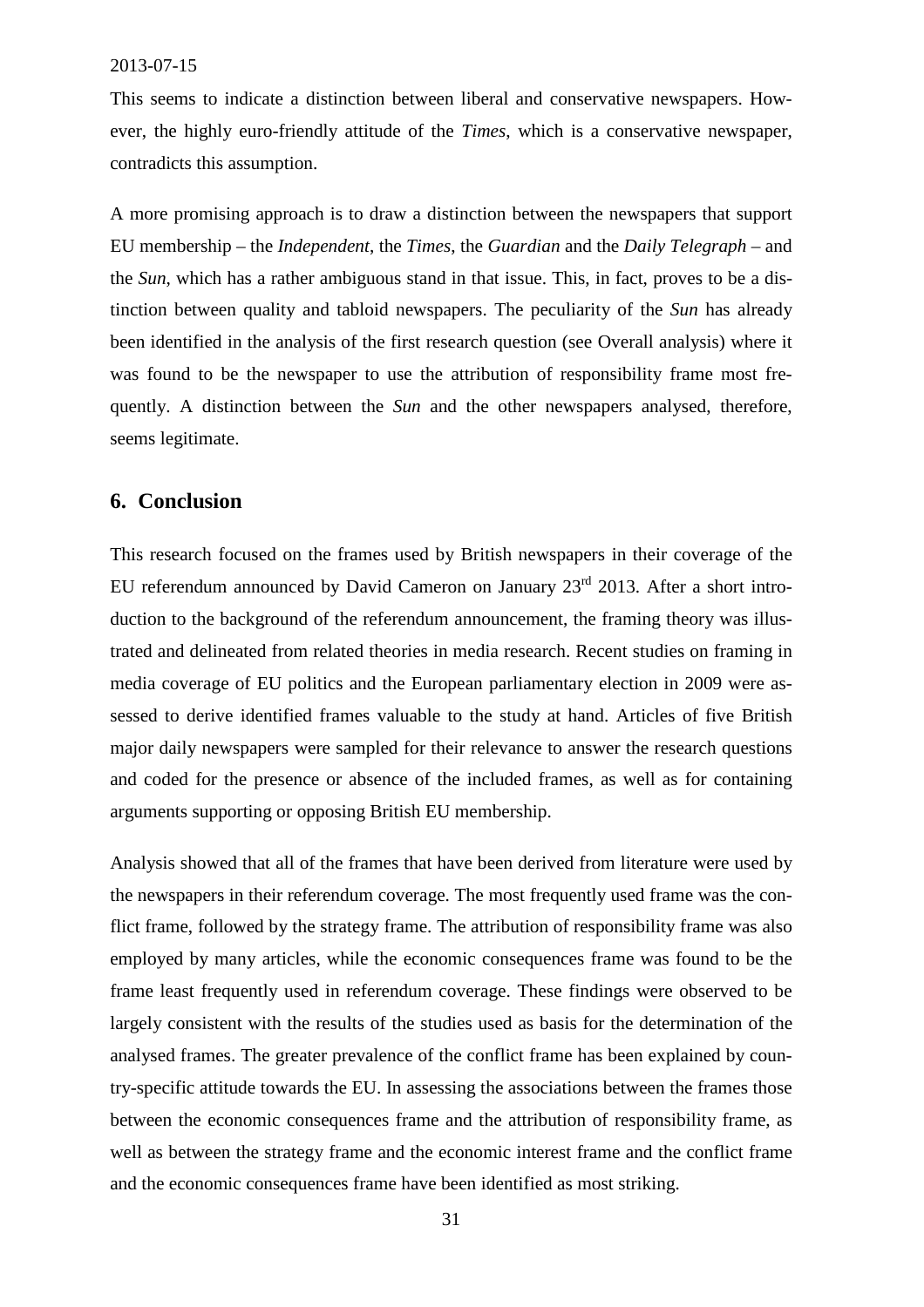This seems to indicate a distinction between liberal and conservative newspapers. However, the highly euro-friendly attitude of the *Times*, which is a conservative newspaper, contradicts this assumption.

A more promising approach is to draw a distinction between the newspapers that support EU membership – the *Independent*, the *Times*, the *Guardian* and the *Daily Telegraph* – and the *Sun*, which has a rather ambiguous stand in that issue. This, in fact, proves to be a distinction between quality and tabloid newspapers. The peculiarity of the *Sun* has already been identified in the analysis of the first research question (see Overall analysis) where it was found to be the newspaper to use the attribution of responsibility frame most frequently. A distinction between the *Sun* and the other newspapers analysed, therefore, seems legitimate.

## 6. Conclusion

This research focused on the frames used by British newspapers in their coverage of the EU referendum announced by David Cameron on January 23rd 2013. After a short introduction to the background of the referendum announcement, the framing theory was illustrated and delineated from related theories in media research. Recent studies on framing in media coverage of EU politics and the European parliamentary election in 2009 were assessed to derive identified frames valuable to the study at hand. Articles of five British major daily newspapers were sampled for their relevance to answer the research questions and coded for the presence or absence of the included frames, as well as for containing arguments supporting or opposing British EU membership.

Analysis showed that all of the frames that have been derived from literature were used by the newspapers in their referendum coverage. The most frequently used frame was the conflict frame, followed by the strategy frame. The attribution of responsibility frame was also employed by many articles, while the economic consequences frame was found to be the frame least frequently used in referendum coverage. These findings were observed to be largely consistent with the results of the studies used as basis for the determination of the analysed frames. The greater prevalence of the conflict frame has been explained by country-specific attitude towards the EU. In assessing the associations between the frames those between the economic consequences frame and the attribution of responsibility frame, as well as between the strategy frame and the economic interest frame and the conflict frame and the economic consequences frame have been identified as most striking.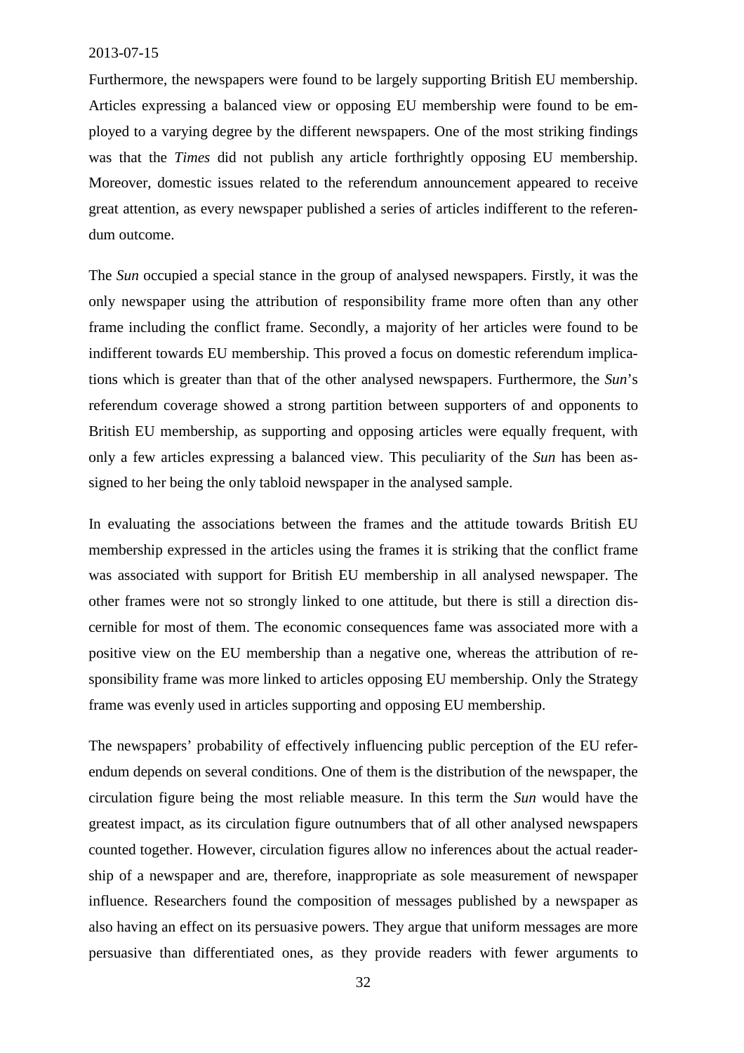Furthermore, the newspapers were found to be largely supporting British EU membership. Articles expressing a balanced view or opposing EU membership were found to be employed to a varying degree by the different newspapers. One of the most striking findings was that the *Times* did not publish any article forthrightly opposing EU membership. Moreover, domestic issues related to the referendum announcement appeared to receive great attention, as every newspaper published a series of articles indifferent to the referendum outcome.

The *Sun* occupied a special stance in the group of analysed newspapers. Firstly, it was the only newspaper using the attribution of responsibility frame more often than any other frame including the conflict frame. Secondly, a majority of her articles were found to be indifferent towards EU membership. This proved a focus on domestic referendum implications which is greater than that of the other analysed newspapers. Furthermore, the *Sun*'s referendum coverage showed a strong partition between supporters of and opponents to British EU membership, as supporting and opposing articles were equally frequent, with only a few articles expressing a balanced view. This peculiarity of the *Sun* has been assigned to her being the only tabloid newspaper in the analysed sample.

In evaluating the associations between the frames and the attitude towards British EU membership expressed in the articles using the frames it is striking that the conflict frame was associated with support for British EU membership in all analysed newspaper. The other frames were not so strongly linked to one attitude, but there is still a direction discernible for most of them. The economic consequences fame was associated more with a positive view on the EU membership than a negative one, whereas the attribution of responsibility frame was more linked to articles opposing EU membership. Only the Strategy frame was evenly used in articles supporting and opposing EU membership.

The newspapers' probability of effectively influencing public perception of the EU referendum depends on several conditions. One of them is the distribution of the newspaper, the circulation figure being the most reliable measure. In this term the *Sun* would have the greatest impact, as its circulation figure outnumbers that of all other analysed newspapers counted together. However, circulation figures allow no inferences about the actual readership of a newspaper and are, therefore, inappropriate as sole measurement of newspaper influence. Researchers found the composition of messages published by a newspaper as also having an effect on its persuasive powers. They argue that uniform messages are more persuasive than differentiated ones, as they provide readers with fewer arguments to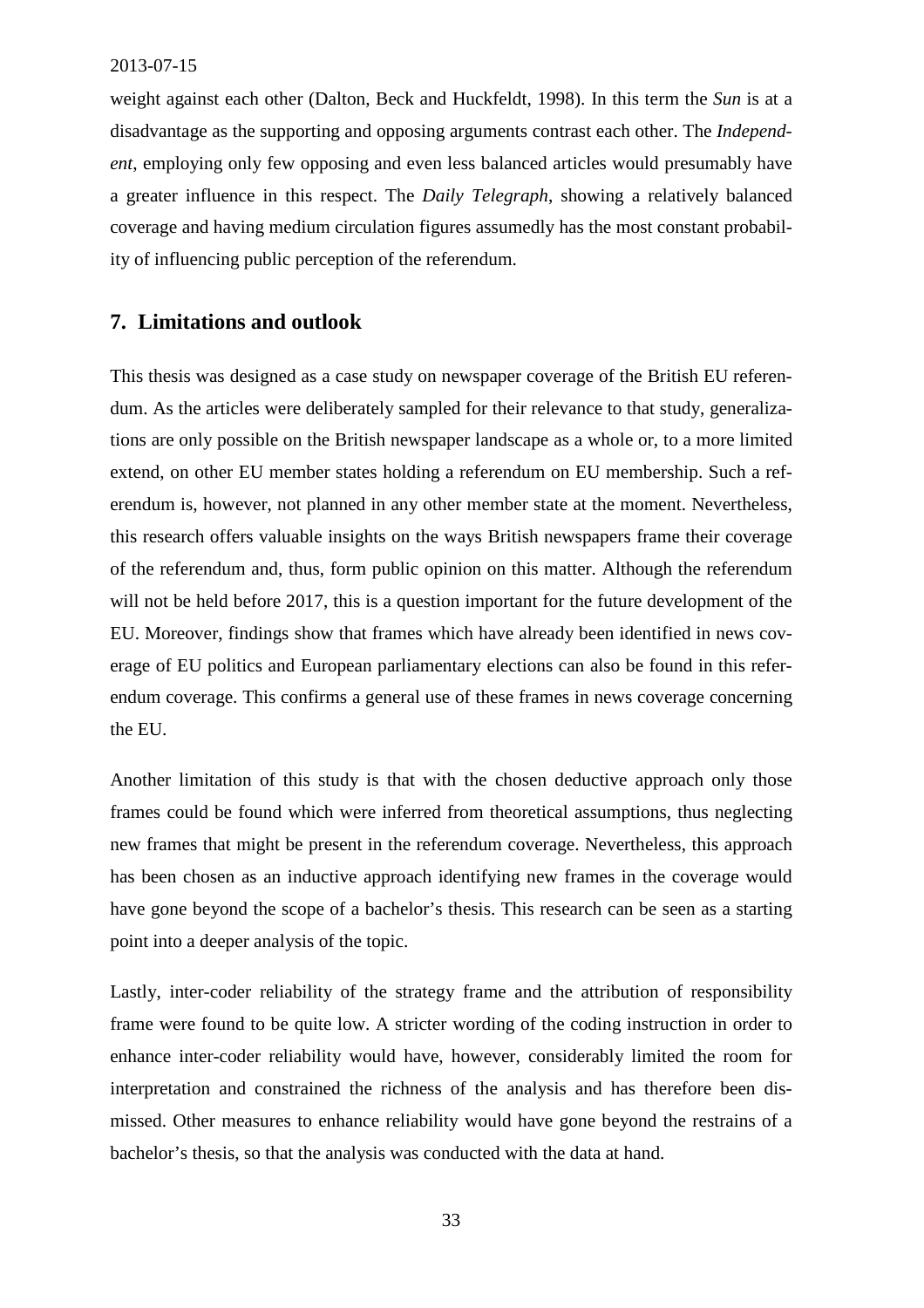weight against each other (Dalton, Beck and Huckfeldt, 1998). In this term the *Sun* is at a disadvantage as the supporting and opposing arguments contrast each other. The *Independent*, employing only few opposing and even less balanced articles would presumably have a greater influence in this respect. The *Daily Telegraph*, showing a relatively balanced coverage and having medium circulation figures assumedly has the most constant probability of influencing public perception of the referendum.

## 7. Limitations and outlook

This thesis was designed as a case study on newspaper coverage of the British EU referendum. As the articles were deliberately sampled for their relevance to that study, generalizations are only possible on the British newspaper landscape as a whole or, to a more limited extend, on other EU member states holding a referendum on EU membership. Such a referendum is, however, not planned in any other member state at the moment. Nevertheless, this research offers valuable insights on the ways British newspapers frame their coverage of the referendum and, thus, form public opinion on this matter. Although the referendum will not be held before 2017, this is a question important for the future development of the EU. Moreover, findings show that frames which have already been identified in news coverage of EU politics and European parliamentary elections can also be found in this referendum coverage. This confirms a general use of these frames in news coverage concerning the EU.

Another limitation of this study is that with the chosen deductive approach only those frames could be found which were inferred from theoretical assumptions, thus neglecting new frames that might be present in the referendum coverage. Nevertheless, this approach has been chosen as an inductive approach identifying new frames in the coverage would have gone beyond the scope of a bachelor's thesis. This research can be seen as a starting point into a deeper analysis of the topic.

Lastly, inter-coder reliability of the strategy frame and the attribution of responsibility frame were found to be quite low. A stricter wording of the coding instruction in order to enhance inter-coder reliability would have, however, considerably limited the room for interpretation and constrained the richness of the analysis and has therefore been dismissed. Other measures to enhance reliability would have gone beyond the restrains of a bachelor's thesis, so that the analysis was conducted with the data at hand.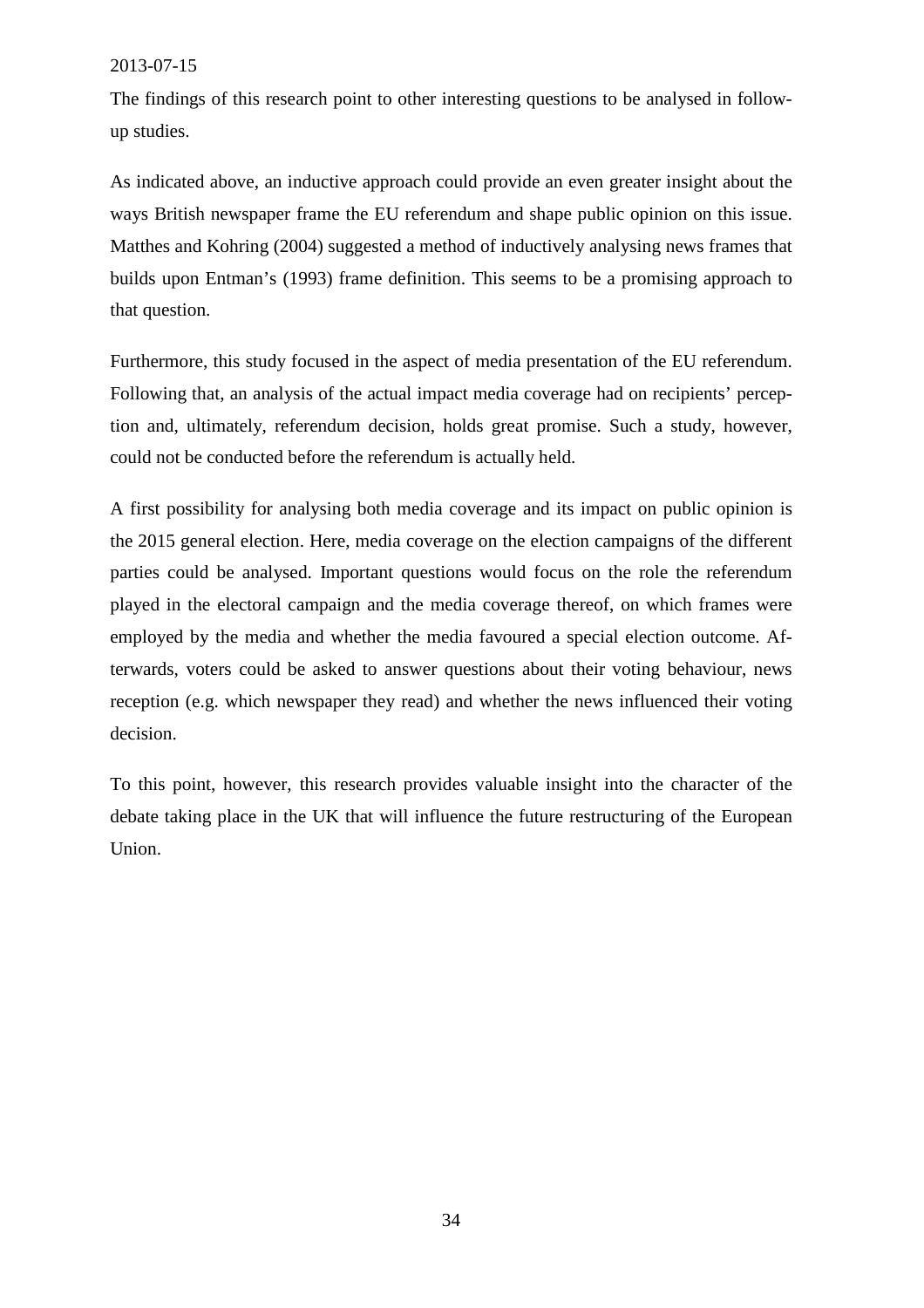The findings of this research point to other interesting questions to be analysed in follow-up studies.

As indicated above, an inductive approach could provide an even greater insight about the ways British newspaper frame the EU referendum and shape public opinion on this issue. Matthes and Kohring (2004) suggested a method of inductively analysing news frames that builds upon Entman's (1993) frame definition. This seems to be a promising approach to that question.

Furthermore, this study focused in the aspect of media presentation of the EU referendum. Following that, an analysis of the actual impact media coverage had on recipients' perception and, ultimately, referendum decision, holds great promise. Such a study, however, could not be conducted before the referendum is actually held.

A first possibility for analysing both media coverage and its impact on public opinion is the 2015 general election. Here, media coverage on the election campaigns of the different parties could be analysed. Important questions would focus on the role the referendum played in the electoral campaign and the media coverage thereof, on which frames were employed by the media and whether the media favoured a special election outcome. Afterwards, voters could be asked to answer questions about their voting behaviour, news reception (e.g. which newspaper they read) and whether the news influenced their voting decision.

To this point, however, this research provides valuable insight into the character of the debate taking place in the UK that will influence the future restructuring of the European Union.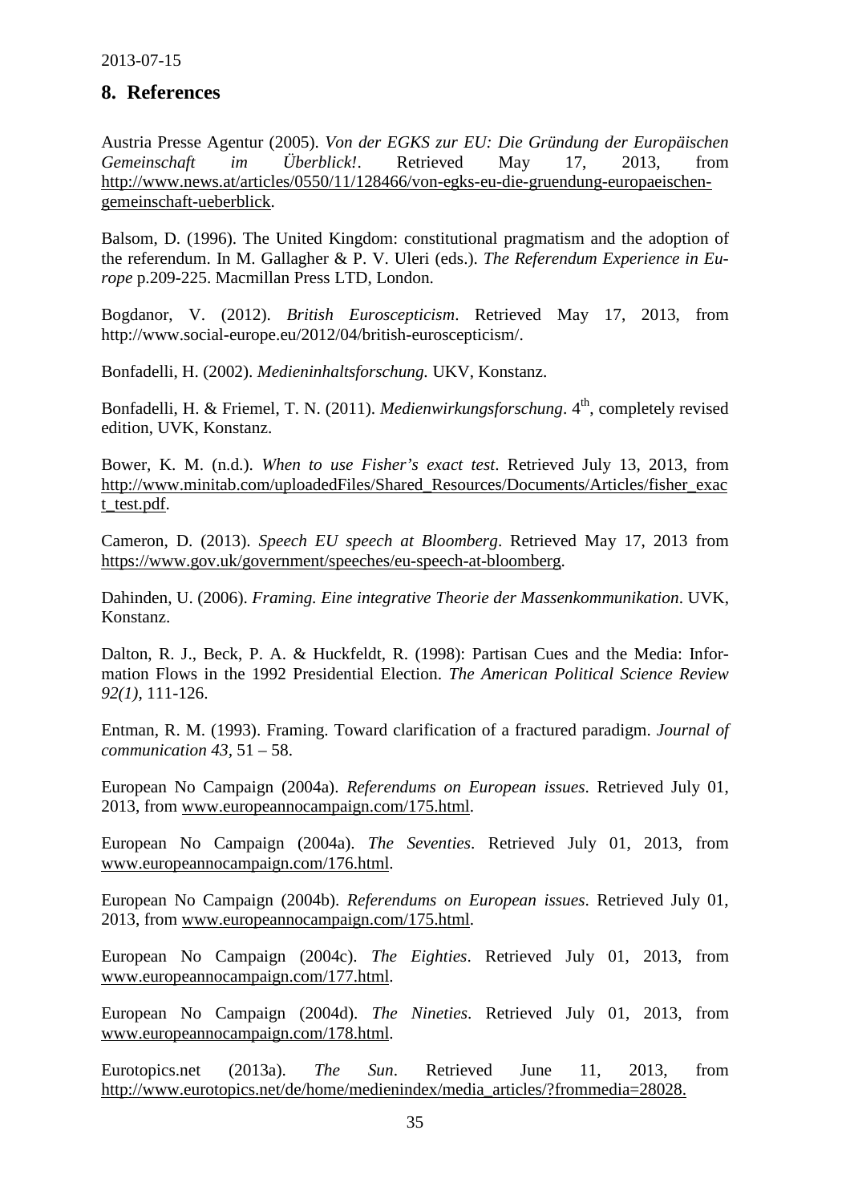## 8. References

Austria Presse Agentur (2005). *Von der EGKS zur EU: Die Gründung der Europäischen Gemeinschaft im Überblick!*. Retrieved May 17, 2013, from http://www.news.at/articles/0550/11/128466/von-egks-eu-die-gruendung-europaeischen-gemeinschaft-ueberblick.

Balsom, D. (1996). The United Kingdom: constitutional pragmatism and the adoption of the referendum. In M. Gallagher & P. V. Uleri (eds.). *The Referendum Experience in Europe* p.209-225. Macmillan Press LTD, London.

Bogdanor, V. (2012). *British Euroscepticism*. Retrieved May 17, 2013, from http://www.social-europe.eu/2012/04/british-euroscepticism/.

Bonfadelli, H. (2002). *Medieninhaltsforschung.* UKV, Konstanz.

Bonfadelli, H. & Friemel, T. N. (2011). *Medienwirkungsforschung*. 4th, completely revised edition, UVK, Konstanz.

Bower, K. M. (n.d.). *When to use Fisher's exact test*. Retrieved July 13, 2013, from http://www.minitab.com/uploadedFiles/Shared_Resources/Documents/Articles/fisher_exact_test.pdf.

Cameron, D. (2013). *Speech EU speech at Bloomberg*. Retrieved May 17, 2013 from https://www.gov.uk/government/speeches/eu-speech-at-bloomberg.

Dahinden, U. (2006). *Framing. Eine integrative Theorie der Massenkommunikation*. UVK, Konstanz.

Dalton, R. J., Beck, P. A. & Huckfeldt, R. (1998): Partisan Cues and the Media: Information Flows in the 1992 Presidential Election. *The American Political Science Review 92(1)*, 111-126.

Entman, R. M. (1993). Framing. Toward clarification of a fractured paradigm. *Journal of communication 43*, 51 – 58.

European No Campaign (2004a). *Referendums on European issues*. Retrieved July 01, 2013, from www.europeannocampaign.com/175.html.

European No Campaign (2004a). *The Seventies*. Retrieved July 01, 2013, from www.europeannocampaign.com/176.html.

European No Campaign (2004b). *Referendums on European issues*. Retrieved July 01, 2013, from www.europeannocampaign.com/175.html.

European No Campaign (2004c). *The Eighties*. Retrieved July 01, 2013, from www.europeannocampaign.com/177.html.

European No Campaign (2004d). *The Nineties*. Retrieved July 01, 2013, from www.europeannocampaign.com/178.html.

Eurotopics.net (2013a). *The Sun*. Retrieved June 11, 2013, from http://www.eurotopics.net/de/home/medienindex/media_articles/?frommedia=28028.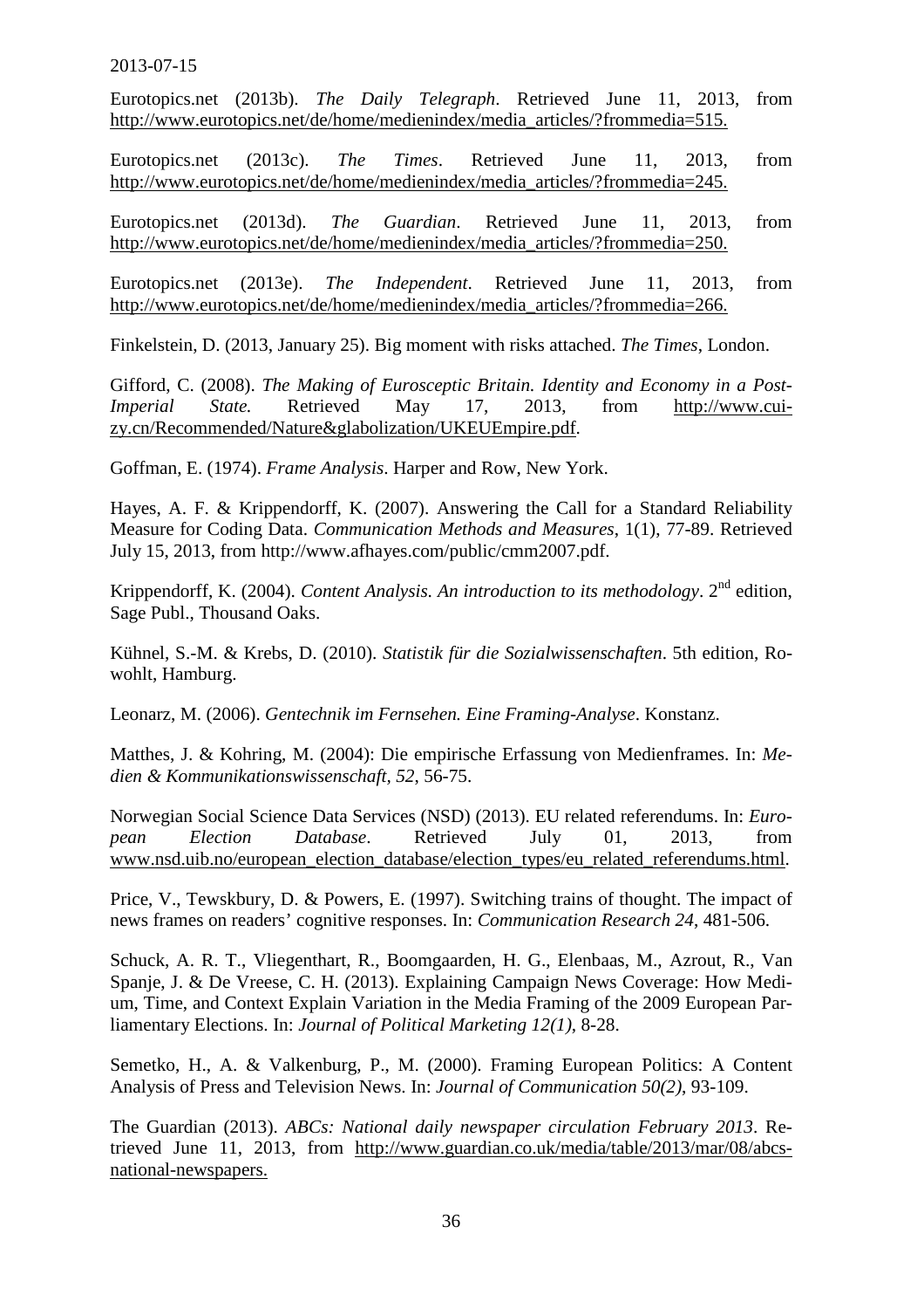2013-07-15

Eurotopics.net (2013b). *The Daily Telegraph*. Retrieved June 11, 2013, from http://www.eurotopics.net/de/home/medienindex/media_articles/?frommedia=515.

Eurotopics.net (2013c). *The Times*. Retrieved June 11, 2013, from http://www.eurotopics.net/de/home/medienindex/media_articles/?frommedia=245.

Eurotopics.net (2013d). *The Guardian*. Retrieved June 11, 2013, from http://www.eurotopics.net/de/home/medienindex/media_articles/?frommedia=250.

Eurotopics.net (2013e). *The Independent*. Retrieved June 11, 2013, from http://www.eurotopics.net/de/home/medienindex/media_articles/?frommedia=266.

Finkelstein, D. (2013, January 25). Big moment with risks attached. *The Times*, London.

Gifford, C. (2008). *The Making of Eurosceptic Britain. Identity and Economy in a Post-Imperial State.* Retrieved May 17, 2013, from http://www.cui-zy.cn/Recommended/Nature&glabolization/UKEUEmpire.pdf.

Goffman, E. (1974). *Frame Analysis*. Harper and Row, New York.

Hayes, A. F. & Krippendorff, K. (2007). Answering the Call for a Standard Reliability Measure for Coding Data. *Communication Methods and Measures*, 1(1), 77-89. Retrieved July 15, 2013, from http://www.afhayes.com/public/cmm2007.pdf.

Krippendorff, K. (2004). *Content Analysis. An introduction to its methodology*. 2nd edition, Sage Publ., Thousand Oaks.

Kühnel, S.-M. & Krebs, D. (2010). *Statistik für die Sozialwissenschaften*. 5th edition, Rowohlt, Hamburg.

Leonarz, M. (2006). *Gentechnik im Fernsehen. Eine Framing-Analyse*. Konstanz.

Matthes, J. & Kohring, M. (2004): Die empirische Erfassung von Medienframes. In: *Medien & Kommunikationswissenschaft, 52*, 56-75.

Norwegian Social Science Data Services (NSD) (2013). EU related referendums. In: *European Election Database*. Retrieved July 01, 2013, from www.nsd.uib.no/european_election_database/election_types/eu_related_referendums.html.

Price, V., Tewskbury, D. & Powers, E. (1997). Switching trains of thought. The impact of news frames on readers' cognitive responses. In: *Communication Research 24*, 481-506.

Schuck, A. R. T., Vliegenthart, R., Boomgaarden, H. G., Elenbaas, M., Azrout, R., Van Spanje, J. & De Vreese, C. H. (2013). Explaining Campaign News Coverage: How Medium, Time, and Context Explain Variation in the Media Framing of the 2009 European Parliamentary Elections. In: *Journal of Political Marketing 12(1)*, 8-28.

Semetko, H., A. & Valkenburg, P., M. (2000). Framing European Politics: A Content Analysis of Press and Television News. In: *Journal of Communication 50(2)*, 93-109.

The Guardian (2013). *ABCs: National daily newspaper circulation February 2013*. Retrieved June 11, 2013, from http://www.guardian.co.uk/media/table/2013/mar/08/abcs-national-newspapers.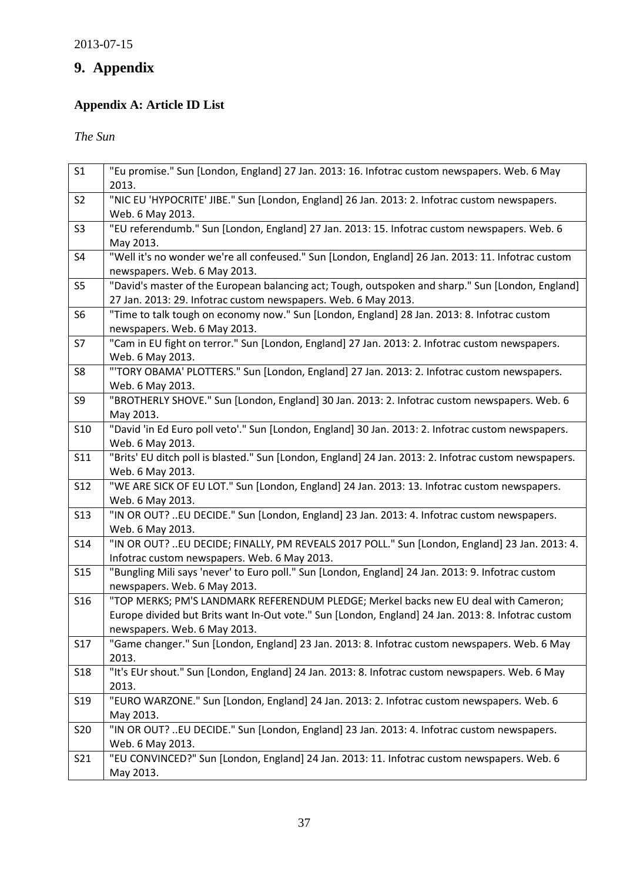2013-07-15

# 9. Appendix

## Appendix A: Article ID List

*The Sun*

| | |
|---|---|
| S1 | "Eu promise." Sun [London, England] 27 Jan. 2013: 16. Infotrac custom newspapers. Web. 6 May 2013. |
| S2 | "NIC EU 'HYPOCRITE' JIBE." Sun [London, England] 26 Jan. 2013: 2. Infotrac custom newspapers. Web. 6 May 2013. |
| S3 | "EU referendumb." Sun [London, England] 27 Jan. 2013: 15. Infotrac custom newspapers. Web. 6 May 2013. |
| S4 | "Well it's no wonder we're all confeused." Sun [London, England] 26 Jan. 2013: 11. Infotrac custom newspapers. Web. 6 May 2013. |
| S5 | "David's master of the European balancing act; Tough, outspoken and sharp." Sun [London, England] 27 Jan. 2013: 29. Infotrac custom newspapers. Web. 6 May 2013. |
| S6 | "Time to talk tough on economy now." Sun [London, England] 28 Jan. 2013: 8. Infotrac custom newspapers. Web. 6 May 2013. |
| S7 | "Cam in EU fight on terror." Sun [London, England] 27 Jan. 2013: 2. Infotrac custom newspapers. Web. 6 May 2013. |
| S8 | "'TORY OBAMA' PLOTTERS." Sun [London, England] 27 Jan. 2013: 2. Infotrac custom newspapers. Web. 6 May 2013. |
| S9 | "BROTHERLY SHOVE." Sun [London, England] 30 Jan. 2013: 2. Infotrac custom newspapers. Web. 6 May 2013. |
| S10 | "David 'in Ed Euro poll veto'." Sun [London, England] 30 Jan. 2013: 2. Infotrac custom newspapers. Web. 6 May 2013. |
| S11 | "Brits' EU ditch poll is blasted." Sun [London, England] 24 Jan. 2013: 2. Infotrac custom newspapers. Web. 6 May 2013. |
| S12 | "WE ARE SICK OF EU LOT." Sun [London, England] 24 Jan. 2013: 13. Infotrac custom newspapers. Web. 6 May 2013. |
| S13 | "IN OR OUT? ..EU DECIDE." Sun [London, England] 23 Jan. 2013: 4. Infotrac custom newspapers. Web. 6 May 2013. |
| S14 | "IN OR OUT? ..EU DECIDE; FINALLY, PM REVEALS 2017 POLL." Sun [London, England] 23 Jan. 2013: 4. Infotrac custom newspapers. Web. 6 May 2013. |
| S15 | "Bungling Mili says 'never' to Euro poll." Sun [London, England] 24 Jan. 2013: 9. Infotrac custom newspapers. Web. 6 May 2013. |
| S16 | "TOP MERKS; PM'S LANDMARK REFERENDUM PLEDGE; Merkel backs new EU deal with Cameron; Europe divided but Brits want In-Out vote." Sun [London, England] 24 Jan. 2013: 8. Infotrac custom newspapers. Web. 6 May 2013. |
| S17 | "Game changer." Sun [London, England] 23 Jan. 2013: 8. Infotrac custom newspapers. Web. 6 May 2013. |
| S18 | "It's EUr shout." Sun [London, England] 24 Jan. 2013: 8. Infotrac custom newspapers. Web. 6 May 2013. |
| S19 | "EURO WARZONE." Sun [London, England] 24 Jan. 2013: 2. Infotrac custom newspapers. Web. 6 May 2013. |
| S20 | "IN OR OUT? ..EU DECIDE." Sun [London, England] 23 Jan. 2013: 4. Infotrac custom newspapers. Web. 6 May 2013. |
| S21 | "EU CONVINCED?" Sun [London, England] 24 Jan. 2013: 11. Infotrac custom newspapers. Web. 6 May 2013. |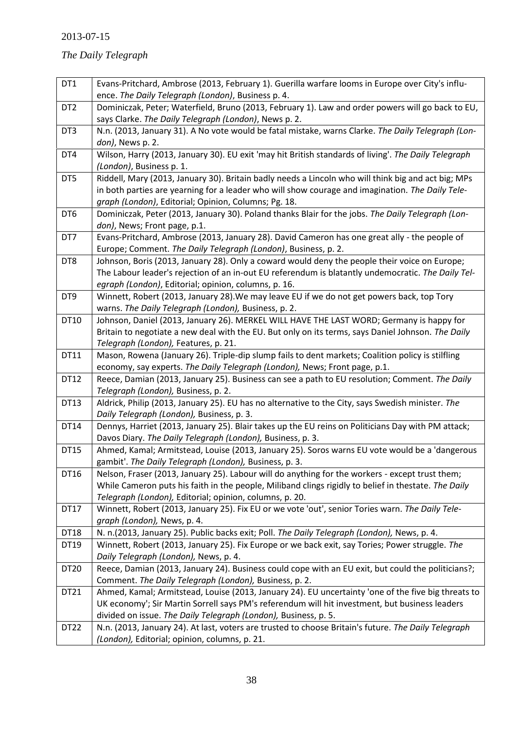2013-07-15

*The Daily Telegraph*

| | |
|---|---|
| DT1 | Evans-Pritchard, Ambrose (2013, February 1). Guerilla warfare looms in Europe over City's influence. *The Daily Telegraph (London)*, Business p. 4. |
| DT2 | Dominiczak, Peter; Waterfield, Bruno (2013, February 1). Law and order powers will go back to EU, says Clarke. *The Daily Telegraph (London)*, News p. 2. |
| DT3 | N.n. (2013, January 31). A No vote would be fatal mistake, warns Clarke. *The Daily Telegraph (London)*, News p. 2. |
| DT4 | Wilson, Harry (2013, January 30). EU exit 'may hit British standards of living'. *The Daily Telegraph (London)*, Business p. 1. |
| DT5 | Riddell, Mary (2013, January 30). Britain badly needs a Lincoln who will think big and act big; MPs in both parties are yearning for a leader who will show courage and imagination. *The Daily Telegraph (London)*, Editorial; Opinion, Columns; Pg. 18. |
| DT6 | Dominiczak, Peter (2013, January 30). Poland thanks Blair for the jobs. *The Daily Telegraph (London)*, News; Front page, p.1. |
| DT7 | Evans-Pritchard, Ambrose (2013, January 28). David Cameron has one great ally - the people of Europe; Comment. *The Daily Telegraph (London)*, Business, p. 2. |
| DT8 | Johnson, Boris (2013, January 28). Only a coward would deny the people their voice on Europe; The Labour leader's rejection of an in-out EU referendum is blatantly undemocratic. *The Daily Telegraph (London)*, Editorial; opinion, columns, p. 16. |
| DT9 | Winnett, Robert (2013, January 28).We may leave EU if we do not get powers back, top Tory warns. *The Daily Telegraph (London),* Business, p. 2. |
| DT10 | Johnson, Daniel (2013, January 26). MERKEL WILL HAVE THE LAST WORD; Germany is happy for Britain to negotiate a new deal with the EU. But only on its terms, says Daniel Johnson. *The Daily Telegraph (London),* Features, p. 21. |
| DT11 | Mason, Rowena (January 26). Triple-dip slump fails to dent markets; Coalition policy is stilfling economy, say experts. *The Daily Telegraph (London),* News; Front page, p.1. |
| DT12 | Reece, Damian (2013, January 25). Business can see a path to EU resolution; Comment. *The Daily Telegraph (London),* Business, p. 2. |
| DT13 | Aldrick, Philip (2013, January 25). EU has no alternative to the City, says Swedish minister. *The Daily Telegraph (London),* Business, p. 3. |
| DT14 | Dennys, Harriet (2013, January 25). Blair takes up the EU reins on Politicians Day with PM attack; Davos Diary. *The Daily Telegraph (London),* Business, p. 3. |
| DT15 | Ahmed, Kamal; Armitstead, Louise (2013, January 25). Soros warns EU vote would be a 'dangerous gambit'. *The Daily Telegraph (London),* Business, p. 3. |
| DT16 | Nelson, Fraser (2013, January 25). Labour will do anything for the workers - except trust them; While Cameron puts his faith in the people, Miliband clings rigidly to belief in thestate. *The Daily Telegraph (London),* Editorial; opinion, columns, p. 20. |
| DT17 | Winnett, Robert (2013, January 25). Fix EU or we vote 'out', senior Tories warn. *The Daily Telegraph (London),* News, p. 4. |
| DT18 | N. n.(2013, January 25). Public backs exit; Poll. *The Daily Telegraph (London),* News, p. 4. |
| DT19 | Winnett, Robert (2013, January 25). Fix Europe or we back exit, say Tories; Power struggle. *The Daily Telegraph (London),* News, p. 4. |
| DT20 | Reece, Damian (2013, January 24). Business could cope with an EU exit, but could the politicians?; Comment. *The Daily Telegraph (London),* Business, p. 2. |
| DT21 | Ahmed, Kamal; Armitstead, Louise (2013, January 24). EU uncertainty 'one of the five big threats to UK economy'; Sir Martin Sorrell says PM's referendum will hit investment, but business leaders divided on issue. *The Daily Telegraph (London),* Business, p. 5. |
| DT22 | N.n. (2013, January 24). At last, voters are trusted to choose Britain's future. *The Daily Telegraph (London),* Editorial; opinion, columns, p. 21. |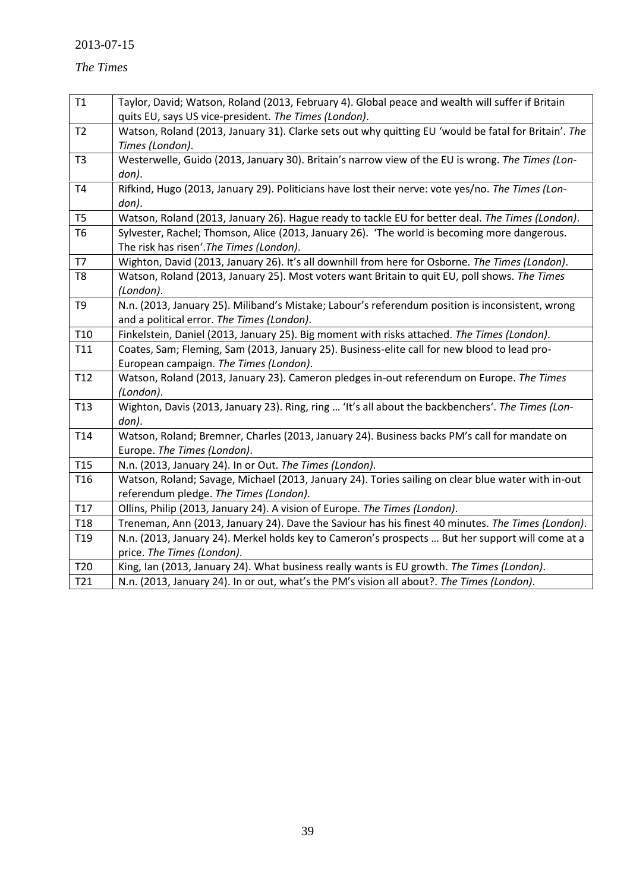2013-07-15

*The Times*

| | |
|---|---|
| T1 | Taylor, David; Watson, Roland (2013, February 4). Global peace and wealth will suffer if Britain quits EU, says US vice-president. *The Times (London)*. |
| T2 | Watson, Roland (2013, January 31). Clarke sets out why quitting EU 'would be fatal for Britain'. *The Times (London)*. |
| T3 | Westerwelle, Guido (2013, January 30). Britain's narrow view of the EU is wrong. *The Times (London)*. |
| T4 | Rifkind, Hugo (2013, January 29). Politicians have lost their nerve: vote yes/no. *The Times (London)*. |
| T5 | Watson, Roland (2013, January 26). Hague ready to tackle EU for better deal. *The Times (London)*. |
| T6 | Sylvester, Rachel; Thomson, Alice (2013, January 26). 'The world is becoming more dangerous. The risk has risen'.*The Times (London)*. |
| T7 | Wighton, David (2013, January 26). It's all downhill from here for Osborne. *The Times (London)*. |
| T8 | Watson, Roland (2013, January 25). Most voters want Britain to quit EU, poll shows. *The Times (London)*. |
| T9 | N.n. (2013, January 25). Miliband's Mistake; Labour's referendum position is inconsistent, wrong and a political error. *The Times (London)*. |
| T10 | Finkelstein, Daniel (2013, January 25). Big moment with risks attached. *The Times (London)*. |
| T11 | Coates, Sam; Fleming, Sam (2013, January 25). Business-elite call for new blood to lead pro-European campaign. *The Times (London)*. |
| T12 | Watson, Roland (2013, January 23). Cameron pledges in-out referendum on Europe. *The Times (London)*. |
| T13 | Wighton, Davis (2013, January 23). Ring, ring … 'It's all about the backbenchers'. *The Times (London)*. |
| T14 | Watson, Roland; Bremner, Charles (2013, January 24). Business backs PM's call for mandate on Europe. *The Times (London)*. |
| T15 | N.n. (2013, January 24). In or Out. *The Times (London)*. |
| T16 | Watson, Roland; Savage, Michael (2013, January 24). Tories sailing on clear blue water with in-out referendum pledge. *The Times (London)*. |
| T17 | Ollins, Philip (2013, January 24). A vision of Europe. *The Times (London)*. |
| T18 | Treneman, Ann (2013, January 24). Dave the Saviour has his finest 40 minutes. *The Times (London)*. |
| T19 | N.n. (2013, January 24). Merkel holds key to Cameron's prospects … But her support will come at a price. *The Times (London)*. |
| T20 | King, Ian (2013, January 24). What business really wants is EU growth. *The Times (London)*. |
| T21 | N.n. (2013, January 24). In or out, what's the PM's vision all about?. *The Times (London)*. |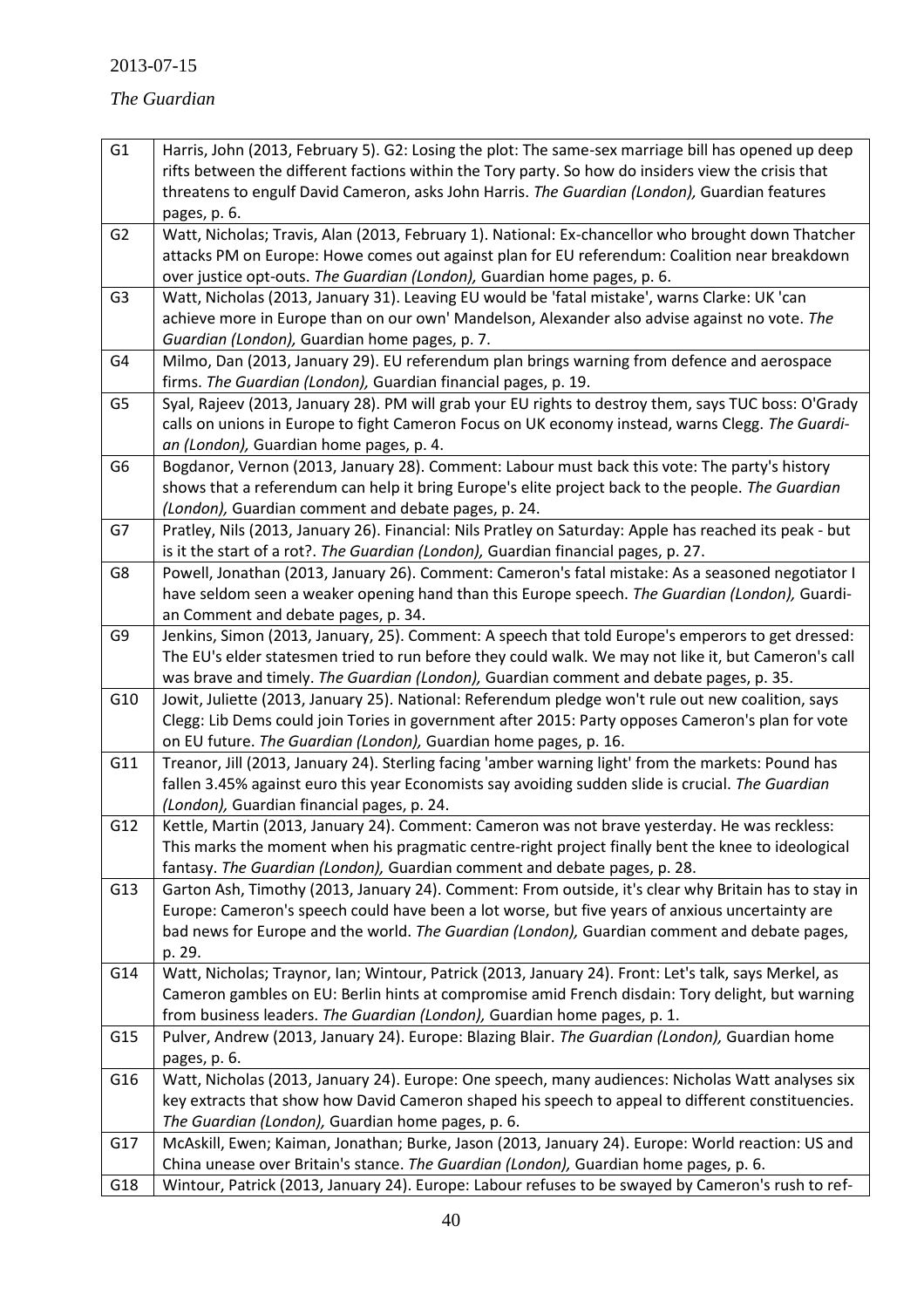2013-07-15

*The Guardian*

| | |
|---|---|
| G1 | Harris, John (2013, February 5). G2: Losing the plot: The same-sex marriage bill has opened up deep rifts between the different factions within the Tory party. So how do insiders view the crisis that threatens to engulf David Cameron, asks John Harris. *The Guardian (London),* Guardian features pages, p. 6. |
| G2 | Watt, Nicholas; Travis, Alan (2013, February 1). National: Ex-chancellor who brought down Thatcher attacks PM on Europe: Howe comes out against plan for EU referendum: Coalition near breakdown over justice opt-outs. *The Guardian (London),* Guardian home pages, p. 6. |
| G3 | Watt, Nicholas (2013, January 31). Leaving EU would be 'fatal mistake', warns Clarke: UK 'can achieve more in Europe than on our own' Mandelson, Alexander also advise against no vote. *The Guardian (London),* Guardian home pages, p. 7. |
| G4 | Milmo, Dan (2013, January 29). EU referendum plan brings warning from defence and aerospace firms. *The Guardian (London),* Guardian financial pages, p. 19. |
| G5 | Syal, Rajeev (2013, January 28). PM will grab your EU rights to destroy them, says TUC boss: O'Grady calls on unions in Europe to fight Cameron Focus on UK economy instead, warns Clegg. *The Guardian (London),* Guardian home pages, p. 4. |
| G6 | Bogdanor, Vernon (2013, January 28). Comment: Labour must back this vote: The party's history shows that a referendum can help it bring Europe's elite project back to the people. *The Guardian (London),* Guardian comment and debate pages, p. 24. |
| G7 | Pratley, Nils (2013, January 26). Financial: Nils Pratley on Saturday: Apple has reached its peak - but is it the start of a rot?. *The Guardian (London),* Guardian financial pages, p. 27. |
| G8 | Powell, Jonathan (2013, January 26). Comment: Cameron's fatal mistake: As a seasoned negotiator I have seldom seen a weaker opening hand than this Europe speech. *The Guardian (London),* Guardian Comment and debate pages, p. 34. |
| G9 | Jenkins, Simon (2013, January, 25). Comment: A speech that told Europe's emperors to get dressed: The EU's elder statesmen tried to run before they could walk. We may not like it, but Cameron's call was brave and timely. *The Guardian (London),* Guardian comment and debate pages, p. 35. |
| G10 | Jowit, Juliette (2013, January 25). National: Referendum pledge won't rule out new coalition, says Clegg: Lib Dems could join Tories in government after 2015: Party opposes Cameron's plan for vote on EU future. *The Guardian (London),* Guardian home pages, p. 16. |
| G11 | Treanor, Jill (2013, January 24). Sterling facing 'amber warning light' from the markets: Pound has fallen 3.45% against euro this year Economists say avoiding sudden slide is crucial. *The Guardian (London),* Guardian financial pages, p. 24. |
| G12 | Kettle, Martin (2013, January 24). Comment: Cameron was not brave yesterday. He was reckless: This marks the moment when his pragmatic centre-right project finally bent the knee to ideological fantasy. *The Guardian (London),* Guardian comment and debate pages, p. 28. |
| G13 | Garton Ash, Timothy (2013, January 24). Comment: From outside, it's clear why Britain has to stay in Europe: Cameron's speech could have been a lot worse, but five years of anxious uncertainty are bad news for Europe and the world. *The Guardian (London),* Guardian comment and debate pages, p. 29. |
| G14 | Watt, Nicholas; Traynor, Ian; Wintour, Patrick (2013, January 24). Front: Let's talk, says Merkel, as Cameron gambles on EU: Berlin hints at compromise amid French disdain: Tory delight, but warning from business leaders. *The Guardian (London),* Guardian home pages, p. 1. |
| G15 | Pulver, Andrew (2013, January 24). Europe: Blazing Blair. *The Guardian (London),* Guardian home pages, p. 6. |
| G16 | Watt, Nicholas (2013, January 24). Europe: One speech, many audiences: Nicholas Watt analyses six key extracts that show how David Cameron shaped his speech to appeal to different constituencies. *The Guardian (London),* Guardian home pages, p. 6. |
| G17 | McAskill, Ewen; Kaiman, Jonathan; Burke, Jason (2013, January 24). Europe: World reaction: US and China unease over Britain's stance. *The Guardian (London),* Guardian home pages, p. 6. |
| G18 | Wintour, Patrick (2013, January 24). Europe: Labour refuses to be swayed by Cameron's rush to ref- |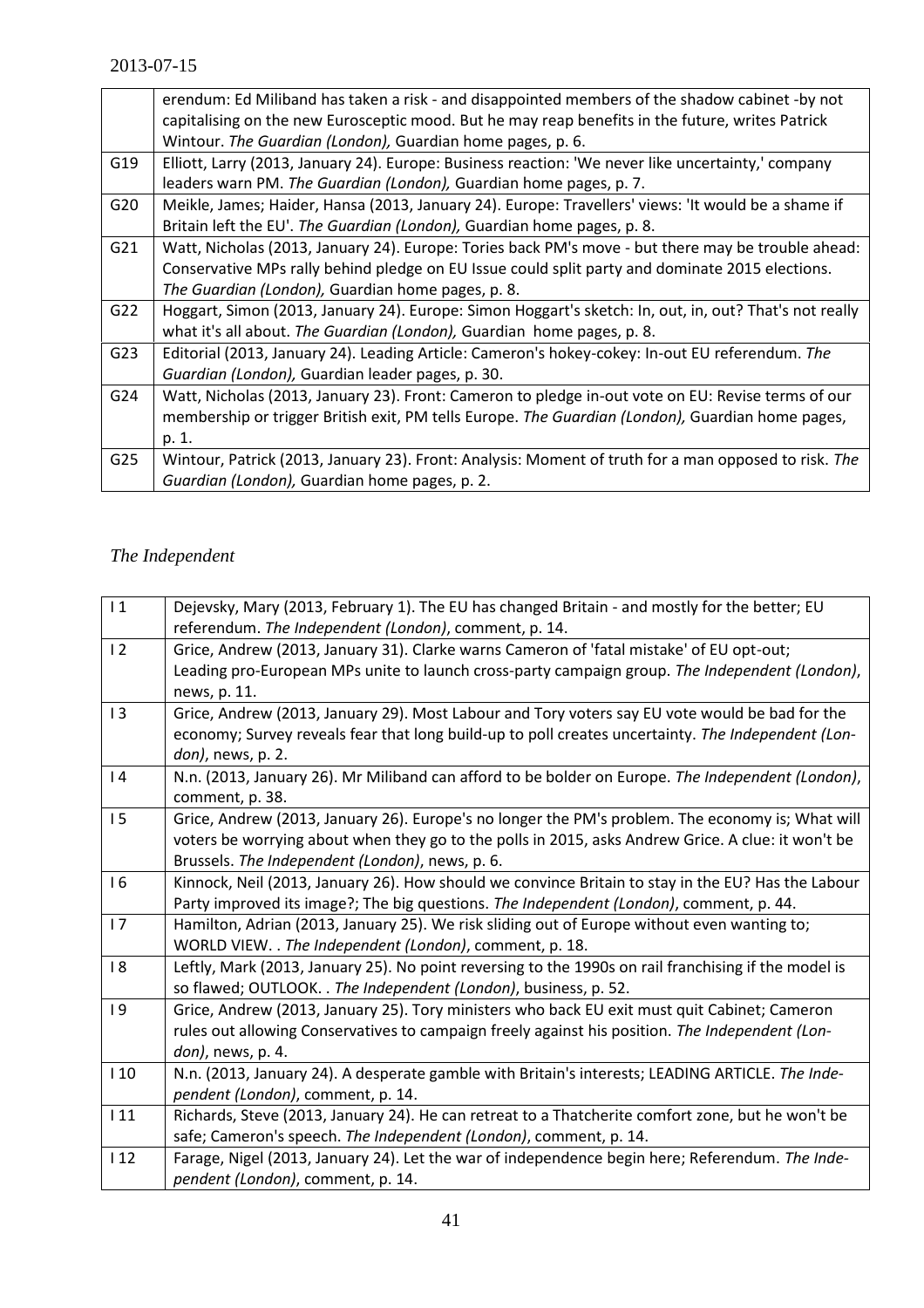| | |
|---|---|
| | erendum: Ed Miliband has taken a risk - and disappointed members of the shadow cabinet -by not capitalising on the new Eurosceptic mood. But he may reap benefits in the future, writes Patrick Wintour. *The Guardian (London),* Guardian home pages, p. 6. |
| G19 | Elliott, Larry (2013, January 24). Europe: Business reaction: 'We never like uncertainty,' company leaders warn PM. *The Guardian (London),* Guardian home pages, p. 7. |
| G20 | Meikle, James; Haider, Hansa (2013, January 24). Europe: Travellers' views: 'It would be a shame if Britain left the EU'. *The Guardian (London),* Guardian home pages, p. 8. |
| G21 | Watt, Nicholas (2013, January 24). Europe: Tories back PM's move - but there may be trouble ahead: Conservative MPs rally behind pledge on EU Issue could split party and dominate 2015 elections. *The Guardian (London),* Guardian home pages, p. 8. |
| G22 | Hoggart, Simon (2013, January 24). Europe: Simon Hoggart's sketch: In, out, in, out? That's not really what it's all about. *The Guardian (London),* Guardian home pages, p. 8. |
| G23 | Editorial (2013, January 24). Leading Article: Cameron's hokey-cokey: In-out EU referendum. *The Guardian (London),* Guardian leader pages, p. 30. |
| G24 | Watt, Nicholas (2013, January 23). Front: Cameron to pledge in-out vote on EU: Revise terms of our membership or trigger British exit, PM tells Europe. *The Guardian (London),* Guardian home pages, p. 1. |
| G25 | Wintour, Patrick (2013, January 23). Front: Analysis: Moment of truth for a man opposed to risk. *The Guardian (London),* Guardian home pages, p. 2. |

*The Independent*

| | |
|---|---|
| I 1 | Dejevsky, Mary (2013, February 1). The EU has changed Britain - and mostly for the better; EU referendum. *The Independent (London)*, comment, p. 14. |
| I 2 | Grice, Andrew (2013, January 31). Clarke warns Cameron of 'fatal mistake' of EU opt-out; Leading pro-European MPs unite to launch cross-party campaign group. *The Independent (London)*, news, p. 11. |
| I 3 | Grice, Andrew (2013, January 29). Most Labour and Tory voters say EU vote would be bad for the economy; Survey reveals fear that long build-up to poll creates uncertainty. *The Independent (London)*, news, p. 2. |
| I 4 | N.n. (2013, January 26). Mr Miliband can afford to be bolder on Europe. *The Independent (London)*, comment, p. 38. |
| I 5 | Grice, Andrew (2013, January 26). Europe's no longer the PM's problem. The economy is; What will voters be worrying about when they go to the polls in 2015, asks Andrew Grice. A clue: it won't be Brussels. *The Independent (London)*, news, p. 6. |
| I 6 | Kinnock, Neil (2013, January 26). How should we convince Britain to stay in the EU? Has the Labour Party improved its image?; The big questions. *The Independent (London)*, comment, p. 44. |
| I 7 | Hamilton, Adrian (2013, January 25). We risk sliding out of Europe without even wanting to; WORLD VIEW. . *The Independent (London)*, comment, p. 18. |
| I 8 | Leftly, Mark (2013, January 25). No point reversing to the 1990s on rail franchising if the model is so flawed; OUTLOOK. . *The Independent (London)*, business, p. 52. |
| I 9 | Grice, Andrew (2013, January 25). Tory ministers who back EU exit must quit Cabinet; Cameron rules out allowing Conservatives to campaign freely against his position. *The Independent (London)*, news, p. 4. |
| I 10 | N.n. (2013, January 24). A desperate gamble with Britain's interests; LEADING ARTICLE. *The Independent (London)*, comment, p. 14. |
| I 11 | Richards, Steve (2013, January 24). He can retreat to a Thatcherite comfort zone, but he won't be safe; Cameron's speech. *The Independent (London)*, comment, p. 14. |
| I 12 | Farage, Nigel (2013, January 24). Let the war of independence begin here; Referendum. *The Independent (London)*, comment, p. 14. |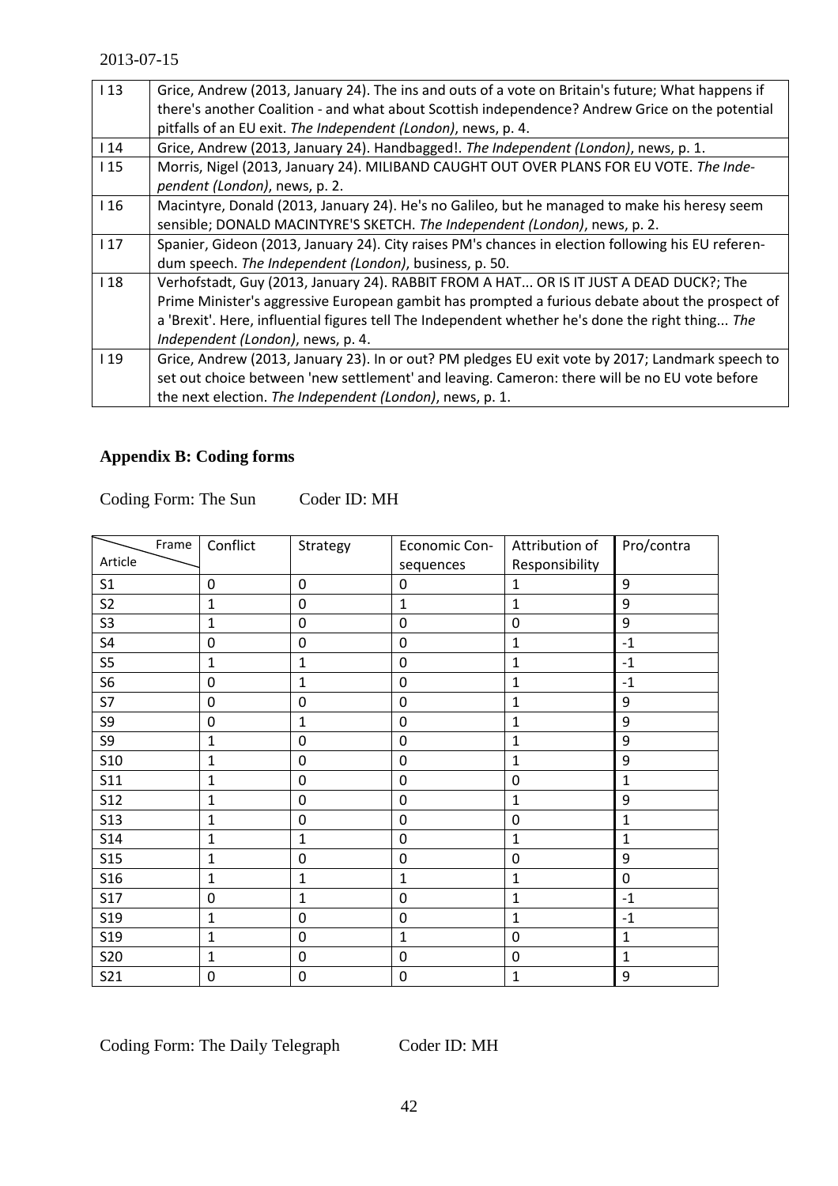| I 13 | Grice, Andrew (2013, January 24). The ins and outs of a vote on Britain's future; What happens if there's another Coalition - and what about Scottish independence? Andrew Grice on the potential pitfalls of an EU exit. *The Independent (London)*, news, p. 4. |
|---|---|
| I 14 | Grice, Andrew (2013, January 24). Handbagged!. *The Independent (London)*, news, p. 1. |
| I 15 | Morris, Nigel (2013, January 24). MILIBAND CAUGHT OUT OVER PLANS FOR EU VOTE. *The Independent (London)*, news, p. 2. |
| I 16 | Macintyre, Donald (2013, January 24). He's no Galileo, but he managed to make his heresy seem sensible; DONALD MACINTYRE'S SKETCH. *The Independent (London)*, news, p. 2. |
| I 17 | Spanier, Gideon (2013, January 24). City raises PM's chances in election following his EU referendum speech. *The Independent (London)*, business, p. 50. |
| I 18 | Verhofstadt, Guy (2013, January 24). RABBIT FROM A HAT... OR IS IT JUST A DEAD DUCK?; The Prime Minister's aggressive European gambit has prompted a furious debate about the prospect of a 'Brexit'. Here, influential figures tell The Independent whether he's done the right thing... *The Independent (London)*, news, p. 4. |
| I 19 | Grice, Andrew (2013, January 23). In or out? PM pledges EU exit vote by 2017; Landmark speech to set out choice between 'new settlement' and leaving. Cameron: there will be no EU vote before the next election. *The Independent (London)*, news, p. 1. |

## Appendix B: Coding forms

Coding Form: The Sun Coder ID: MH

| Frame / Article | Conflict | Strategy | Economic Consequences | Attribution of Responsibility | Pro/contra |
|---|---|---|---|---|---|
| S1 | 0 | 0 | 0 | 1 | 9 |
| S2 | 1 | 0 | 1 | 1 | 9 |
| S3 | 1 | 0 | 0 | 0 | 9 |
| S4 | 0 | 0 | 0 | 1 | -1 |
| S5 | 1 | 1 | 0 | 1 | -1 |
| S6 | 0 | 1 | 0 | 1 | -1 |
| S7 | 0 | 0 | 0 | 1 | 9 |
| S9 | 0 | 1 | 0 | 1 | 9 |
| S9 | 1 | 0 | 0 | 1 | 9 |
| S10 | 1 | 0 | 0 | 1 | 9 |
| S11 | 1 | 0 | 0 | 0 | 1 |
| S12 | 1 | 0 | 0 | 1 | 9 |
| S13 | 1 | 0 | 0 | 0 | 1 |
| S14 | 1 | 1 | 0 | 1 | 1 |
| S15 | 1 | 0 | 0 | 0 | 9 |
| S16 | 1 | 1 | 1 | 1 | 0 |
| S17 | 0 | 1 | 0 | 1 | -1 |
| S19 | 1 | 0 | 0 | 1 | -1 |
| S19 | 1 | 0 | 1 | 0 | 1 |
| S20 | 1 | 0 | 0 | 0 | 1 |
| S21 | 0 | 0 | 0 | 1 | 9 |

Coding Form: The Daily Telegraph Coder ID: MH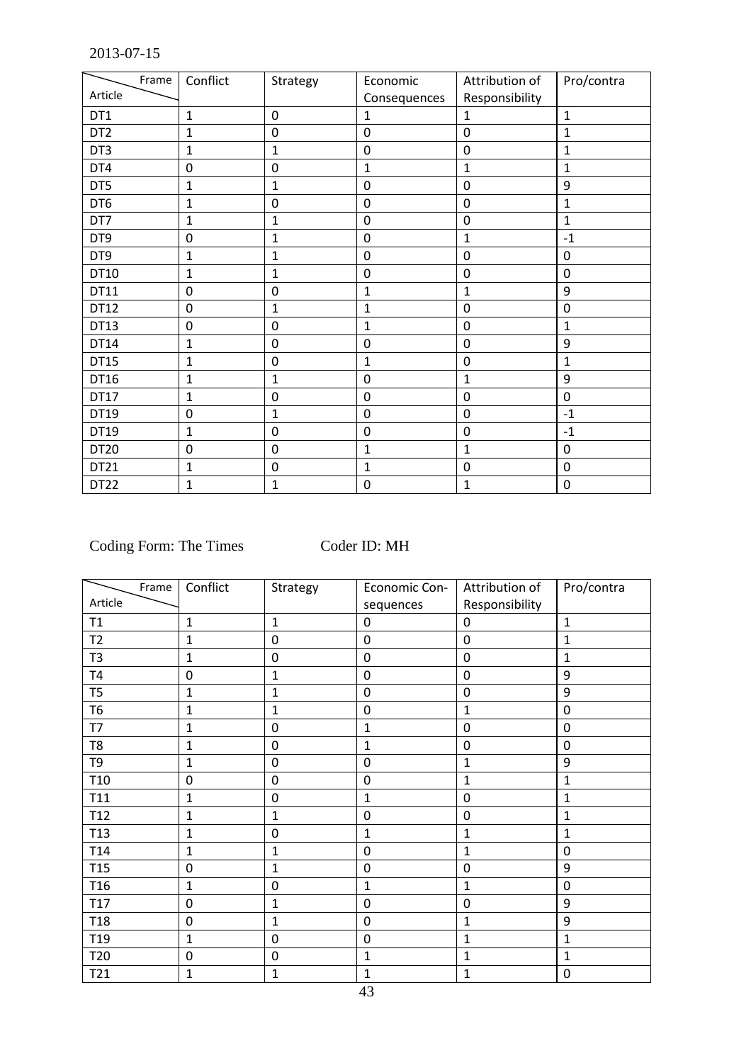2013-07-15

| Article \ Frame | Conflict | Strategy | Economic Consequences | Attribution of Responsibility | Pro/contra |
|---|---|---|---|---|---|
| DT1 | 1 | 0 | 1 | 1 | 1 |
| DT2 | 1 | 0 | 0 | 0 | 1 |
| DT3 | 1 | 1 | 0 | 0 | 1 |
| DT4 | 0 | 0 | 1 | 1 | 1 |
| DT5 | 1 | 1 | 0 | 0 | 9 |
| DT6 | 1 | 0 | 0 | 0 | 1 |
| DT7 | 1 | 1 | 0 | 0 | 1 |
| DT9 | 0 | 1 | 0 | 1 | -1 |
| DT9 | 1 | 1 | 0 | 0 | 0 |
| DT10 | 1 | 1 | 0 | 0 | 0 |
| DT11 | 0 | 0 | 1 | 1 | 9 |
| DT12 | 0 | 1 | 1 | 0 | 0 |
| DT13 | 0 | 0 | 1 | 0 | 1 |
| DT14 | 1 | 0 | 0 | 0 | 9 |
| DT15 | 1 | 0 | 1 | 0 | 1 |
| DT16 | 1 | 1 | 0 | 1 | 9 |
| DT17 | 1 | 0 | 0 | 0 | 0 |
| DT19 | 0 | 1 | 0 | 0 | -1 |
| DT19 | 1 | 0 | 0 | 0 | -1 |
| DT20 | 0 | 0 | 1 | 1 | 0 |
| DT21 | 1 | 0 | 1 | 0 | 0 |
| DT22 | 1 | 1 | 0 | 1 | 0 |

Coding Form: The Times  Coder ID: MH

| Article \ Frame | Conflict | Strategy | Economic Con-sequences | Attribution of Responsibility | Pro/contra |
|---|---|---|---|---|---|
| T1 | 1 | 1 | 0 | 0 | 1 |
| T2 | 1 | 0 | 0 | 0 | 1 |
| T3 | 1 | 0 | 0 | 0 | 1 |
| T4 | 0 | 1 | 0 | 0 | 9 |
| T5 | 1 | 1 | 0 | 0 | 9 |
| T6 | 1 | 1 | 0 | 1 | 0 |
| T7 | 1 | 0 | 1 | 0 | 0 |
| T8 | 1 | 0 | 1 | 0 | 0 |
| T9 | 1 | 0 | 0 | 1 | 9 |
| T10 | 0 | 0 | 0 | 1 | 1 |
| T11 | 1 | 0 | 1 | 0 | 1 |
| T12 | 1 | 1 | 0 | 0 | 1 |
| T13 | 1 | 0 | 1 | 1 | 1 |
| T14 | 1 | 1 | 0 | 1 | 0 |
| T15 | 0 | 1 | 0 | 0 | 9 |
| T16 | 1 | 0 | 1 | 1 | 0 |
| T17 | 0 | 1 | 0 | 0 | 9 |
| T18 | 0 | 1 | 0 | 1 | 9 |
| T19 | 1 | 0 | 0 | 1 | 1 |
| T20 | 0 | 0 | 1 | 1 | 1 |
| T21 | 1 | 1 | 1 | 1 | 0 |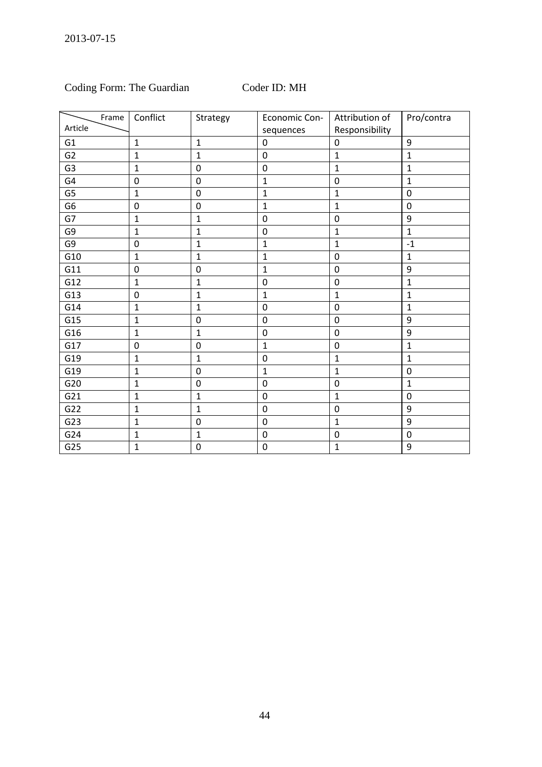2013-07-15

Coding Form: The Guardian Coder ID: MH

| Article \ Frame | Conflict | Strategy | Economic Consequences | Attribution of Responsibility | Pro/contra |
|---|---|---|---|---|---|
| G1 | 1 | 1 | 0 | 0 | 9 |
| G2 | 1 | 1 | 0 | 1 | 1 |
| G3 | 1 | 0 | 0 | 1 | 1 |
| G4 | 0 | 0 | 1 | 0 | 1 |
| G5 | 1 | 0 | 1 | 1 | 0 |
| G6 | 0 | 0 | 1 | 1 | 0 |
| G7 | 1 | 1 | 0 | 0 | 9 |
| G9 | 1 | 1 | 0 | 1 | 1 |
| G9 | 0 | 1 | 1 | 1 | -1 |
| G10 | 1 | 1 | 1 | 0 | 1 |
| G11 | 0 | 0 | 1 | 0 | 9 |
| G12 | 1 | 1 | 0 | 0 | 1 |
| G13 | 0 | 1 | 1 | 1 | 1 |
| G14 | 1 | 1 | 0 | 0 | 1 |
| G15 | 1 | 0 | 0 | 0 | 9 |
| G16 | 1 | 1 | 0 | 0 | 9 |
| G17 | 0 | 0 | 1 | 0 | 1 |
| G19 | 1 | 1 | 0 | 1 | 1 |
| G19 | 1 | 0 | 1 | 1 | 0 |
| G20 | 1 | 0 | 0 | 0 | 1 |
| G21 | 1 | 1 | 0 | 1 | 0 |
| G22 | 1 | 1 | 0 | 0 | 9 |
| G23 | 1 | 0 | 0 | 1 | 9 |
| G24 | 1 | 1 | 0 | 0 | 0 |
| G25 | 1 | 0 | 0 | 1 | 9 |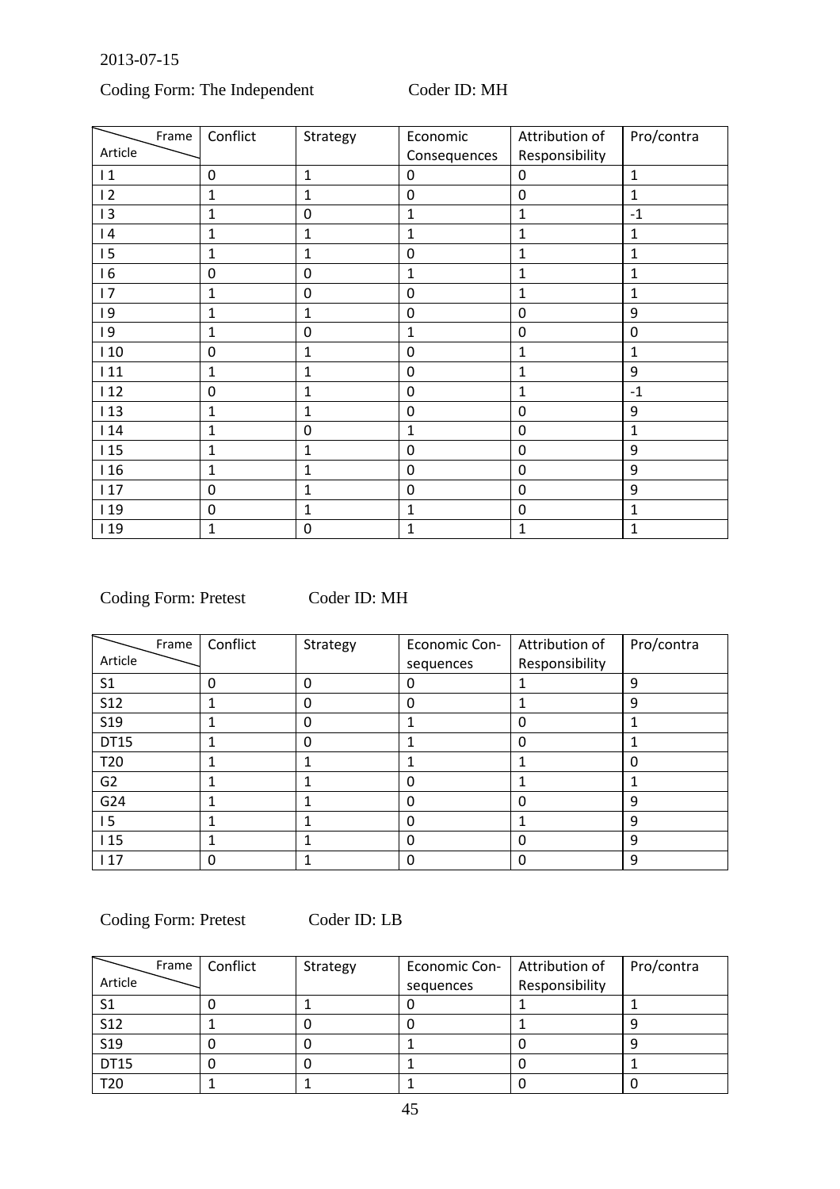2013-07-15

Coding Form: The Independent Coder ID: MH

| Frame / Article | Conflict | Strategy | Economic Consequences | Attribution of Responsibility | Pro/contra |
|---|---|---|---|---|---|
| I 1 | 0 | 1 | 0 | 0 | 1 |
| I 2 | 1 | 1 | 0 | 0 | 1 |
| I 3 | 1 | 0 | 1 | 1 | -1 |
| I 4 | 1 | 1 | 1 | 1 | 1 |
| I 5 | 1 | 1 | 0 | 1 | 1 |
| I 6 | 0 | 0 | 1 | 1 | 1 |
| I 7 | 1 | 0 | 0 | 1 | 1 |
| I 9 | 1 | 1 | 0 | 0 | 9 |
| I 9 | 1 | 0 | 1 | 0 | 0 |
| I 10 | 0 | 1 | 0 | 1 | 1 |
| I 11 | 1 | 1 | 0 | 1 | 9 |
| I 12 | 0 | 1 | 0 | 1 | -1 |
| I 13 | 1 | 1 | 0 | 0 | 9 |
| I 14 | 1 | 0 | 1 | 0 | 1 |
| I 15 | 1 | 1 | 0 | 0 | 9 |
| I 16 | 1 | 1 | 0 | 0 | 9 |
| I 17 | 0 | 1 | 0 | 0 | 9 |
| I 19 | 0 | 1 | 1 | 0 | 1 |
| I 19 | 1 | 0 | 1 | 1 | 1 |

Coding Form: Pretest Coder ID: MH

| Frame / Article | Conflict | Strategy | Economic Con-sequences | Attribution of Responsibility | Pro/contra |
|---|---|---|---|---|---|
| S1 | 0 | 0 | 0 | 1 | 9 |
| S12 | 1 | 0 | 0 | 1 | 9 |
| S19 | 1 | 0 | 1 | 0 | 1 |
| DT15 | 1 | 0 | 1 | 0 | 1 |
| T20 | 1 | 1 | 1 | 1 | 0 |
| G2 | 1 | 1 | 0 | 1 | 1 |
| G24 | 1 | 1 | 0 | 0 | 9 |
| I 5 | 1 | 1 | 0 | 1 | 9 |
| I 15 | 1 | 1 | 0 | 0 | 9 |
| I 17 | 0 | 1 | 0 | 0 | 9 |

Coding Form: Pretest Coder ID: LB

| Frame / Article | Conflict | Strategy | Economic Con-sequences | Attribution of Responsibility | Pro/contra |
|---|---|---|---|---|---|
| S1 | 0 | 1 | 0 | 1 | 1 |
| S12 | 1 | 0 | 0 | 1 | 9 |
| S19 | 0 | 0 | 1 | 0 | 9 |
| DT15 | 0 | 0 | 1 | 0 | 1 |
| T20 | 1 | 1 | 1 | 0 | 0 |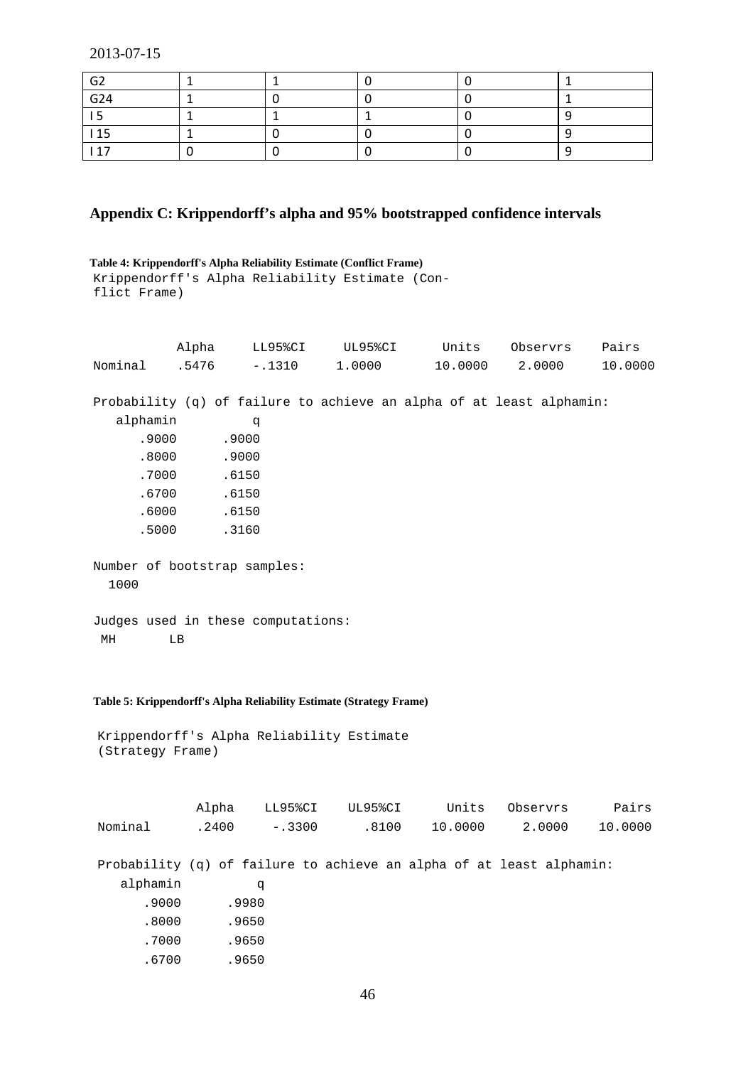| G2 | 1 | 1 | 0 | 0 | 1 |
|---|---|---|---|---|---|
| G24 | 1 | 0 | 0 | 0 | 1 |
| I 5 | 1 | 1 | 1 | 0 | 9 |
| I 15 | 1 | 0 | 0 | 0 | 9 |
| I 17 | 0 | 0 | 0 | 0 | 9 |

## Appendix C: Krippendorff's alpha and 95% bootstrapped confidence intervals

**Table 4: Krippendorff's Alpha Reliability Estimate (Conflict Frame)**

```
Krippendorff's Alpha Reliability Estimate (Con-
flict Frame)


           Alpha     LL95%CI     UL95%CI      Units    Observrs    Pairs
Nominal    .5476     -.1310      1.0000      10.0000    2.0000     10.0000

Probability (q) of failure to achieve an alpha of at least alphamin:
   alphamin         q
      .9000      .9000
      .8000      .9000
      .7000      .6150
      .6700      .6150
      .6000      .6150
      .5000      .3160

Number of bootstrap samples:
  1000

Judges used in these computations:
 MH       LB
```

**Table 5: Krippendorff's Alpha Reliability Estimate (Strategy Frame)**

```
Krippendorff's Alpha Reliability Estimate
(Strategy Frame)


            Alpha    LL95%CI    UL95%CI      Units   Observrs      Pairs
Nominal      .2400     -.3300      .8100    10.0000     2.0000    10.0000

Probability (q) of failure to achieve an alpha of at least alphamin:
   alphamin          q
      .9000      .9980
      .8000      .9650
      .7000      .9650
      .6700      .9650
```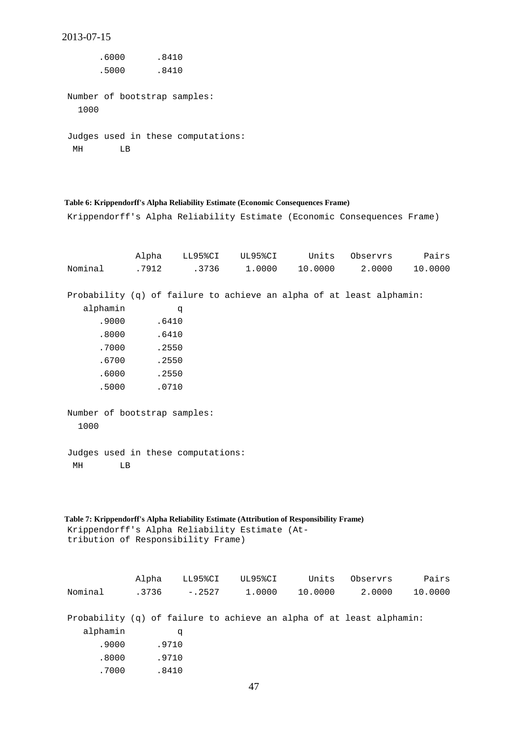| | |
|---|---|
| .6000 | .8410 |
| .5000 | .8410 |

Number of bootstrap samples:
1000

Judges used in these computations:
MH LB

**Table 6: Krippendorff's Alpha Reliability Estimate (Economic Consequences Frame)**

Krippendorff's Alpha Reliability Estimate (Economic Consequences Frame)

| | Alpha | LL95%CI | UL95%CI | Units | Observrs | Pairs |
|---|---|---|---|---|---|---|
| Nominal | .7912 | .3736 | 1.0000 | 10.0000 | 2.0000 | 10.0000 |

Probability (q) of failure to achieve an alpha of at least alphamin:

| alphamin | q |
|---|---|
| .9000 | .6410 |
| .8000 | .6410 |
| .7000 | .2550 |
| .6700 | .2550 |
| .6000 | .2550 |
| .5000 | .0710 |

Number of bootstrap samples:
1000

Judges used in these computations:
MH LB

**Table 7: Krippendorff's Alpha Reliability Estimate (Attribution of Responsibility Frame)**

Krippendorff's Alpha Reliability Estimate (Attribution of Responsibility Frame)

| | Alpha | LL95%CI | UL95%CI | Units | Observrs | Pairs |
|---|---|---|---|---|---|---|
| Nominal | .3736 | -.2527 | 1.0000 | 10.0000 | 2.0000 | 10.0000 |

Probability (q) of failure to achieve an alpha of at least alphamin:

| alphamin | q |
|---|---|
| .9000 | .9710 |
| .8000 | .9710 |
| .7000 | .8410 |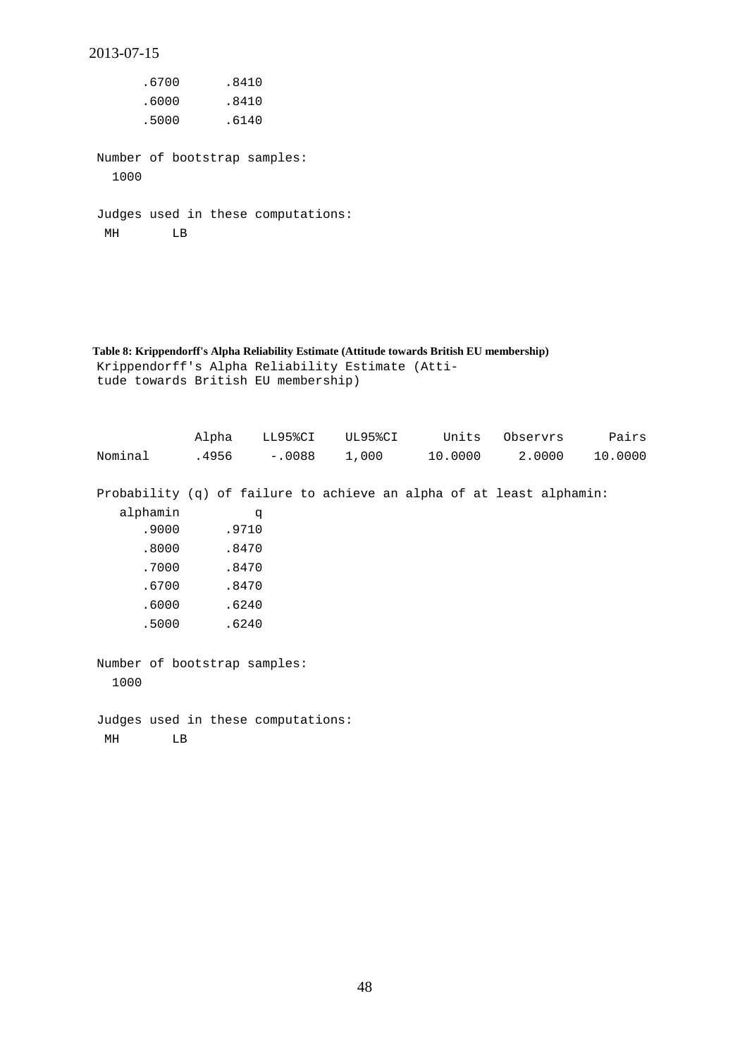| | |
|---|---|
| .6700 | .8410 |
| .6000 | .8410 |
| .5000 | .6140 |

Number of bootstrap samples:
1000

Judges used in these computations:
MH LB

**Table 8: Krippendorff's Alpha Reliability Estimate (Attitude towards British EU membership)**

Krippendorff's Alpha Reliability Estimate (Attitude towards British EU membership)

| | Alpha | LL95%CI | UL95%CI | Units | Observrs | Pairs |
|---|---|---|---|---|---|---|
| Nominal | .4956 | -.0088 | 1,000 | 10.0000 | 2.0000 | 10.0000 |

Probability (q) of failure to achieve an alpha of at least alphamin:

| alphamin | q |
|---|---|
| .9000 | .9710 |
| .8000 | .8470 |
| .7000 | .8470 |
| .6700 | .8470 |
| .6000 | .6240 |
| .5000 | .6240 |

Number of bootstrap samples:
1000

Judges used in these computations:
MH LB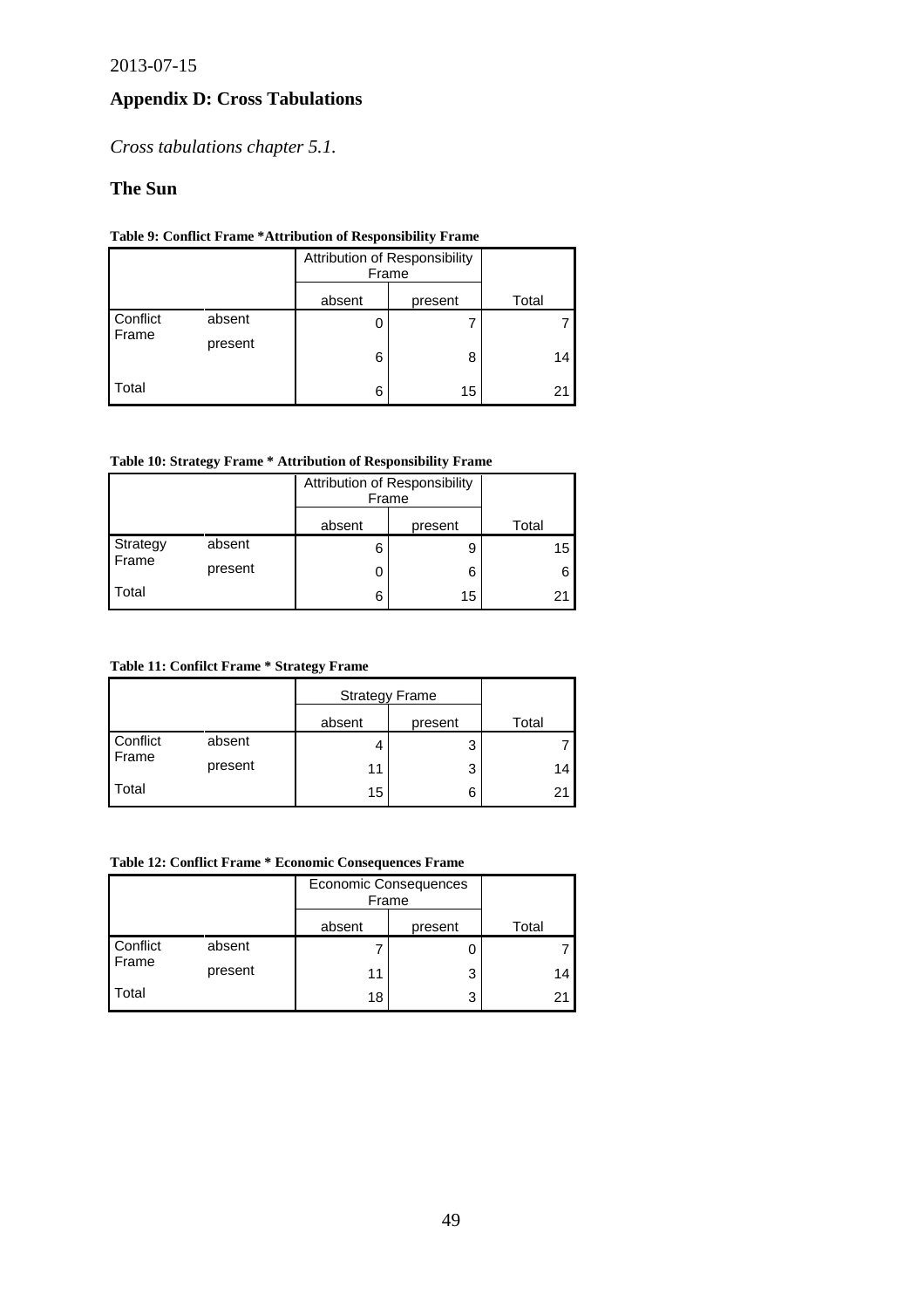2013-07-15

## Appendix D: Cross Tabulations

*Cross tabulations chapter 5.1.*

### The Sun

**Table 9: Conflict Frame *Attribution of Responsibility Frame**

| | | Attribution of Responsibility Frame | | |
|---|---|---|---|---|
| | | absent | present | Total |
| Conflict Frame | absent | 0 | 7 | 7 |
| | present | 6 | 8 | 14 |
| Total | | 6 | 15 | 21 |

**Table 10: Strategy Frame * Attribution of Responsibility Frame**

| | | Attribution of Responsibility Frame | | |
|---|---|---|---|---|
| | | absent | present | Total |
| Strategy Frame | absent | 6 | 9 | 15 |
| | present | 0 | 6 | 6 |
| Total | | 6 | 15 | 21 |

**Table 11: Confilct Frame * Strategy Frame**

| | | Strategy Frame | | |
|---|---|---|---|---|
| | | absent | present | Total |
| Conflict Frame | absent | 4 | 3 | 7 |
| | present | 11 | 3 | 14 |
| Total | | 15 | 6 | 21 |

**Table 12: Conflict Frame * Economic Consequences Frame**

| | | Economic Consequences Frame | | |
|---|---|---|---|---|
| | | absent | present | Total |
| Conflict Frame | absent | 7 | 0 | 7 |
| | present | 11 | 3 | 14 |
| Total | | 18 | 3 | 21 |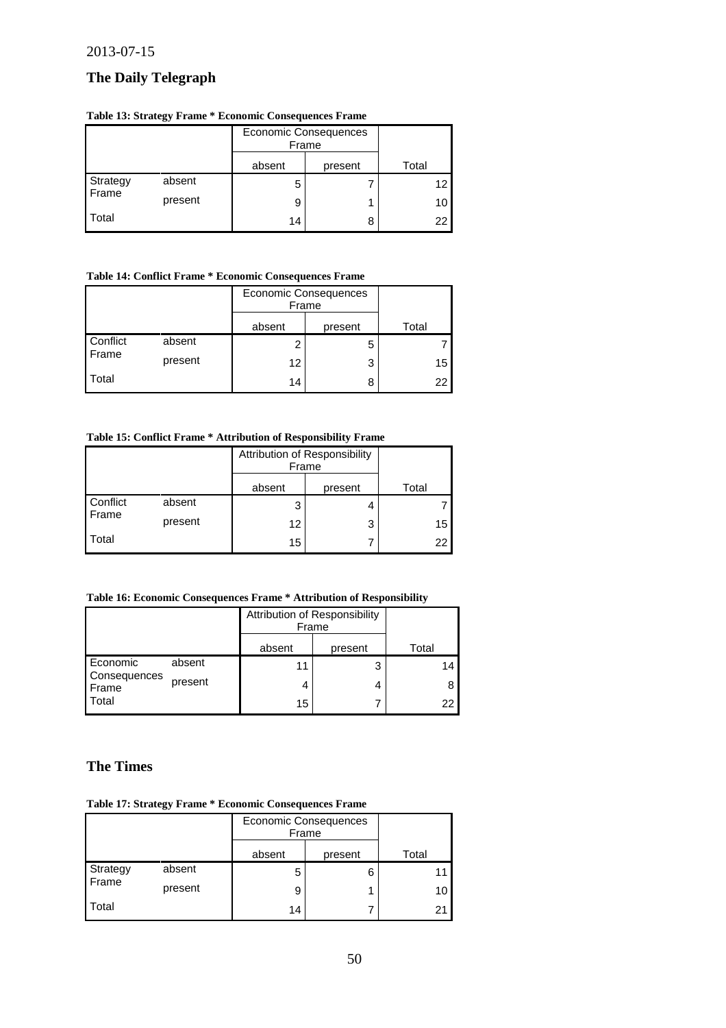2013-07-15

## The Daily Telegraph

**Table 13: Strategy Frame * Economic Consequences Frame**

| | | Economic Consequences Frame | | |
|---|---|---|---|---|
| | | absent | present | Total |
| Strategy Frame | absent | 5 | 7 | 12 |
| | present | 9 | 1 | 10 |
| Total | | 14 | 8 | 22 |

**Table 14: Conflict Frame * Economic Consequences Frame**

| | | Economic Consequences Frame | | |
|---|---|---|---|---|
| | | absent | present | Total |
| Conflict Frame | absent | 2 | 5 | 7 |
| | present | 12 | 3 | 15 |
| Total | | 14 | 8 | 22 |

**Table 15: Conflict Frame * Attribution of Responsibility Frame**

| | | Attribution of Responsibility Frame | | |
|---|---|---|---|---|
| | | absent | present | Total |
| Conflict Frame | absent | 3 | 4 | 7 |
| | present | 12 | 3 | 15 |
| Total | | 15 | 7 | 22 |

**Table 16: Economic Consequences Frame * Attribution of Responsibility**

| | | Attribution of Responsibility Frame | | |
|---|---|---|---|---|
| | | absent | present | Total |
| Economic Consequences Frame | absent | 11 | 3 | 14 |
| | present | 4 | 4 | 8 |
| Total | | 15 | 7 | 22 |

## The Times

**Table 17: Strategy Frame * Economic Consequences Frame**

| | | Economic Consequences Frame | | |
|---|---|---|---|---|
| | | absent | present | Total |
| Strategy Frame | absent | 5 | 6 | 11 |
| | present | 9 | 1 | 10 |
| Total | | 14 | 7 | 21 |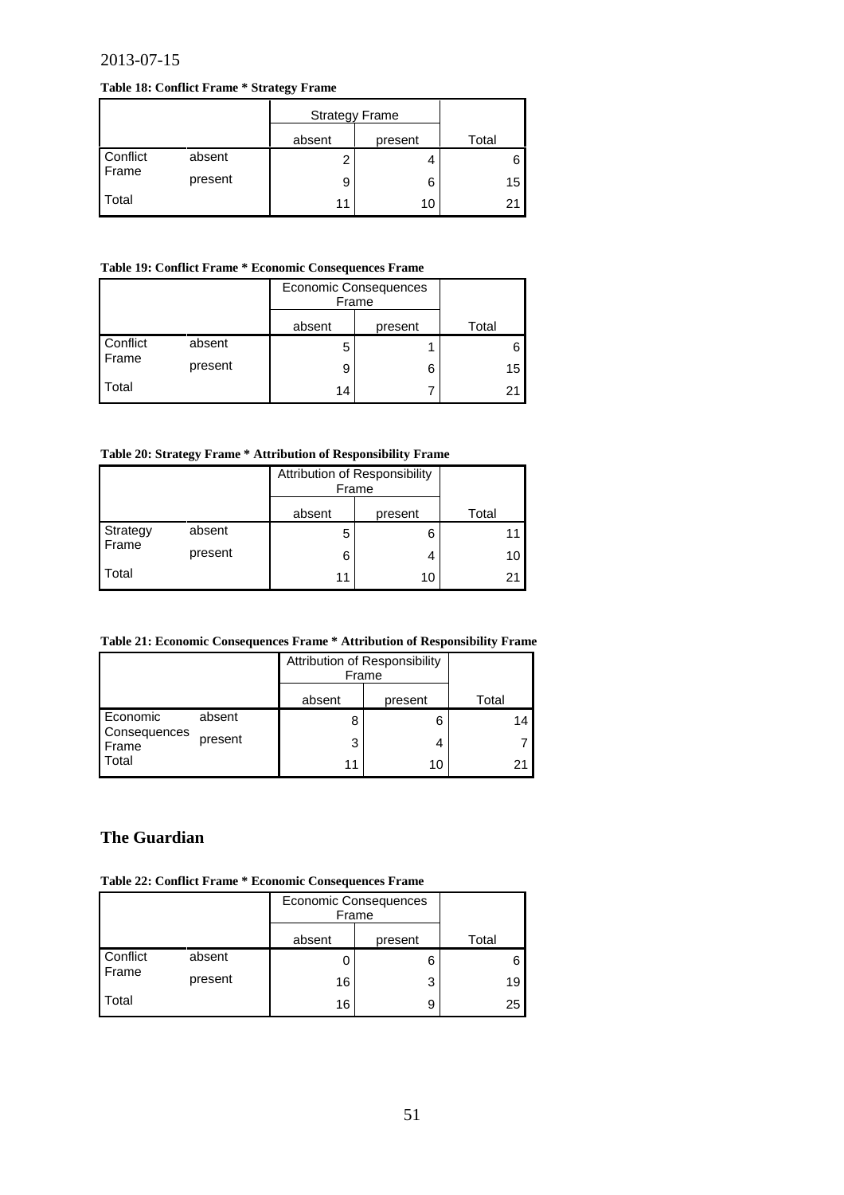2013-07-15

**Table 18: Conflict Frame * Strategy Frame**

| | | Strategy Frame | | |
|---|---|---|---|---|
| | | absent | present | Total |
| Conflict Frame | absent | 2 | 4 | 6 |
| | present | 9 | 6 | 15 |
| Total | | 11 | 10 | 21 |

**Table 19: Conflict Frame * Economic Consequences Frame**

| | | Economic Consequences Frame | | |
|---|---|---|---|---|
| | | absent | present | Total |
| Conflict Frame | absent | 5 | 1 | 6 |
| | present | 9 | 6 | 15 |
| Total | | 14 | 7 | 21 |

**Table 20: Strategy Frame * Attribution of Responsibility Frame**

| | | Attribution of Responsibility Frame | | |
|---|---|---|---|---|
| | | absent | present | Total |
| Strategy Frame | absent | 5 | 6 | 11 |
| | present | 6 | 4 | 10 |
| Total | | 11 | 10 | 21 |

**Table 21: Economic Consequences Frame * Attribution of Responsibility Frame**

| | | Attribution of Responsibility Frame | | |
|---|---|---|---|---|
| | | absent | present | Total |
| Economic Consequences Frame | absent | 8 | 6 | 14 |
| | present | 3 | 4 | 7 |
| Total | | 11 | 10 | 21 |

## The Guardian

**Table 22: Conflict Frame * Economic Consequences Frame**

| | | Economic Consequences Frame | | |
|---|---|---|---|---|
| | | absent | present | Total |
| Conflict Frame | absent | 0 | 6 | 6 |
| | present | 16 | 3 | 19 |
| Total | | 16 | 9 | 25 |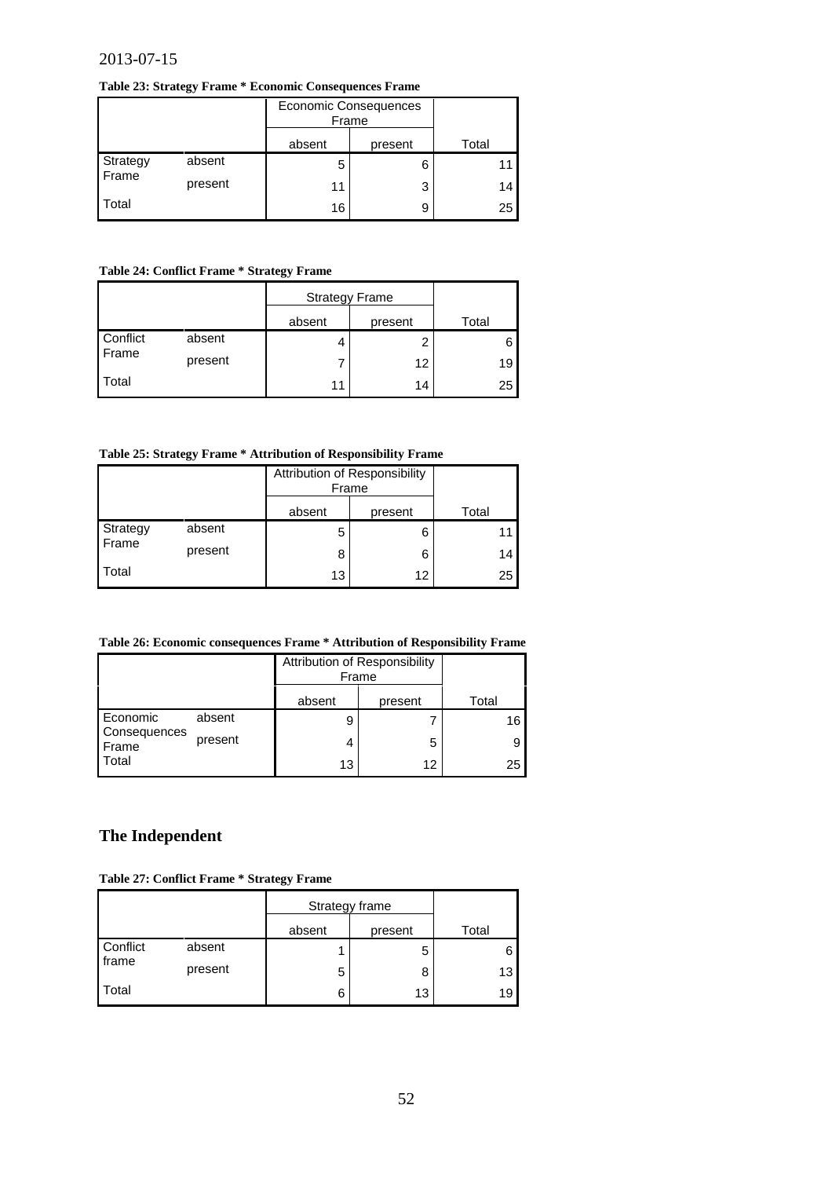2013-07-15

**Table 23: Strategy Frame * Economic Consequences Frame**

| | | Economic Consequences Frame | | |
|---|---|---|---|---|
| | | absent | present | Total |
| Strategy Frame | absent | 5 | 6 | 11 |
| | present | 11 | 3 | 14 |
| Total | | 16 | 9 | 25 |

**Table 24: Conflict Frame * Strategy Frame**

| | | Strategy Frame | | |
|---|---|---|---|---|
| | | absent | present | Total |
| Conflict Frame | absent | 4 | 2 | 6 |
| | present | 7 | 12 | 19 |
| Total | | 11 | 14 | 25 |

**Table 25: Strategy Frame * Attribution of Responsibility Frame**

| | | Attribution of Responsibility Frame | | |
|---|---|---|---|---|
| | | absent | present | Total |
| Strategy Frame | absent | 5 | 6 | 11 |
| | present | 8 | 6 | 14 |
| Total | | 13 | 12 | 25 |

**Table 26: Economic consequences Frame * Attribution of Responsibility Frame**

| | | Attribution of Responsibility Frame | | |
|---|---|---|---|---|
| | | absent | present | Total |
| Economic Consequences Frame | absent | 9 | 7 | 16 |
| | present | 4 | 5 | 9 |
| Total | | 13 | 12 | 25 |

## The Independent

**Table 27: Conflict Frame * Strategy Frame**

| | | Strategy frame | | |
|---|---|---|---|---|
| | | absent | present | Total |
| Conflict frame | absent | 1 | 5 | 6 |
| | present | 5 | 8 | 13 |
| Total | | 6 | 13 | 19 |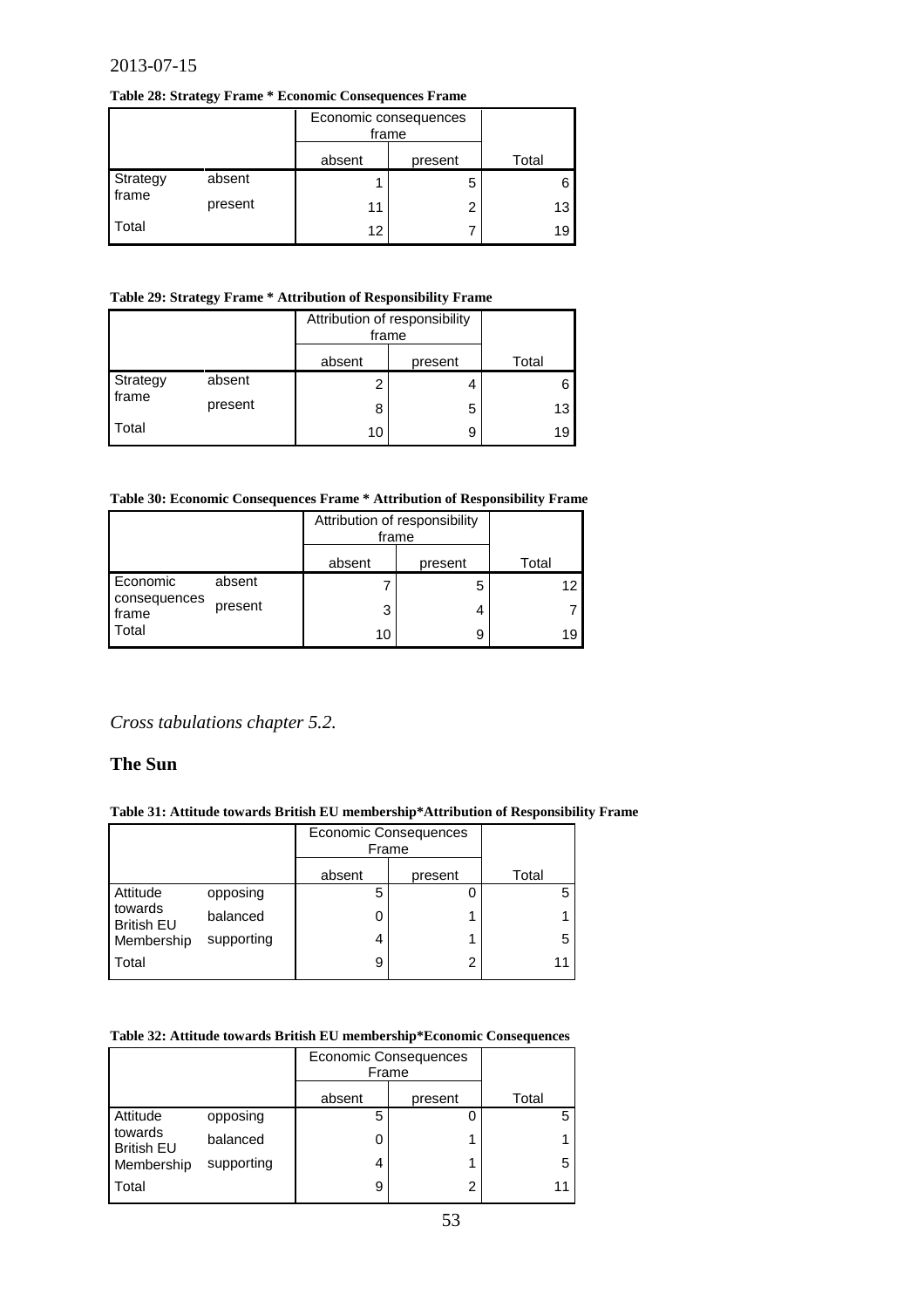2013-07-15

**Table 28: Strategy Frame * Economic Consequences Frame**

| | | Economic consequences frame | | |
|---|---|---|---|---|
| | | absent | present | Total |
| Strategy frame | absent | 1 | 5 | 6 |
| | present | 11 | 2 | 13 |
| Total | | 12 | 7 | 19 |

**Table 29: Strategy Frame * Attribution of Responsibility Frame**

| | | Attribution of responsibility frame | | |
|---|---|---|---|---|
| | | absent | present | Total |
| Strategy frame | absent | 2 | 4 | 6 |
| | present | 8 | 5 | 13 |
| Total | | 10 | 9 | 19 |

**Table 30: Economic Consequences Frame * Attribution of Responsibility Frame**

| | | Attribution of responsibility frame | | |
|---|---|---|---|---|
| | | absent | present | Total |
| Economic consequences frame | absent | 7 | 5 | 12 |
| | present | 3 | 4 | 7 |
| Total | | 10 | 9 | 19 |

*Cross tabulations chapter 5.2.*

## The Sun

**Table 31: Attitude towards British EU membership*Attribution of Responsibility Frame**

| | | Economic Consequences Frame | | |
|---|---|---|---|---|
| | | absent | present | Total |
| Attitude towards British EU Membership | opposing | 5 | 0 | 5 |
| | balanced | 0 | 1 | 1 |
| | supporting | 4 | 1 | 5 |
| Total | | 9 | 2 | 11 |

**Table 32: Attitude towards British EU membership*Economic Consequences**

| | | Economic Consequences Frame | | |
|---|---|---|---|---|
| | | absent | present | Total |
| Attitude towards British EU Membership | opposing | 5 | 0 | 5 |
| | balanced | 0 | 1 | 1 |
| | supporting | 4 | 1 | 5 |
| Total | | 9 | 2 | 11 |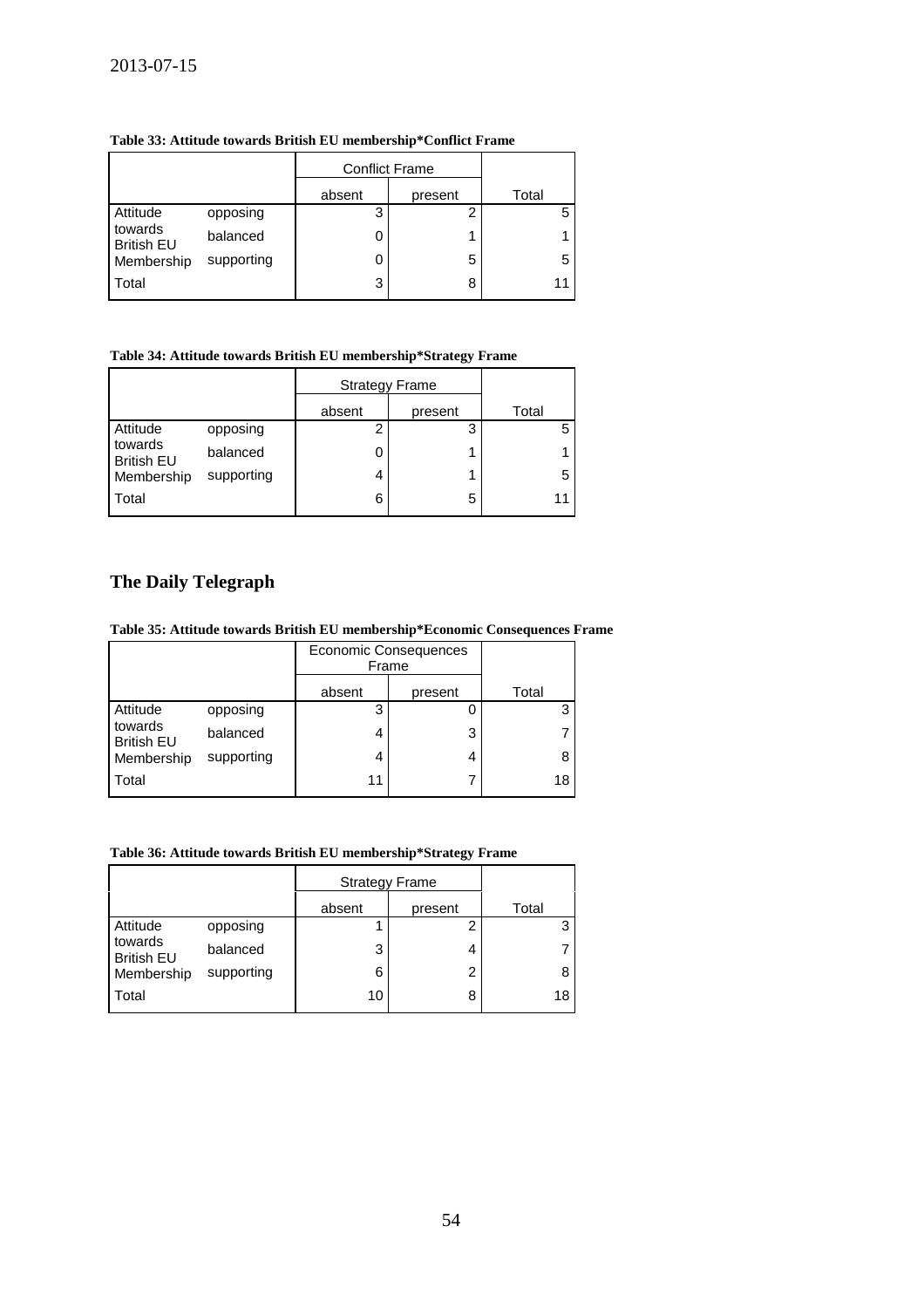2013-07-15

**Table 33: Attitude towards British EU membership*Conflict Frame**

| | | Conflict Frame | | |
|---|---|---|---|---|
| | | absent | present | Total |
| Attitude towards British EU Membership | opposing | 3 | 2 | 5 |
| | balanced | 0 | 1 | 1 |
| | supporting | 0 | 5 | 5 |
| Total | | 3 | 8 | 11 |

**Table 34: Attitude towards British EU membership*Strategy Frame**

| | | Strategy Frame | | |
|---|---|---|---|---|
| | | absent | present | Total |
| Attitude towards British EU Membership | opposing | 2 | 3 | 5 |
| | balanced | 0 | 1 | 1 |
| | supporting | 4 | 1 | 5 |
| Total | | 6 | 5 | 11 |

## The Daily Telegraph

**Table 35: Attitude towards British EU membership*Economic Consequences Frame**

| | | Economic Consequences Frame | | |
|---|---|---|---|---|
| | | absent | present | Total |
| Attitude towards British EU Membership | opposing | 3 | 0 | 3 |
| | balanced | 4 | 3 | 7 |
| | supporting | 4 | 4 | 8 |
| Total | | 11 | 7 | 18 |

**Table 36: Attitude towards British EU membership*Strategy Frame**

| | | Strategy Frame | | |
|---|---|---|---|---|
| | | absent | present | Total |
| Attitude towards British EU Membership | opposing | 1 | 2 | 3 |
| | balanced | 3 | 4 | 7 |
| | supporting | 6 | 2 | 8 |
| Total | | 10 | 8 | 18 |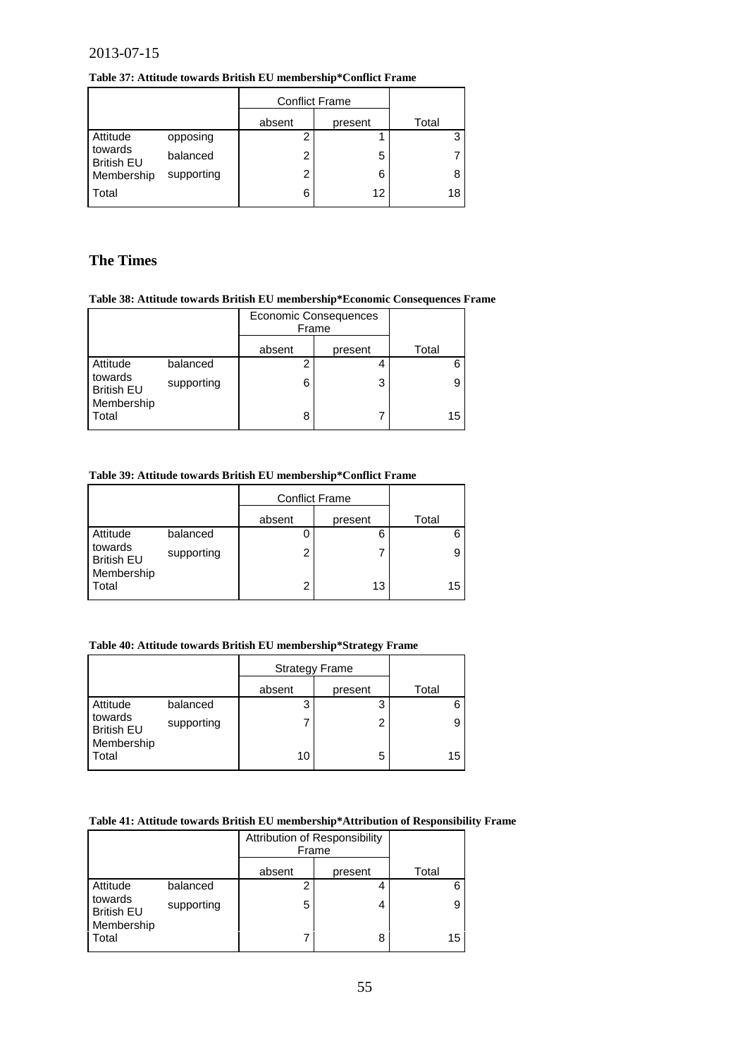2013-07-15

**Table 37: Attitude towards British EU membership*Conflict Frame**

| | | Conflict Frame | | |
|---|---|---|---|---|
| | | absent | present | Total |
| Attitude towards British EU Membership | opposing | 2 | 1 | 3 |
| | balanced | 2 | 5 | 7 |
| | supporting | 2 | 6 | 8 |
| Total | | 6 | 12 | 18 |

## The Times

**Table 38: Attitude towards British EU membership*Economic Consequences Frame**

| | | Economic Consequences Frame | | |
|---|---|---|---|---|
| | | absent | present | Total |
| Attitude towards British EU Membership | balanced | 2 | 4 | 6 |
| | supporting | 6 | 3 | 9 |
| Total | | 8 | 7 | 15 |

**Table 39: Attitude towards British EU membership*Conflict Frame**

| | | Conflict Frame | | |
|---|---|---|---|---|
| | | absent | present | Total |
| Attitude towards British EU Membership | balanced | 0 | 6 | 6 |
| | supporting | 2 | 7 | 9 |
| Total | | 2 | 13 | 15 |

**Table 40: Attitude towards British EU membership*Strategy Frame**

| | | Strategy Frame | | |
|---|---|---|---|---|
| | | absent | present | Total |
| Attitude towards British EU Membership | balanced | 3 | 3 | 6 |
| | supporting | 7 | 2 | 9 |
| Total | | 10 | 5 | 15 |

**Table 41: Attitude towards British EU membership*Attribution of Responsibility Frame**

| | | Attribution of Responsibility Frame | | |
|---|---|---|---|---|
| | | absent | present | Total |
| Attitude towards British EU Membership | balanced | 2 | 4 | 6 |
| | supporting | 5 | 4 | 9 |
| Total | | 7 | 8 | 15 |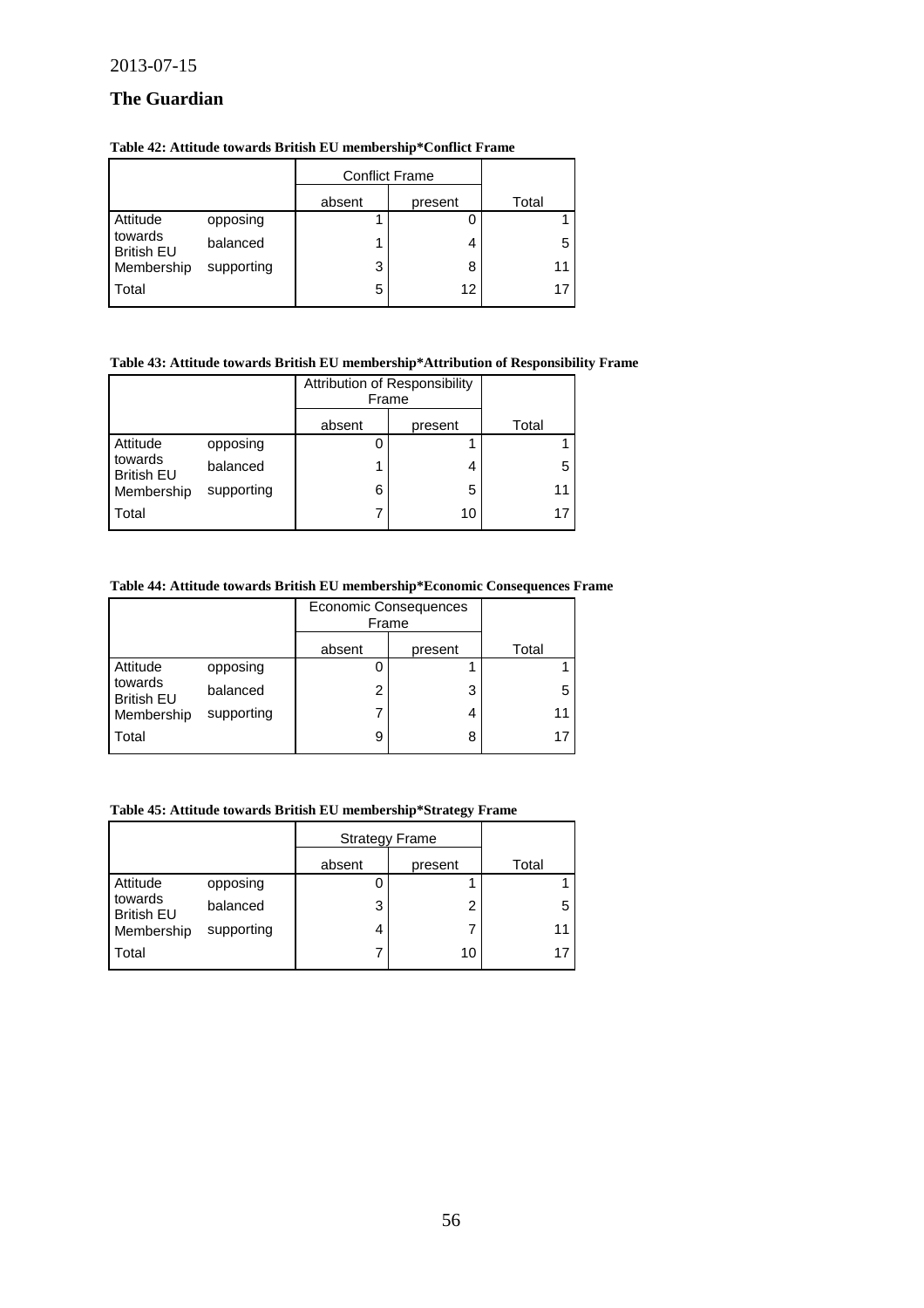2013-07-15

## The Guardian

**Table 42: Attitude towards British EU membership*Conflict Frame**

| | | Conflict Frame | | |
|---|---|---|---|---|
| | | absent | present | Total |
| Attitude towards British EU Membership | opposing | 1 | 0 | 1 |
| | balanced | 1 | 4 | 5 |
| | supporting | 3 | 8 | 11 |
| Total | | 5 | 12 | 17 |

**Table 43: Attitude towards British EU membership*Attribution of Responsibility Frame**

| | | Attribution of Responsibility Frame | | |
|---|---|---|---|---|
| | | absent | present | Total |
| Attitude towards British EU Membership | opposing | 0 | 1 | 1 |
| | balanced | 1 | 4 | 5 |
| | supporting | 6 | 5 | 11 |
| Total | | 7 | 10 | 17 |

**Table 44: Attitude towards British EU membership*Economic Consequences Frame**

| | | Economic Consequences Frame | | |
|---|---|---|---|---|
| | | absent | present | Total |
| Attitude towards British EU Membership | opposing | 0 | 1 | 1 |
| | balanced | 2 | 3 | 5 |
| | supporting | 7 | 4 | 11 |
| Total | | 9 | 8 | 17 |

**Table 45: Attitude towards British EU membership*Strategy Frame**

| | | Strategy Frame | | |
|---|---|---|---|---|
| | | absent | present | Total |
| Attitude towards British EU Membership | opposing | 0 | 1 | 1 |
| | balanced | 3 | 2 | 5 |
| | supporting | 4 | 7 | 11 |
| Total | | 7 | 10 | 17 |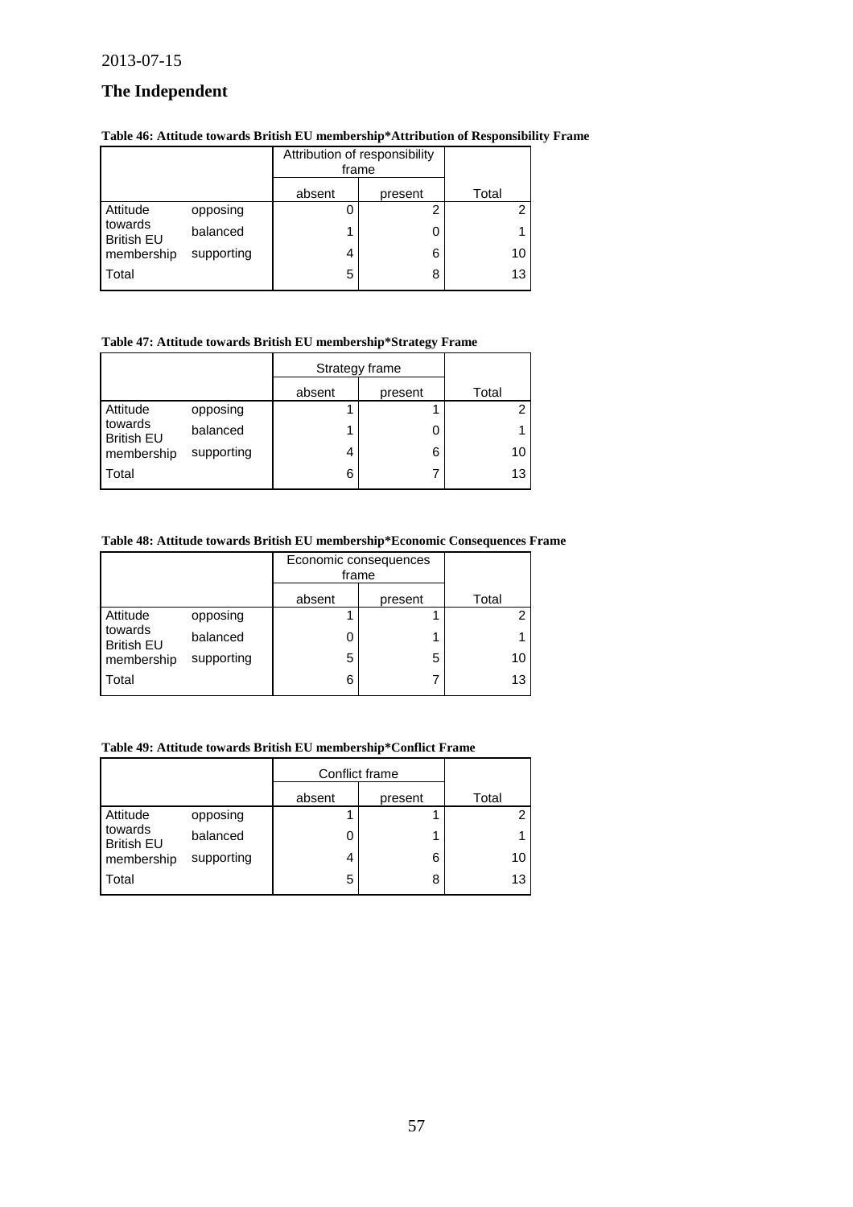2013-07-15

## The Independent

**Table 46: Attitude towards British EU membership*Attribution of Responsibility Frame**

| | | Attribution of responsibility frame | | |
|---|---|---|---|---|
| | | absent | present | Total |
| Attitude towards British EU membership | opposing | 0 | 2 | 2 |
| | balanced | 1 | 0 | 1 |
| | supporting | 4 | 6 | 10 |
| Total | | 5 | 8 | 13 |

**Table 47: Attitude towards British EU membership*Strategy Frame**

| | | Strategy frame | | |
|---|---|---|---|---|
| | | absent | present | Total |
| Attitude towards British EU membership | opposing | 1 | 1 | 2 |
| | balanced | 1 | 0 | 1 |
| | supporting | 4 | 6 | 10 |
| Total | | 6 | 7 | 13 |

**Table 48: Attitude towards British EU membership*Economic Consequences Frame**

| | | Economic consequences frame | | |
|---|---|---|---|---|
| | | absent | present | Total |
| Attitude towards British EU membership | opposing | 1 | 1 | 2 |
| | balanced | 0 | 1 | 1 |
| | supporting | 5 | 5 | 10 |
| Total | | 6 | 7 | 13 |

**Table 49: Attitude towards British EU membership*Conflict Frame**

| | | Conflict frame | | |
|---|---|---|---|---|
| | | absent | present | Total |
| Attitude towards British EU membership | opposing | 1 | 1 | 2 |
| | balanced | 0 | 1 | 1 |
| | supporting | 4 | 6 | 10 |
| Total | | 5 | 8 | 13 |